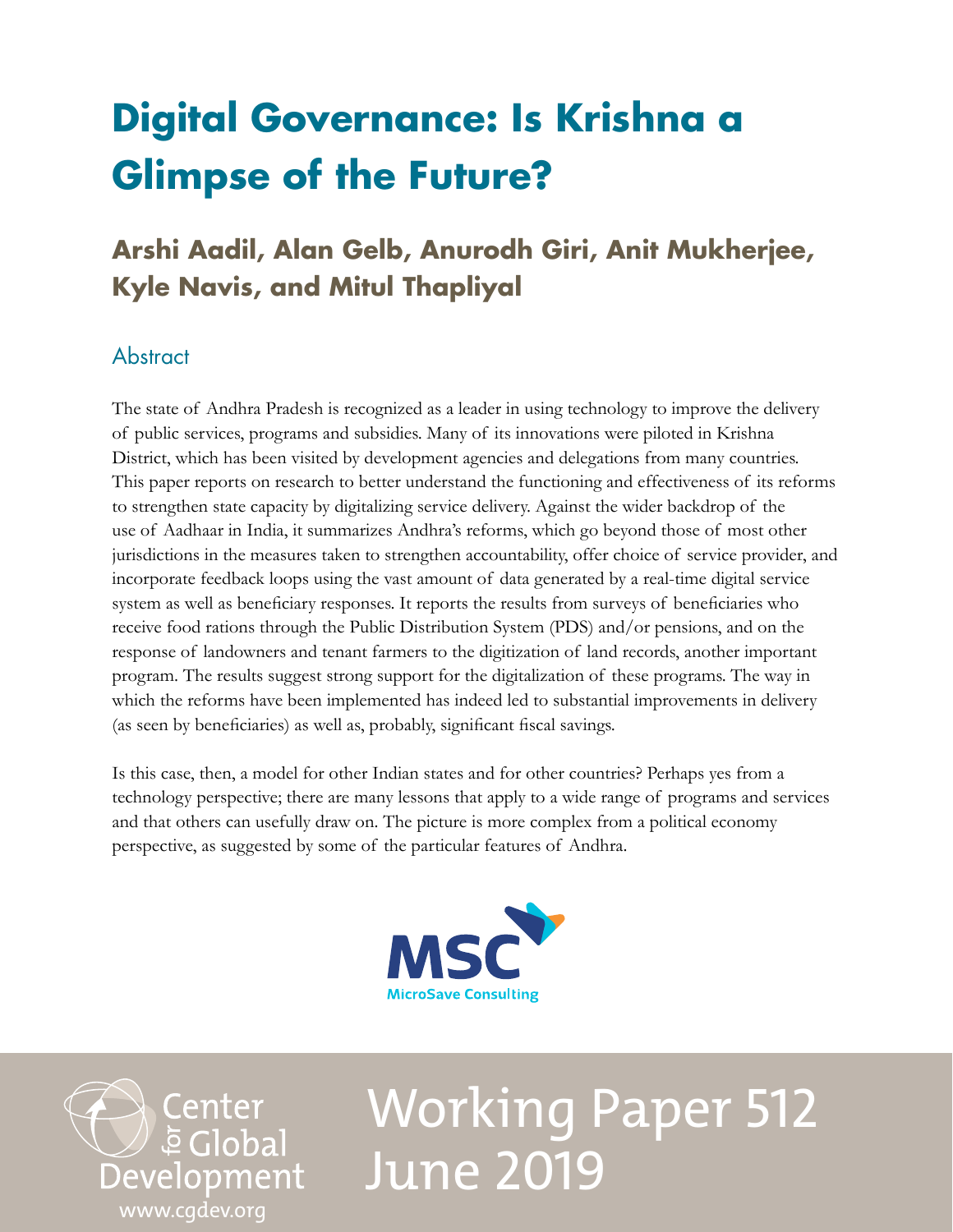# Digital Governance: Is Krishna a Glimpse of the Future?

## Arshi Aadil, Alan Gelb, Anurodh Giri, Anit Mukherjee, Kyle Navis, and Mitul Thapliyal

### Abstract

The state of Andhra Pradesh is recognized as a leader in using technology to improve the delivery of public services, programs and subsidies. Many of its innovations were piloted in Krishna District, which has been visited by development agencies and delegations from many countries. This paper reports on research to better understand the functioning and effectiveness of its reforms to strengthen state capacity by digitalizing service delivery. Against the wider backdrop of the use of Aadhaar in India, it summarizes Andhra's reforms, which go beyond those of most other jurisdictions in the measures taken to strengthen accountability, offer choice of service provider, and incorporate feedback loops using the vast amount of data generated by a real-time digital service system as well as beneficiary responses. It reports the results from surveys of beneficiaries who receive food rations through the Public Distribution System (PDS) and/or pensions, and on the response of landowners and tenant farmers to the digitization of land records, another important program. The results suggest strong support for the digitalization of these programs. The way in which the reforms have been implemented has indeed led to substantial improvements in delivery (as seen by beneficiaries) as well as, probably, significant fiscal savings.

Is this case, then, a model for other Indian states and for other countries? Perhaps yes from a technology perspective; there are many lessons that apply to a wide range of programs and services and that others can usefully draw on. The picture is more complex from a political economy perspective, as suggested by some of the particular features of Andhra.

MSC
MicroSave Consulting

Center for Global Development
www.cgdev.org

Working Paper 512
June 2019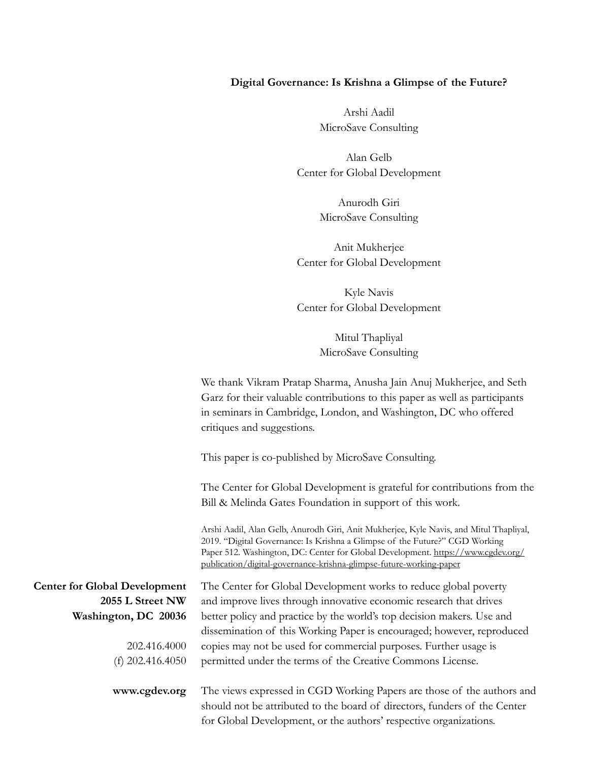**Digital Governance: Is Krishna a Glimpse of the Future?**

Arshi Aadil
MicroSave Consulting

Alan Gelb
Center for Global Development

Anurodh Giri
MicroSave Consulting

Anit Mukherjee
Center for Global Development

Kyle Navis
Center for Global Development

Mitul Thapliyal
MicroSave Consulting

We thank Vikram Pratap Sharma, Anusha Jain Anuj Mukherjee, and Seth Garz for their valuable contributions to this paper as well as participants in seminars in Cambridge, London, and Washington, DC who offered critiques and suggestions.

This paper is co-published by MicroSave Consulting.

The Center for Global Development is grateful for contributions from the Bill & Melinda Gates Foundation in support of this work.

Arshi Aadil, Alan Gelb, Anurodh Giri, Anit Mukherjee, Kyle Navis, and Mitul Thapliyal, 2019. "Digital Governance: Is Krishna a Glimpse of the Future?" CGD Working Paper 512. Washington, DC: Center for Global Development. https://www.cgdev.org/publication/digital-governance-krishna-glimpse-future-working-paper

**Center for Global Development**
**2055 L Street NW**
**Washington, DC 20036**

202.416.4000
(f) 202.416.4050

**www.cgdev.org**

The Center for Global Development works to reduce global poverty and improve lives through innovative economic research that drives better policy and practice by the world's top decision makers. Use and dissemination of this Working Paper is encouraged; however, reproduced copies may not be used for commercial purposes. Further usage is permitted under the terms of the Creative Commons License.

The views expressed in CGD Working Papers are those of the authors and should not be attributed to the board of directors, funders of the Center for Global Development, or the authors' respective organizations.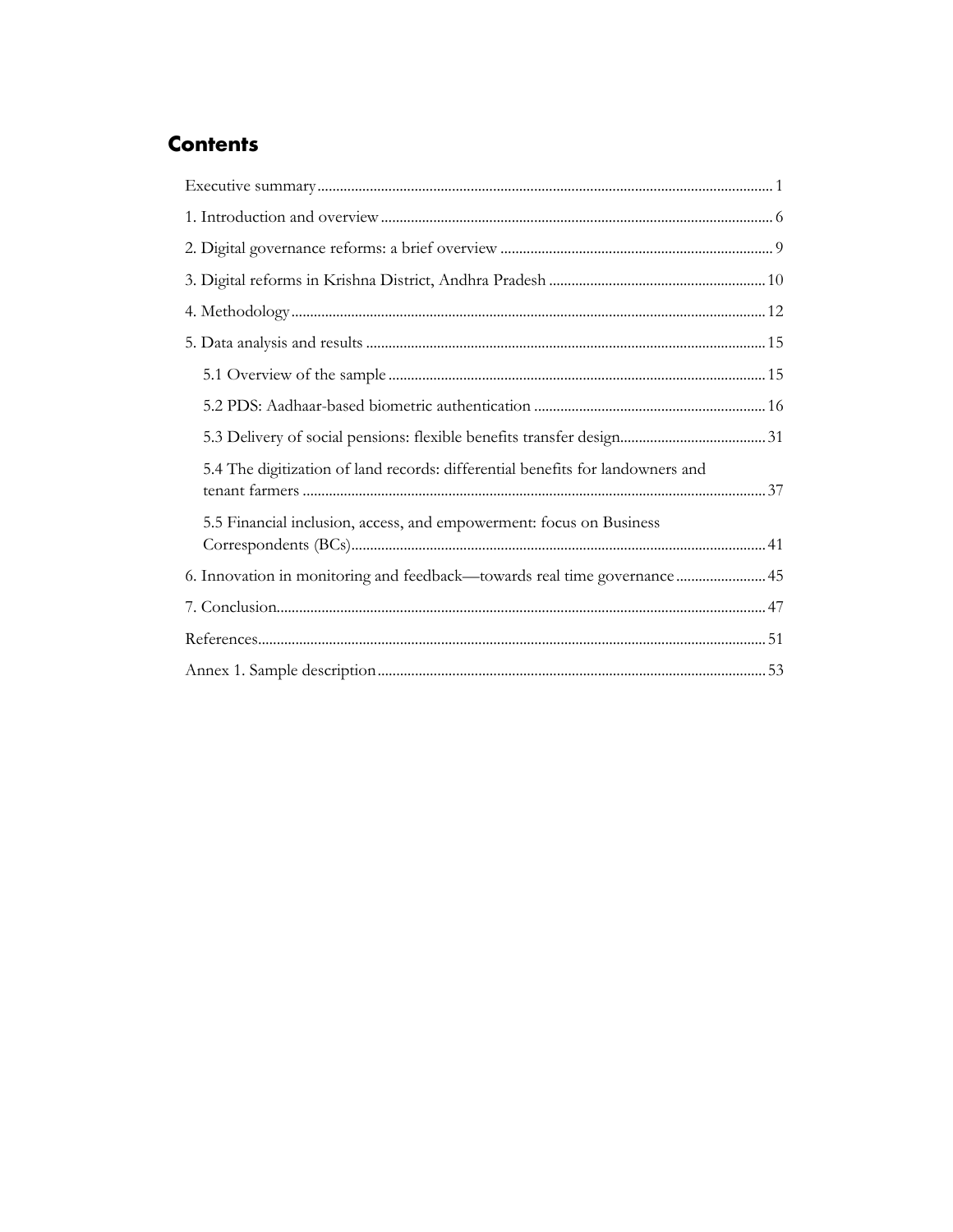## Contents

- Executive summary ........................................................ 1
- 1. Introduction and overview ........................................................ 6
- 2. Digital governance reforms: a brief overview ........................................................ 9
- 3. Digital reforms in Krishna District, Andhra Pradesh ........................................................ 10
- 4. Methodology ........................................................ 12
- 5. Data analysis and results ........................................................ 15
  - 5.1 Overview of the sample ........................................................ 15
  - 5.2 PDS: Aadhaar-based biometric authentication ........................................................ 16
  - 5.3 Delivery of social pensions: flexible benefits transfer design ........................................................ 31
  - 5.4 The digitization of land records: differential benefits for landowners and tenant farmers ........................................................ 37
  - 5.5 Financial inclusion, access, and empowerment: focus on Business Correspondents (BCs) ........................................................ 41
- 6. Innovation in monitoring and feedback—towards real time governance ........................................................ 45
- 7. Conclusion ........................................................ 47
- References ........................................................ 51
- Annex 1. Sample description ........................................................ 53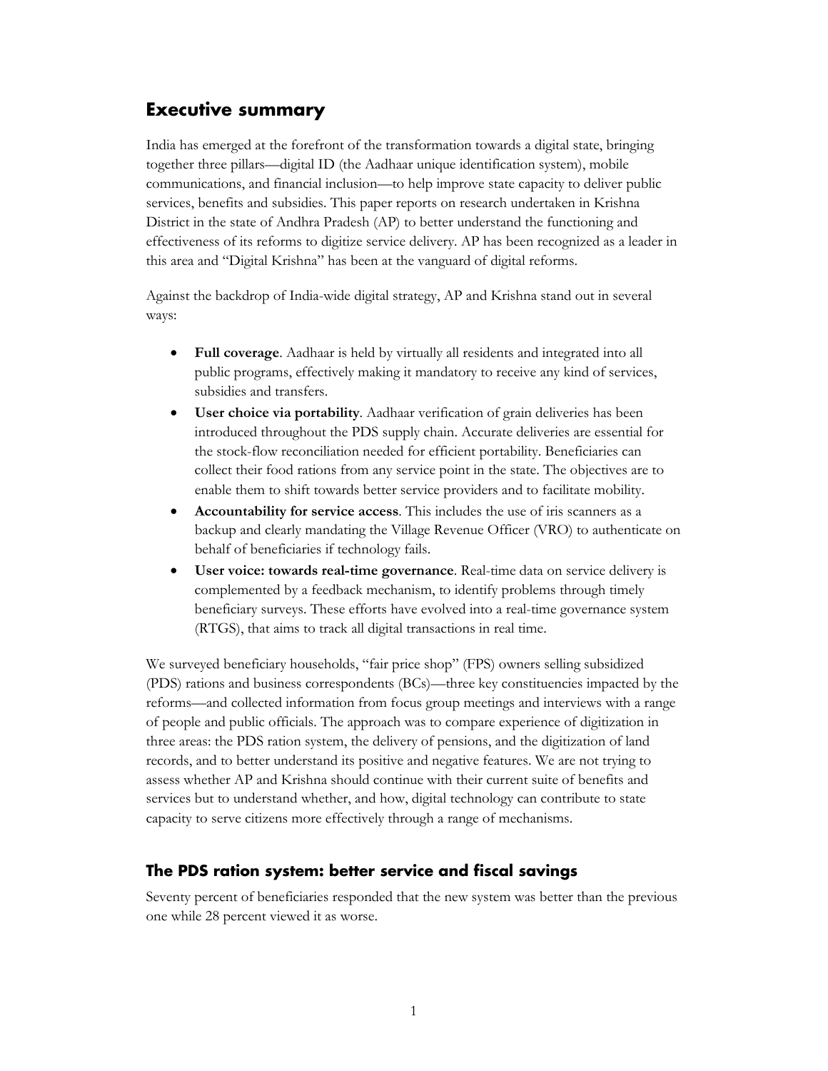## Executive summary

India has emerged at the forefront of the transformation towards a digital state, bringing together three pillars—digital ID (the Aadhaar unique identification system), mobile communications, and financial inclusion—to help improve state capacity to deliver public services, benefits and subsidies. This paper reports on research undertaken in Krishna District in the state of Andhra Pradesh (AP) to better understand the functioning and effectiveness of its reforms to digitize service delivery. AP has been recognized as a leader in this area and "Digital Krishna" has been at the vanguard of digital reforms.

Against the backdrop of India-wide digital strategy, AP and Krishna stand out in several ways:

- **Full coverage**. Aadhaar is held by virtually all residents and integrated into all public programs, effectively making it mandatory to receive any kind of services, subsidies and transfers.
- **User choice via portability**. Aadhaar verification of grain deliveries has been introduced throughout the PDS supply chain. Accurate deliveries are essential for the stock-flow reconciliation needed for efficient portability. Beneficiaries can collect their food rations from any service point in the state. The objectives are to enable them to shift towards better service providers and to facilitate mobility.
- **Accountability for service access**. This includes the use of iris scanners as a backup and clearly mandating the Village Revenue Officer (VRO) to authenticate on behalf of beneficiaries if technology fails.
- **User voice: towards real-time governance**. Real-time data on service delivery is complemented by a feedback mechanism, to identify problems through timely beneficiary surveys. These efforts have evolved into a real-time governance system (RTGS), that aims to track all digital transactions in real time.

We surveyed beneficiary households, "fair price shop" (FPS) owners selling subsidized (PDS) rations and business correspondents (BCs)—three key constituencies impacted by the reforms—and collected information from focus group meetings and interviews with a range of people and public officials. The approach was to compare experience of digitization in three areas: the PDS ration system, the delivery of pensions, and the digitization of land records, and to better understand its positive and negative features. We are not trying to assess whether AP and Krishna should continue with their current suite of benefits and services but to understand whether, and how, digital technology can contribute to state capacity to serve citizens more effectively through a range of mechanisms.

### The PDS ration system: better service and fiscal savings

Seventy percent of beneficiaries responded that the new system was better than the previous one while 28 percent viewed it as worse.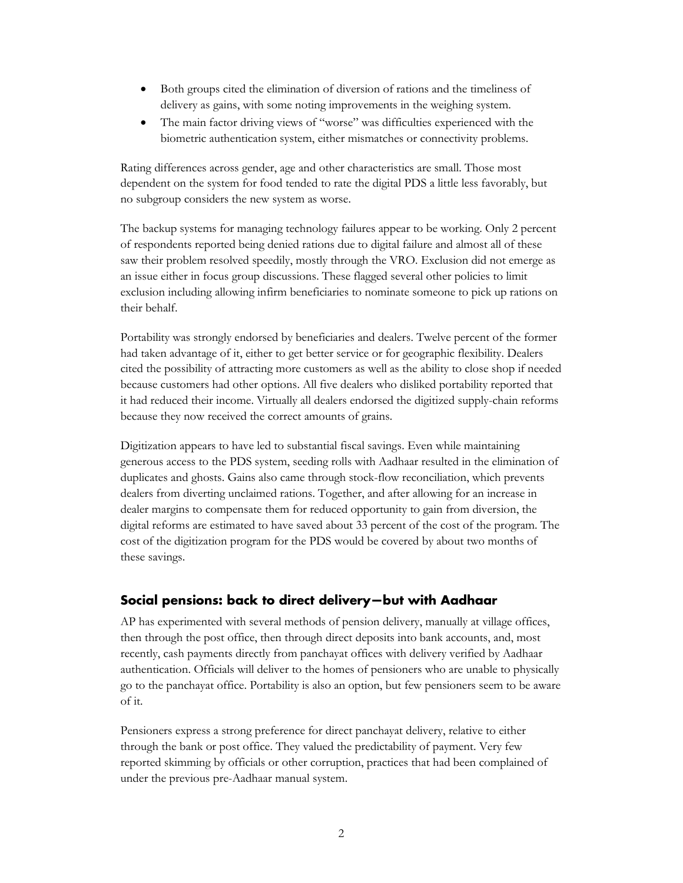- Both groups cited the elimination of diversion of rations and the timeliness of delivery as gains, with some noting improvements in the weighing system.
- The main factor driving views of "worse" was difficulties experienced with the biometric authentication system, either mismatches or connectivity problems.

Rating differences across gender, age and other characteristics are small. Those most dependent on the system for food tended to rate the digital PDS a little less favorably, but no subgroup considers the new system as worse.

The backup systems for managing technology failures appear to be working. Only 2 percent of respondents reported being denied rations due to digital failure and almost all of these saw their problem resolved speedily, mostly through the VRO. Exclusion did not emerge as an issue either in focus group discussions. These flagged several other policies to limit exclusion including allowing infirm beneficiaries to nominate someone to pick up rations on their behalf.

Portability was strongly endorsed by beneficiaries and dealers. Twelve percent of the former had taken advantage of it, either to get better service or for geographic flexibility. Dealers cited the possibility of attracting more customers as well as the ability to close shop if needed because customers had other options. All five dealers who disliked portability reported that it had reduced their income. Virtually all dealers endorsed the digitized supply-chain reforms because they now received the correct amounts of grains.

Digitization appears to have led to substantial fiscal savings. Even while maintaining generous access to the PDS system, seeding rolls with Aadhaar resulted in the elimination of duplicates and ghosts. Gains also came through stock-flow reconciliation, which prevents dealers from diverting unclaimed rations. Together, and after allowing for an increase in dealer margins to compensate them for reduced opportunity to gain from diversion, the digital reforms are estimated to have saved about 33 percent of the cost of the program. The cost of the digitization program for the PDS would be covered by about two months of these savings.

## Social pensions: back to direct delivery—but with Aadhaar

AP has experimented with several methods of pension delivery, manually at village offices, then through the post office, then through direct deposits into bank accounts, and, most recently, cash payments directly from panchayat offices with delivery verified by Aadhaar authentication. Officials will deliver to the homes of pensioners who are unable to physically go to the panchayat office. Portability is also an option, but few pensioners seem to be aware of it.

Pensioners express a strong preference for direct panchayat delivery, relative to either through the bank or post office. They valued the predictability of payment. Very few reported skimming by officials or other corruption, practices that had been complained of under the previous pre-Aadhaar manual system.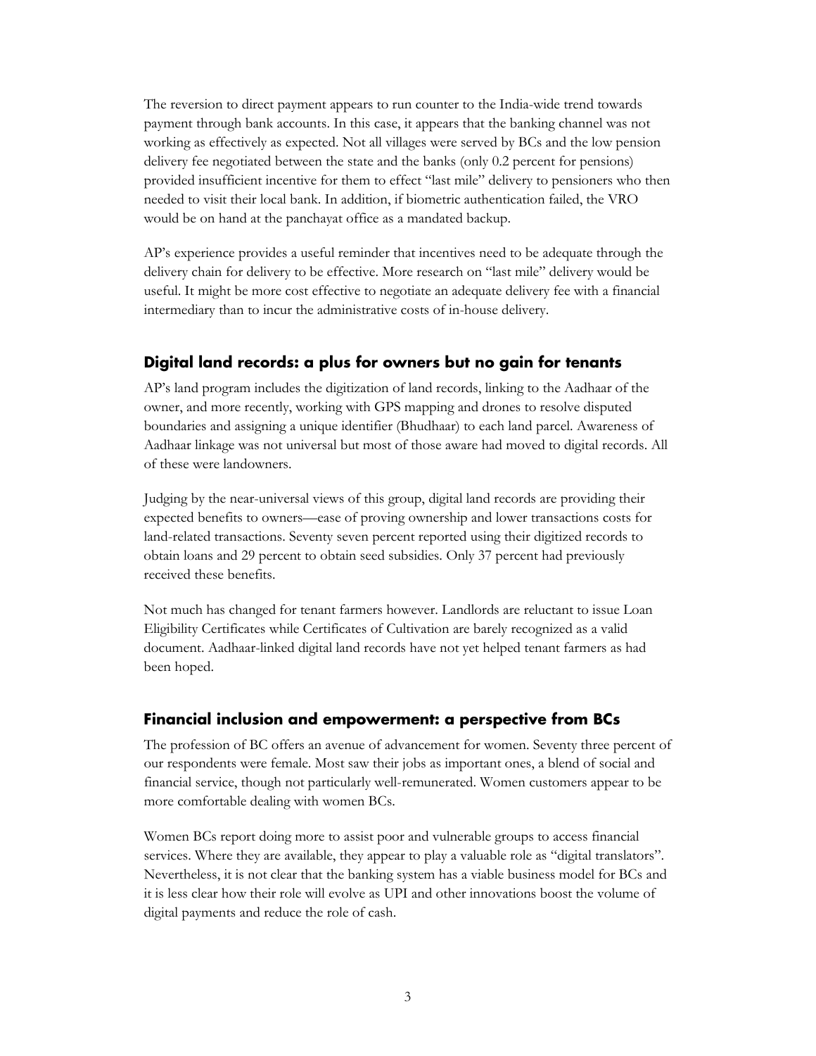The reversion to direct payment appears to run counter to the India-wide trend towards payment through bank accounts. In this case, it appears that the banking channel was not working as effectively as expected. Not all villages were served by BCs and the low pension delivery fee negotiated between the state and the banks (only 0.2 percent for pensions) provided insufficient incentive for them to effect "last mile" delivery to pensioners who then needed to visit their local bank. In addition, if biometric authentication failed, the VRO would be on hand at the panchayat office as a mandated backup.

AP's experience provides a useful reminder that incentives need to be adequate through the delivery chain for delivery to be effective. More research on "last mile" delivery would be useful. It might be more cost effective to negotiate an adequate delivery fee with a financial intermediary than to incur the administrative costs of in-house delivery.

## Digital land records: a plus for owners but no gain for tenants

AP's land program includes the digitization of land records, linking to the Aadhaar of the owner, and more recently, working with GPS mapping and drones to resolve disputed boundaries and assigning a unique identifier (Bhudhaar) to each land parcel. Awareness of Aadhaar linkage was not universal but most of those aware had moved to digital records. All of these were landowners.

Judging by the near-universal views of this group, digital land records are providing their expected benefits to owners—ease of proving ownership and lower transactions costs for land-related transactions. Seventy seven percent reported using their digitized records to obtain loans and 29 percent to obtain seed subsidies. Only 37 percent had previously received these benefits.

Not much has changed for tenant farmers however. Landlords are reluctant to issue Loan Eligibility Certificates while Certificates of Cultivation are barely recognized as a valid document. Aadhaar-linked digital land records have not yet helped tenant farmers as had been hoped.

## Financial inclusion and empowerment: a perspective from BCs

The profession of BC offers an avenue of advancement for women. Seventy three percent of our respondents were female. Most saw their jobs as important ones, a blend of social and financial service, though not particularly well-remunerated. Women customers appear to be more comfortable dealing with women BCs.

Women BCs report doing more to assist poor and vulnerable groups to access financial services. Where they are available, they appear to play a valuable role as "digital translators". Nevertheless, it is not clear that the banking system has a viable business model for BCs and it is less clear how their role will evolve as UPI and other innovations boost the volume of digital payments and reduce the role of cash.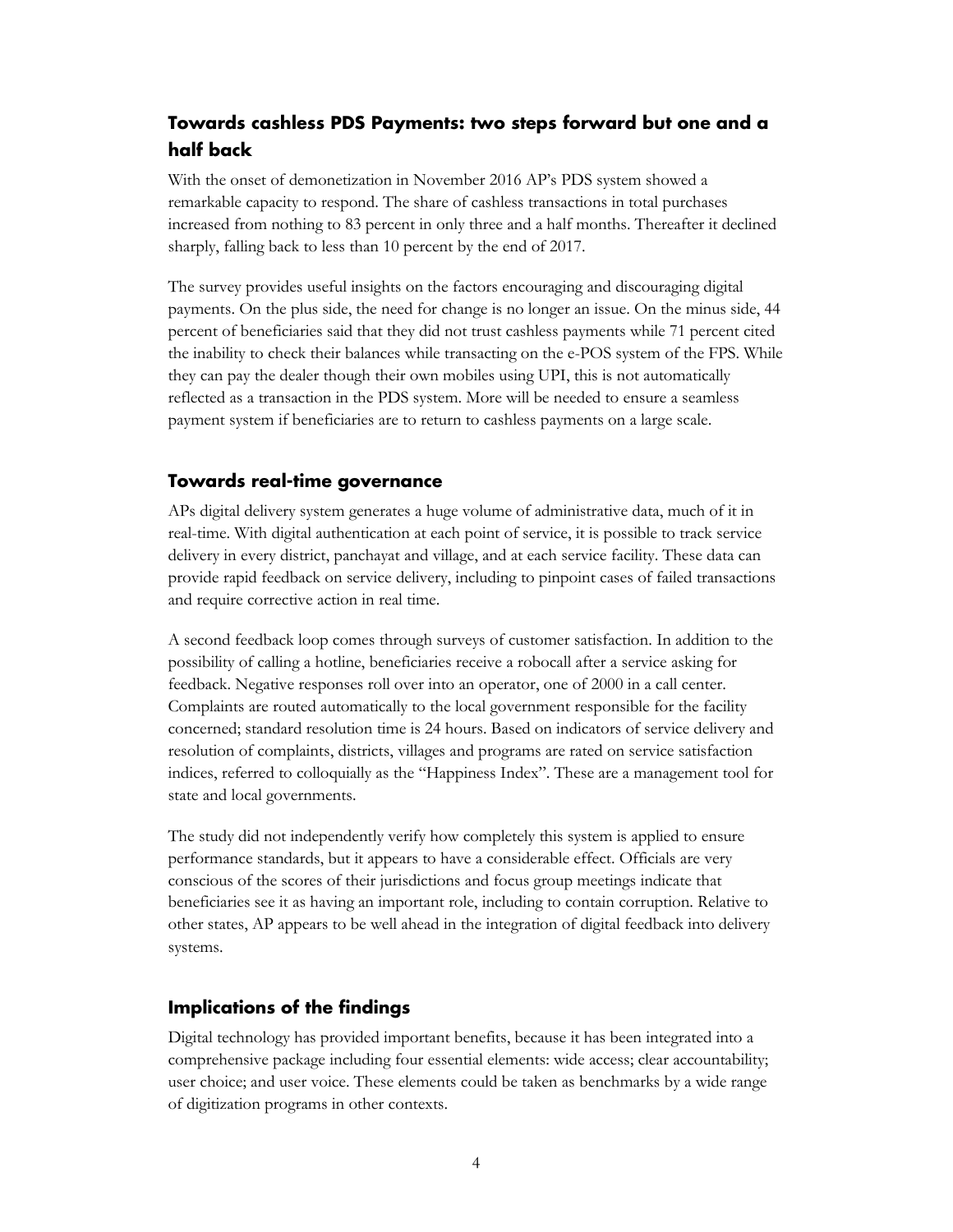## Towards cashless PDS Payments: two steps forward but one and a half back

With the onset of demonetization in November 2016 AP's PDS system showed a remarkable capacity to respond. The share of cashless transactions in total purchases increased from nothing to 83 percent in only three and a half months. Thereafter it declined sharply, falling back to less than 10 percent by the end of 2017.

The survey provides useful insights on the factors encouraging and discouraging digital payments. On the plus side, the need for change is no longer an issue. On the minus side, 44 percent of beneficiaries said that they did not trust cashless payments while 71 percent cited the inability to check their balances while transacting on the e-POS system of the FPS. While they can pay the dealer though their own mobiles using UPI, this is not automatically reflected as a transaction in the PDS system. More will be needed to ensure a seamless payment system if beneficiaries are to return to cashless payments on a large scale.

## Towards real-time governance

APs digital delivery system generates a huge volume of administrative data, much of it in real-time. With digital authentication at each point of service, it is possible to track service delivery in every district, panchayat and village, and at each service facility. These data can provide rapid feedback on service delivery, including to pinpoint cases of failed transactions and require corrective action in real time.

A second feedback loop comes through surveys of customer satisfaction. In addition to the possibility of calling a hotline, beneficiaries receive a robocall after a service asking for feedback. Negative responses roll over into an operator, one of 2000 in a call center. Complaints are routed automatically to the local government responsible for the facility concerned; standard resolution time is 24 hours. Based on indicators of service delivery and resolution of complaints, districts, villages and programs are rated on service satisfaction indices, referred to colloquially as the "Happiness Index". These are a management tool for state and local governments.

The study did not independently verify how completely this system is applied to ensure performance standards, but it appears to have a considerable effect. Officials are very conscious of the scores of their jurisdictions and focus group meetings indicate that beneficiaries see it as having an important role, including to contain corruption. Relative to other states, AP appears to be well ahead in the integration of digital feedback into delivery systems.

## Implications of the findings

Digital technology has provided important benefits, because it has been integrated into a comprehensive package including four essential elements: wide access; clear accountability; user choice; and user voice. These elements could be taken as benchmarks by a wide range of digitization programs in other contexts.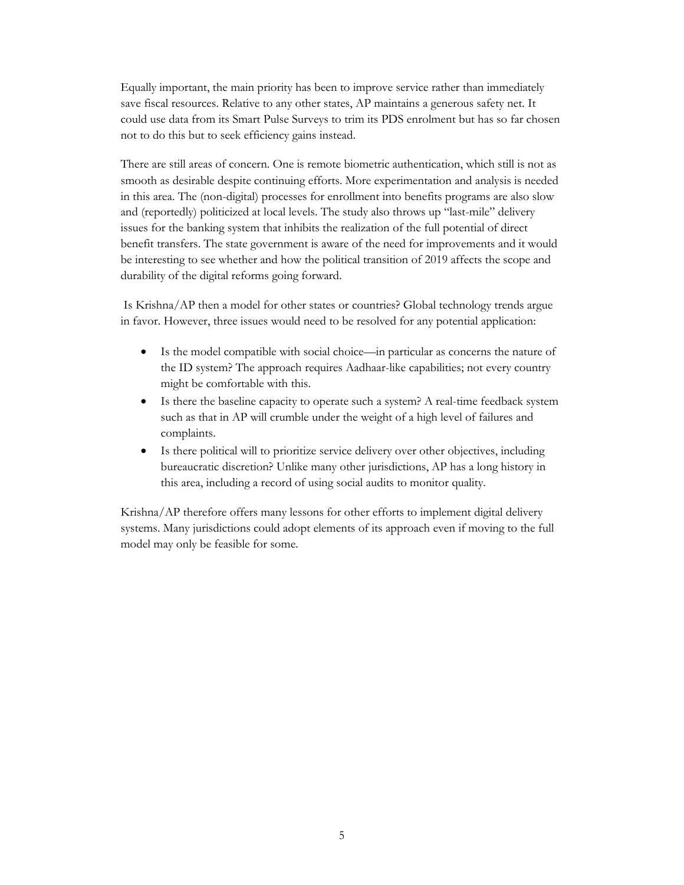Equally important, the main priority has been to improve service rather than immediately save fiscal resources. Relative to any other states, AP maintains a generous safety net. It could use data from its Smart Pulse Surveys to trim its PDS enrolment but has so far chosen not to do this but to seek efficiency gains instead.

There are still areas of concern. One is remote biometric authentication, which still is not as smooth as desirable despite continuing efforts. More experimentation and analysis is needed in this area. The (non-digital) processes for enrollment into benefits programs are also slow and (reportedly) politicized at local levels. The study also throws up "last-mile" delivery issues for the banking system that inhibits the realization of the full potential of direct benefit transfers. The state government is aware of the need for improvements and it would be interesting to see whether and how the political transition of 2019 affects the scope and durability of the digital reforms going forward.

Is Krishna/AP then a model for other states or countries? Global technology trends argue in favor. However, three issues would need to be resolved for any potential application:

- Is the model compatible with social choice—in particular as concerns the nature of the ID system? The approach requires Aadhaar-like capabilities; not every country might be comfortable with this.
- Is there the baseline capacity to operate such a system? A real-time feedback system such as that in AP will crumble under the weight of a high level of failures and complaints.
- Is there political will to prioritize service delivery over other objectives, including bureaucratic discretion? Unlike many other jurisdictions, AP has a long history in this area, including a record of using social audits to monitor quality.

Krishna/AP therefore offers many lessons for other efforts to implement digital delivery systems. Many jurisdictions could adopt elements of its approach even if moving to the full model may only be feasible for some.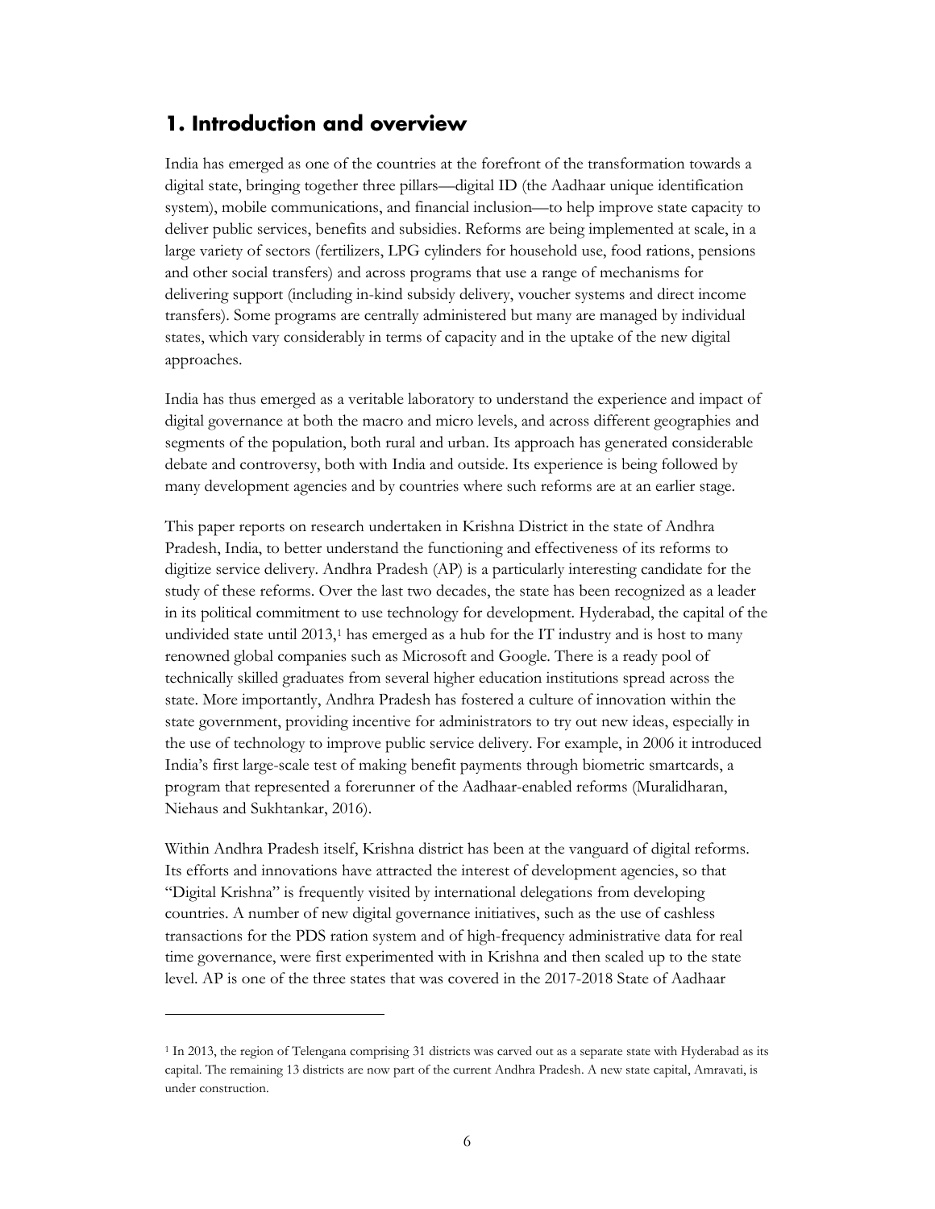## 1. Introduction and overview

India has emerged as one of the countries at the forefront of the transformation towards a digital state, bringing together three pillars—digital ID (the Aadhaar unique identification system), mobile communications, and financial inclusion—to help improve state capacity to deliver public services, benefits and subsidies. Reforms are being implemented at scale, in a large variety of sectors (fertilizers, LPG cylinders for household use, food rations, pensions and other social transfers) and across programs that use a range of mechanisms for delivering support (including in-kind subsidy delivery, voucher systems and direct income transfers). Some programs are centrally administered but many are managed by individual states, which vary considerably in terms of capacity and in the uptake of the new digital approaches.

India has thus emerged as a veritable laboratory to understand the experience and impact of digital governance at both the macro and micro levels, and across different geographies and segments of the population, both rural and urban. Its approach has generated considerable debate and controversy, both with India and outside. Its experience is being followed by many development agencies and by countries where such reforms are at an earlier stage.

This paper reports on research undertaken in Krishna District in the state of Andhra Pradesh, India, to better understand the functioning and effectiveness of its reforms to digitize service delivery. Andhra Pradesh (AP) is a particularly interesting candidate for the study of these reforms. Over the last two decades, the state has been recognized as a leader in its political commitment to use technology for development. Hyderabad, the capital of the undivided state until 2013,[1] has emerged as a hub for the IT industry and is host to many renowned global companies such as Microsoft and Google. There is a ready pool of technically skilled graduates from several higher education institutions spread across the state. More importantly, Andhra Pradesh has fostered a culture of innovation within the state government, providing incentive for administrators to try out new ideas, especially in the use of technology to improve public service delivery. For example, in 2006 it introduced India's first large-scale test of making benefit payments through biometric smartcards, a program that represented a forerunner of the Aadhaar-enabled reforms (Muralidharan, Niehaus and Sukhtankar, 2016).

Within Andhra Pradesh itself, Krishna district has been at the vanguard of digital reforms. Its efforts and innovations have attracted the interest of development agencies, so that "Digital Krishna" is frequently visited by international delegations from developing countries. A number of new digital governance initiatives, such as the use of cashless transactions for the PDS ration system and of high-frequency administrative data for real time governance, were first experimented with in Krishna and then scaled up to the state level. AP is one of the three states that was covered in the 2017-2018 State of Aadhaar

[1] In 2013, the region of Telengana comprising 31 districts was carved out as a separate state with Hyderabad as its capital. The remaining 13 districts are now part of the current Andhra Pradesh. A new state capital, Amravati, is under construction.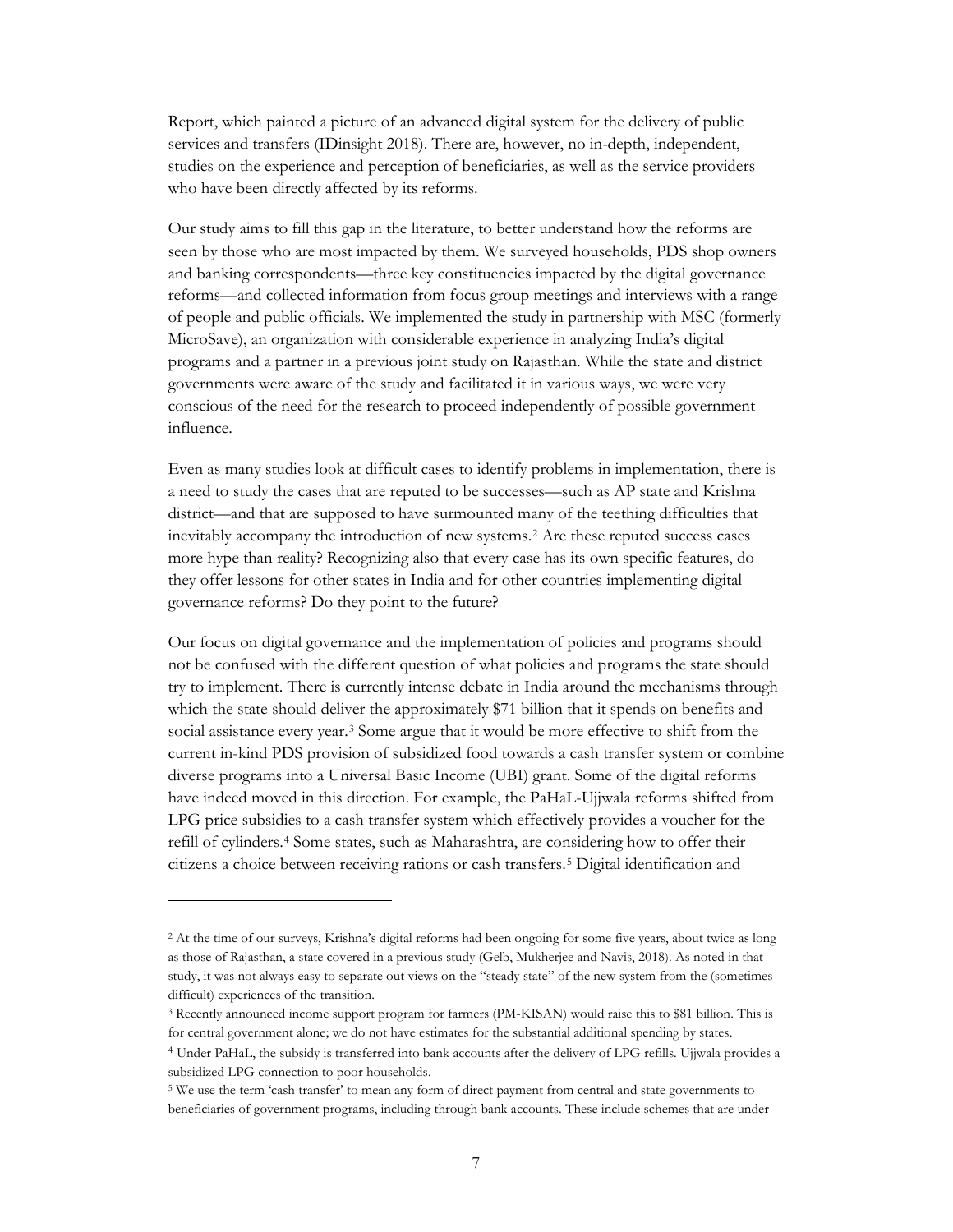Report, which painted a picture of an advanced digital system for the delivery of public services and transfers (IDinsight 2018). There are, however, no in-depth, independent, studies on the experience and perception of beneficiaries, as well as the service providers who have been directly affected by its reforms.

Our study aims to fill this gap in the literature, to better understand how the reforms are seen by those who are most impacted by them. We surveyed households, PDS shop owners and banking correspondents—three key constituencies impacted by the digital governance reforms—and collected information from focus group meetings and interviews with a range of people and public officials. We implemented the study in partnership with MSC (formerly MicroSave), an organization with considerable experience in analyzing India's digital programs and a partner in a previous joint study on Rajasthan. While the state and district governments were aware of the study and facilitated it in various ways, we were very conscious of the need for the research to proceed independently of possible government influence.

Even as many studies look at difficult cases to identify problems in implementation, there is a need to study the cases that are reputed to be successes—such as AP state and Krishna district—and that are supposed to have surmounted many of the teething difficulties that inevitably accompany the introduction of new systems.[2] Are these reputed success cases more hype than reality? Recognizing also that every case has its own specific features, do they offer lessons for other states in India and for other countries implementing digital governance reforms? Do they point to the future?

Our focus on digital governance and the implementation of policies and programs should not be confused with the different question of what policies and programs the state should try to implement. There is currently intense debate in India around the mechanisms through which the state should deliver the approximately $71 billion that it spends on benefits and social assistance every year.[3] Some argue that it would be more effective to shift from the current in-kind PDS provision of subsidized food towards a cash transfer system or combine diverse programs into a Universal Basic Income (UBI) grant. Some of the digital reforms have indeed moved in this direction. For example, the PaHaL-Ujjwala reforms shifted from LPG price subsidies to a cash transfer system which effectively provides a voucher for the refill of cylinders.[4] Some states, such as Maharashtra, are considering how to offer their citizens a choice between receiving rations or cash transfers.[5] Digital identification and

---

[2] At the time of our surveys, Krishna's digital reforms had been ongoing for some five years, about twice as long as those of Rajasthan, a state covered in a previous study (Gelb, Mukherjee and Navis, 2018). As noted in that study, it was not always easy to separate out views on the "steady state" of the new system from the (sometimes difficult) experiences of the transition.

[3] Recently announced income support program for farmers (PM-KISAN) would raise this to $81 billion. This is for central government alone; we do not have estimates for the substantial additional spending by states.

[4] Under PaHaL, the subsidy is transferred into bank accounts after the delivery of LPG refills. Ujjwala provides a subsidized LPG connection to poor households.

[5] We use the term 'cash transfer' to mean any form of direct payment from central and state governments to beneficiaries of government programs, including through bank accounts. These include schemes that are under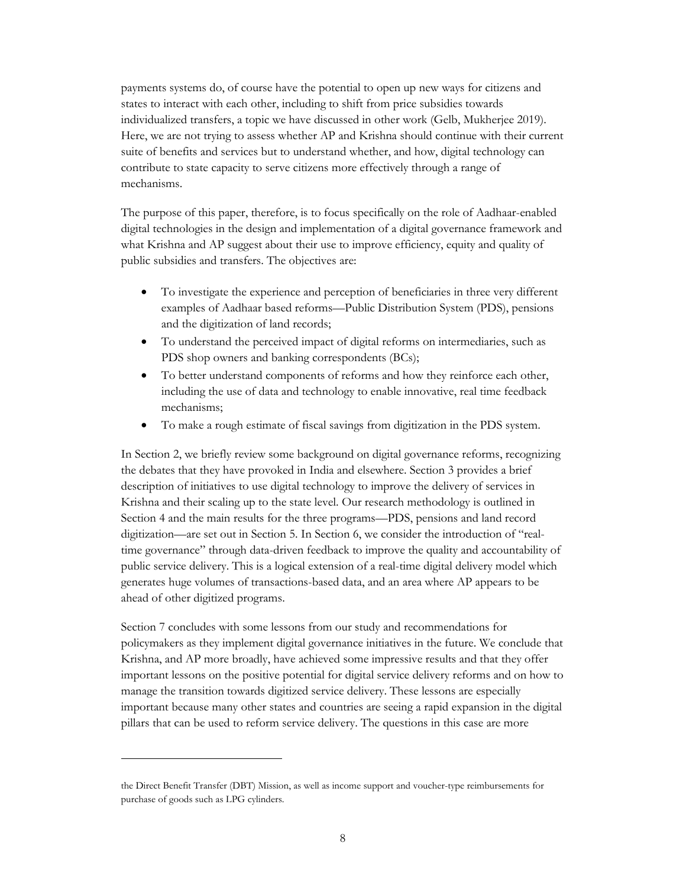payments systems do, of course have the potential to open up new ways for citizens and states to interact with each other, including to shift from price subsidies towards individualized transfers, a topic we have discussed in other work (Gelb, Mukherjee 2019). Here, we are not trying to assess whether AP and Krishna should continue with their current suite of benefits and services but to understand whether, and how, digital technology can contribute to state capacity to serve citizens more effectively through a range of mechanisms.

The purpose of this paper, therefore, is to focus specifically on the role of Aadhaar-enabled digital technologies in the design and implementation of a digital governance framework and what Krishna and AP suggest about their use to improve efficiency, equity and quality of public subsidies and transfers. The objectives are:

- To investigate the experience and perception of beneficiaries in three very different examples of Aadhaar based reforms—Public Distribution System (PDS), pensions and the digitization of land records;
- To understand the perceived impact of digital reforms on intermediaries, such as PDS shop owners and banking correspondents (BCs);
- To better understand components of reforms and how they reinforce each other, including the use of data and technology to enable innovative, real time feedback mechanisms;
- To make a rough estimate of fiscal savings from digitization in the PDS system.

In Section 2, we briefly review some background on digital governance reforms, recognizing the debates that they have provoked in India and elsewhere. Section 3 provides a brief description of initiatives to use digital technology to improve the delivery of services in Krishna and their scaling up to the state level. Our research methodology is outlined in Section 4 and the main results for the three programs—PDS, pensions and land record digitization—are set out in Section 5. In Section 6, we consider the introduction of "real-time governance" through data-driven feedback to improve the quality and accountability of public service delivery. This is a logical extension of a real-time digital delivery model which generates huge volumes of transactions-based data, and an area where AP appears to be ahead of other digitized programs.

Section 7 concludes with some lessons from our study and recommendations for policymakers as they implement digital governance initiatives in the future. We conclude that Krishna, and AP more broadly, have achieved some impressive results and that they offer important lessons on the positive potential for digital service delivery reforms and on how to manage the transition towards digitized service delivery. These lessons are especially important because many other states and countries are seeing a rapid expansion in the digital pillars that can be used to reform service delivery. The questions in this case are more

---

the Direct Benefit Transfer (DBT) Mission, as well as income support and voucher-type reimbursements for purchase of goods such as LPG cylinders.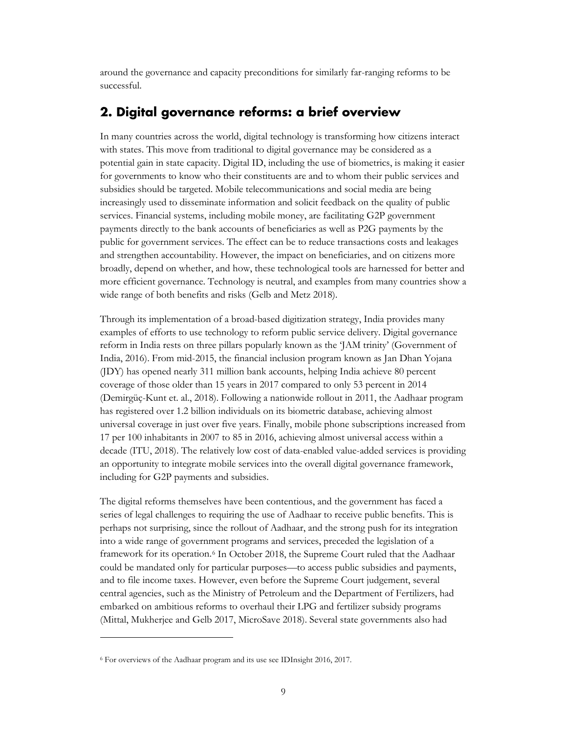around the governance and capacity preconditions for similarly far-ranging reforms to be successful.

## 2. Digital governance reforms: a brief overview

In many countries across the world, digital technology is transforming how citizens interact with states. This move from traditional to digital governance may be considered as a potential gain in state capacity. Digital ID, including the use of biometrics, is making it easier for governments to know who their constituents are and to whom their public services and subsidies should be targeted. Mobile telecommunications and social media are being increasingly used to disseminate information and solicit feedback on the quality of public services. Financial systems, including mobile money, are facilitating G2P government payments directly to the bank accounts of beneficiaries as well as P2G payments by the public for government services. The effect can be to reduce transactions costs and leakages and strengthen accountability. However, the impact on beneficiaries, and on citizens more broadly, depend on whether, and how, these technological tools are harnessed for better and more efficient governance. Technology is neutral, and examples from many countries show a wide range of both benefits and risks (Gelb and Metz 2018).

Through its implementation of a broad-based digitization strategy, India provides many examples of efforts to use technology to reform public service delivery. Digital governance reform in India rests on three pillars popularly known as the 'JAM trinity' (Government of India, 2016). From mid-2015, the financial inclusion program known as Jan Dhan Yojana (JDY) has opened nearly 311 million bank accounts, helping India achieve 80 percent coverage of those older than 15 years in 2017 compared to only 53 percent in 2014 (Demirgüç-Kunt et. al., 2018). Following a nationwide rollout in 2011, the Aadhaar program has registered over 1.2 billion individuals on its biometric database, achieving almost universal coverage in just over five years. Finally, mobile phone subscriptions increased from 17 per 100 inhabitants in 2007 to 85 in 2016, achieving almost universal access within a decade (ITU, 2018). The relatively low cost of data-enabled value-added services is providing an opportunity to integrate mobile services into the overall digital governance framework, including for G2P payments and subsidies.

The digital reforms themselves have been contentious, and the government has faced a series of legal challenges to requiring the use of Aadhaar to receive public benefits. This is perhaps not surprising, since the rollout of Aadhaar, and the strong push for its integration into a wide range of government programs and services, preceded the legislation of a framework for its operation.[6] In October 2018, the Supreme Court ruled that the Aadhaar could be mandated only for particular purposes—to access public subsidies and payments, and to file income taxes. However, even before the Supreme Court judgement, several central agencies, such as the Ministry of Petroleum and the Department of Fertilizers, had embarked on ambitious reforms to overhaul their LPG and fertilizer subsidy programs (Mittal, Mukherjee and Gelb 2017, MicroSave 2018). Several state governments also had

[6] For overviews of the Aadhaar program and its use see IDInsight 2016, 2017.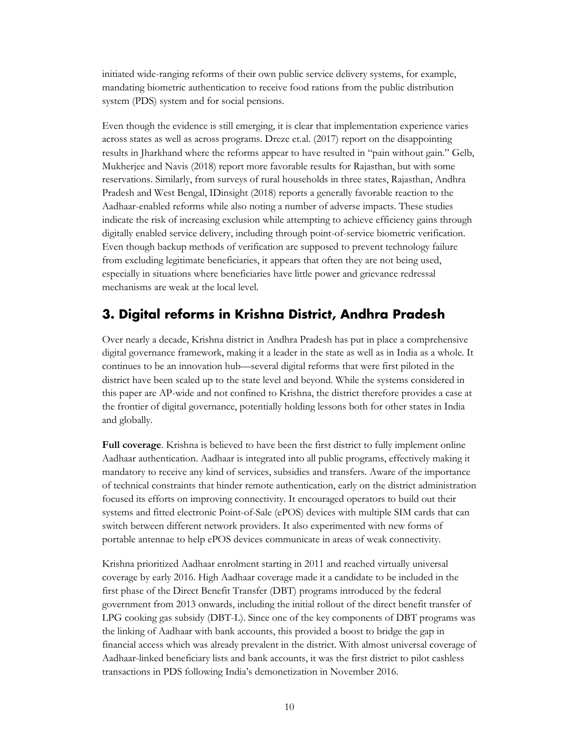initiated wide-ranging reforms of their own public service delivery systems, for example, mandating biometric authentication to receive food rations from the public distribution system (PDS) system and for social pensions.

Even though the evidence is still emerging, it is clear that implementation experience varies across states as well as across programs. Dreze et.al. (2017) report on the disappointing results in Jharkhand where the reforms appear to have resulted in "pain without gain." Gelb, Mukherjee and Navis (2018) report more favorable results for Rajasthan, but with some reservations. Similarly, from surveys of rural households in three states, Rajasthan, Andhra Pradesh and West Bengal, IDinsight (2018) reports a generally favorable reaction to the Aadhaar-enabled reforms while also noting a number of adverse impacts. These studies indicate the risk of increasing exclusion while attempting to achieve efficiency gains through digitally enabled service delivery, including through point-of-service biometric verification. Even though backup methods of verification are supposed to prevent technology failure from excluding legitimate beneficiaries, it appears that often they are not being used, especially in situations where beneficiaries have little power and grievance redressal mechanisms are weak at the local level.

## 3. Digital reforms in Krishna District, Andhra Pradesh

Over nearly a decade, Krishna district in Andhra Pradesh has put in place a comprehensive digital governance framework, making it a leader in the state as well as in India as a whole. It continues to be an innovation hub—several digital reforms that were first piloted in the district have been scaled up to the state level and beyond. While the systems considered in this paper are AP-wide and not confined to Krishna, the district therefore provides a case at the frontier of digital governance, potentially holding lessons both for other states in India and globally.

**Full coverage**. Krishna is believed to have been the first district to fully implement online Aadhaar authentication. Aadhaar is integrated into all public programs, effectively making it mandatory to receive any kind of services, subsidies and transfers. Aware of the importance of technical constraints that hinder remote authentication, early on the district administration focused its efforts on improving connectivity. It encouraged operators to build out their systems and fitted electronic Point-of-Sale (ePOS) devices with multiple SIM cards that can switch between different network providers. It also experimented with new forms of portable antennae to help ePOS devices communicate in areas of weak connectivity.

Krishna prioritized Aadhaar enrolment starting in 2011 and reached virtually universal coverage by early 2016. High Aadhaar coverage made it a candidate to be included in the first phase of the Direct Benefit Transfer (DBT) programs introduced by the federal government from 2013 onwards, including the initial rollout of the direct benefit transfer of LPG cooking gas subsidy (DBT-L). Since one of the key components of DBT programs was the linking of Aadhaar with bank accounts, this provided a boost to bridge the gap in financial access which was already prevalent in the district. With almost universal coverage of Aadhaar-linked beneficiary lists and bank accounts, it was the first district to pilot cashless transactions in PDS following India's demonetization in November 2016.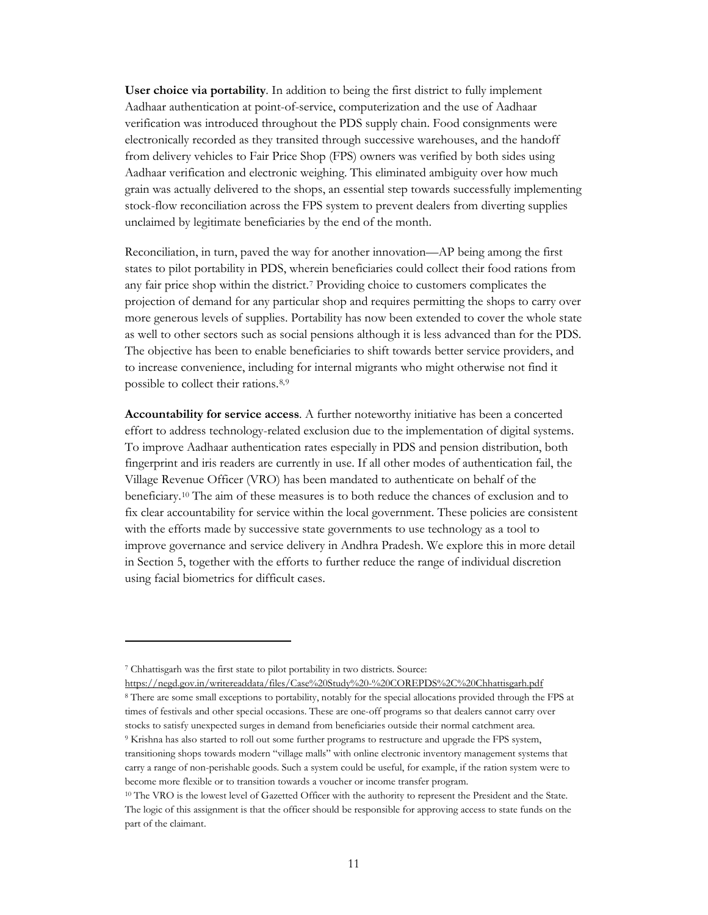**User choice via portability**. In addition to being the first district to fully implement Aadhaar authentication at point-of-service, computerization and the use of Aadhaar verification was introduced throughout the PDS supply chain. Food consignments were electronically recorded as they transited through successive warehouses, and the handoff from delivery vehicles to Fair Price Shop (FPS) owners was verified by both sides using Aadhaar verification and electronic weighing. This eliminated ambiguity over how much grain was actually delivered to the shops, an essential step towards successfully implementing stock-flow reconciliation across the FPS system to prevent dealers from diverting supplies unclaimed by legitimate beneficiaries by the end of the month.

Reconciliation, in turn, paved the way for another innovation—AP being among the first states to pilot portability in PDS, wherein beneficiaries could collect their food rations from any fair price shop within the district.[7] Providing choice to customers complicates the projection of demand for any particular shop and requires permitting the shops to carry over more generous levels of supplies. Portability has now been extended to cover the whole state as well to other sectors such as social pensions although it is less advanced than for the PDS. The objective has been to enable beneficiaries to shift towards better service providers, and to increase convenience, including for internal migrants who might otherwise not find it possible to collect their rations.[8,9]

**Accountability for service access**. A further noteworthy initiative has been a concerted effort to address technology-related exclusion due to the implementation of digital systems. To improve Aadhaar authentication rates especially in PDS and pension distribution, both fingerprint and iris readers are currently in use. If all other modes of authentication fail, the Village Revenue Officer (VRO) has been mandated to authenticate on behalf of the beneficiary.[10] The aim of these measures is to both reduce the chances of exclusion and to fix clear accountability for service within the local government. These policies are consistent with the efforts made by successive state governments to use technology as a tool to improve governance and service delivery in Andhra Pradesh. We explore this in more detail in Section 5, together with the efforts to further reduce the range of individual discretion using facial biometrics for difficult cases.

---

[7] Chhattisgarh was the first state to pilot portability in two districts. Source: https://negd.gov.in/writereaddata/files/Case%20Study%20-%20COREPDS%2C%20Chhattisgarh.pdf

[8] There are some small exceptions to portability, notably for the special allocations provided through the FPS at times of festivals and other special occasions. These are one-off programs so that dealers cannot carry over stocks to satisfy unexpected surges in demand from beneficiaries outside their normal catchment area.

[9] Krishna has also started to roll out some further programs to restructure and upgrade the FPS system, transitioning shops towards modern "village malls" with online electronic inventory management systems that carry a range of non-perishable goods. Such a system could be useful, for example, if the ration system were to become more flexible or to transition towards a voucher or income transfer program.

[10] The VRO is the lowest level of Gazetted Officer with the authority to represent the President and the State. The logic of this assignment is that the officer should be responsible for approving access to state funds on the part of the claimant.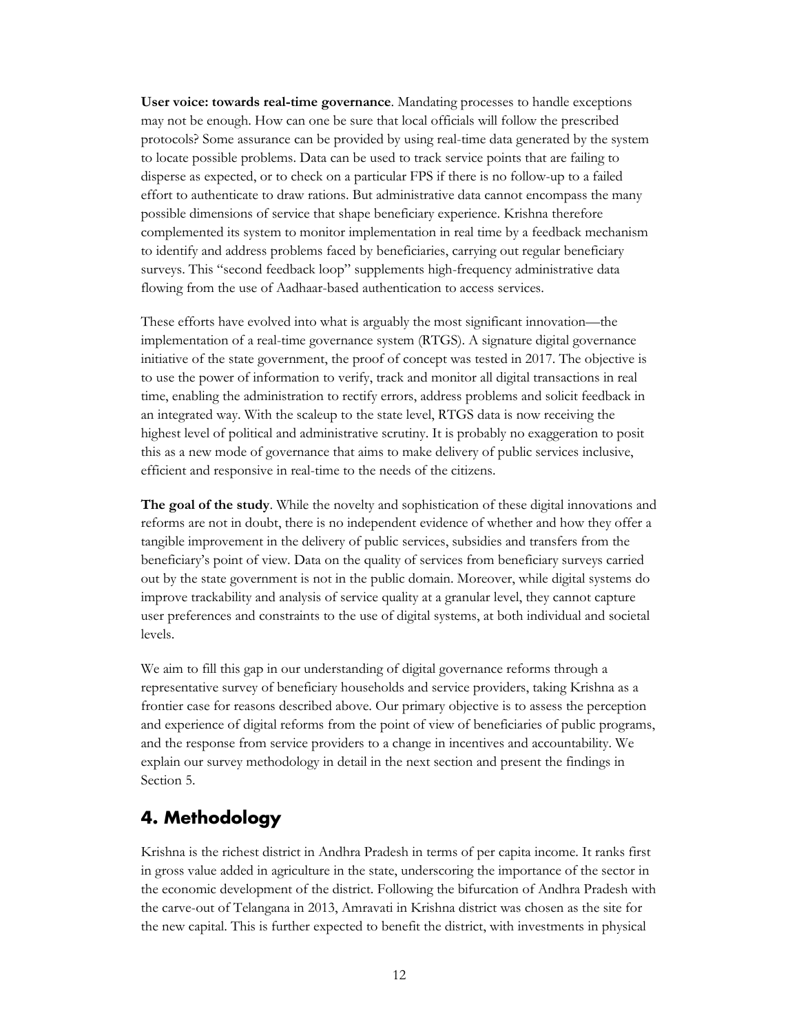**User voice: towards real-time governance**. Mandating processes to handle exceptions may not be enough. How can one be sure that local officials will follow the prescribed protocols? Some assurance can be provided by using real-time data generated by the system to locate possible problems. Data can be used to track service points that are failing to disperse as expected, or to check on a particular FPS if there is no follow-up to a failed effort to authenticate to draw rations. But administrative data cannot encompass the many possible dimensions of service that shape beneficiary experience. Krishna therefore complemented its system to monitor implementation in real time by a feedback mechanism to identify and address problems faced by beneficiaries, carrying out regular beneficiary surveys. This "second feedback loop" supplements high-frequency administrative data flowing from the use of Aadhaar-based authentication to access services.

These efforts have evolved into what is arguably the most significant innovation—the implementation of a real-time governance system (RTGS). A signature digital governance initiative of the state government, the proof of concept was tested in 2017. The objective is to use the power of information to verify, track and monitor all digital transactions in real time, enabling the administration to rectify errors, address problems and solicit feedback in an integrated way. With the scaleup to the state level, RTGS data is now receiving the highest level of political and administrative scrutiny. It is probably no exaggeration to posit this as a new mode of governance that aims to make delivery of public services inclusive, efficient and responsive in real-time to the needs of the citizens.

**The goal of the study**. While the novelty and sophistication of these digital innovations and reforms are not in doubt, there is no independent evidence of whether and how they offer a tangible improvement in the delivery of public services, subsidies and transfers from the beneficiary's point of view. Data on the quality of services from beneficiary surveys carried out by the state government is not in the public domain. Moreover, while digital systems do improve trackability and analysis of service quality at a granular level, they cannot capture user preferences and constraints to the use of digital systems, at both individual and societal levels.

We aim to fill this gap in our understanding of digital governance reforms through a representative survey of beneficiary households and service providers, taking Krishna as a frontier case for reasons described above. Our primary objective is to assess the perception and experience of digital reforms from the point of view of beneficiaries of public programs, and the response from service providers to a change in incentives and accountability. We explain our survey methodology in detail in the next section and present the findings in Section 5.

## 4. Methodology

Krishna is the richest district in Andhra Pradesh in terms of per capita income. It ranks first in gross value added in agriculture in the state, underscoring the importance of the sector in the economic development of the district. Following the bifurcation of Andhra Pradesh with the carve-out of Telangana in 2013, Amravati in Krishna district was chosen as the site for the new capital. This is further expected to benefit the district, with investments in physical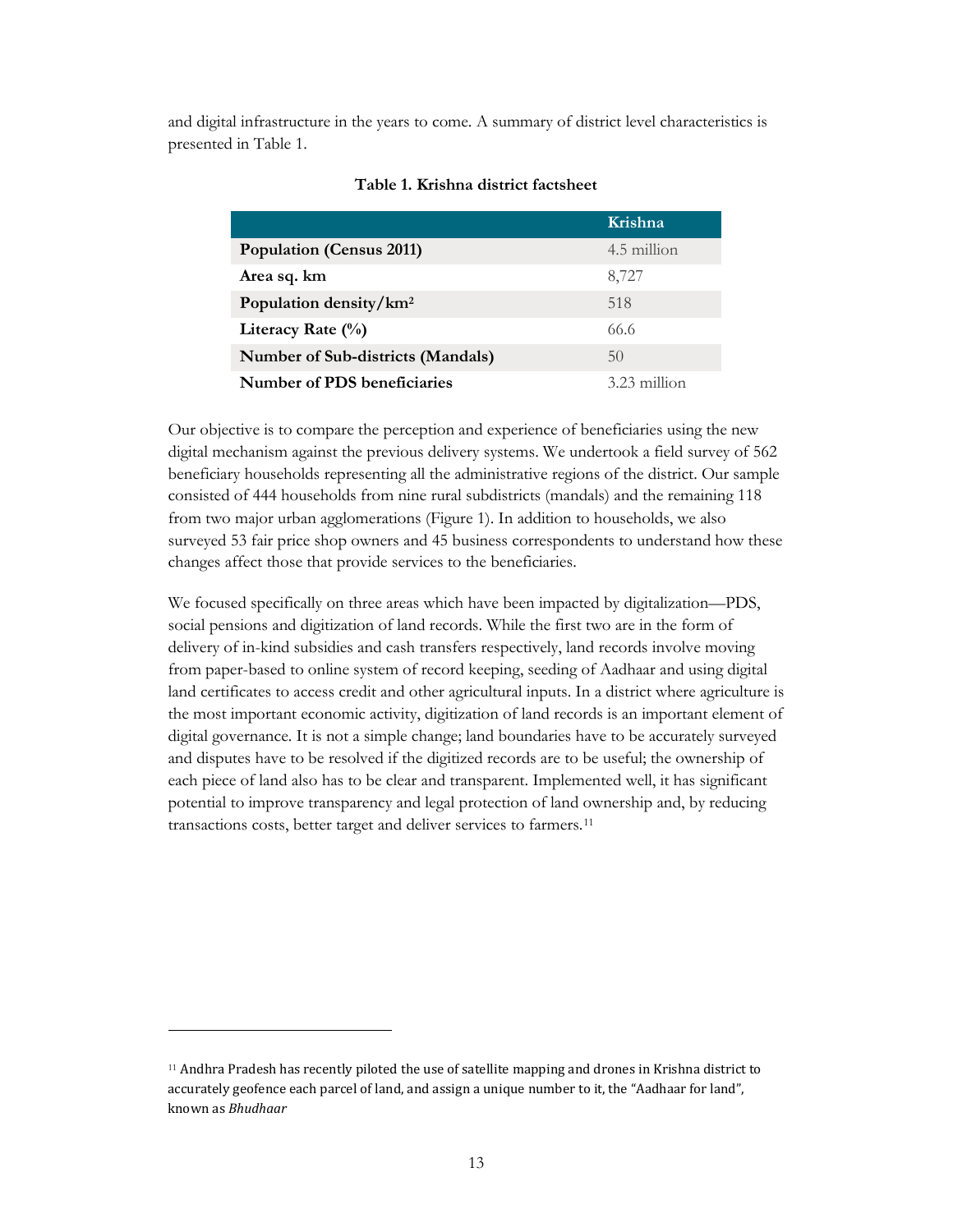and digital infrastructure in the years to come. A summary of district level characteristics is presented in Table 1.

**Table 1. Krishna district factsheet**

| | Krishna |
|---|---|
| **Population (Census 2011)** | 4.5 million |
| **Area sq. km** | 8,727 |
| **Population density/km²** | 518 |
| **Literacy Rate (%)** | 66.6 |
| **Number of Sub-districts (Mandals)** | 50 |
| **Number of PDS beneficiaries** | 3.23 million |

Our objective is to compare the perception and experience of beneficiaries using the new digital mechanism against the previous delivery systems. We undertook a field survey of 562 beneficiary households representing all the administrative regions of the district. Our sample consisted of 444 households from nine rural subdistricts (mandals) and the remaining 118 from two major urban agglomerations (Figure 1). In addition to households, we also surveyed 53 fair price shop owners and 45 business correspondents to understand how these changes affect those that provide services to the beneficiaries.

We focused specifically on three areas which have been impacted by digitalization—PDS, social pensions and digitization of land records. While the first two are in the form of delivery of in-kind subsidies and cash transfers respectively, land records involve moving from paper-based to online system of record keeping, seeding of Aadhaar and using digital land certificates to access credit and other agricultural inputs. In a district where agriculture is the most important economic activity, digitization of land records is an important element of digital governance. It is not a simple change; land boundaries have to be accurately surveyed and disputes have to be resolved if the digitized records are to be useful; the ownership of each piece of land also has to be clear and transparent. Implemented well, it has significant potential to improve transparency and legal protection of land ownership and, by reducing transactions costs, better target and deliver services to farmers.[11]

[11] Andhra Pradesh has recently piloted the use of satellite mapping and drones in Krishna district to accurately geofence each parcel of land, and assign a unique number to it, the "Aadhaar for land", known as *Bhudhaar*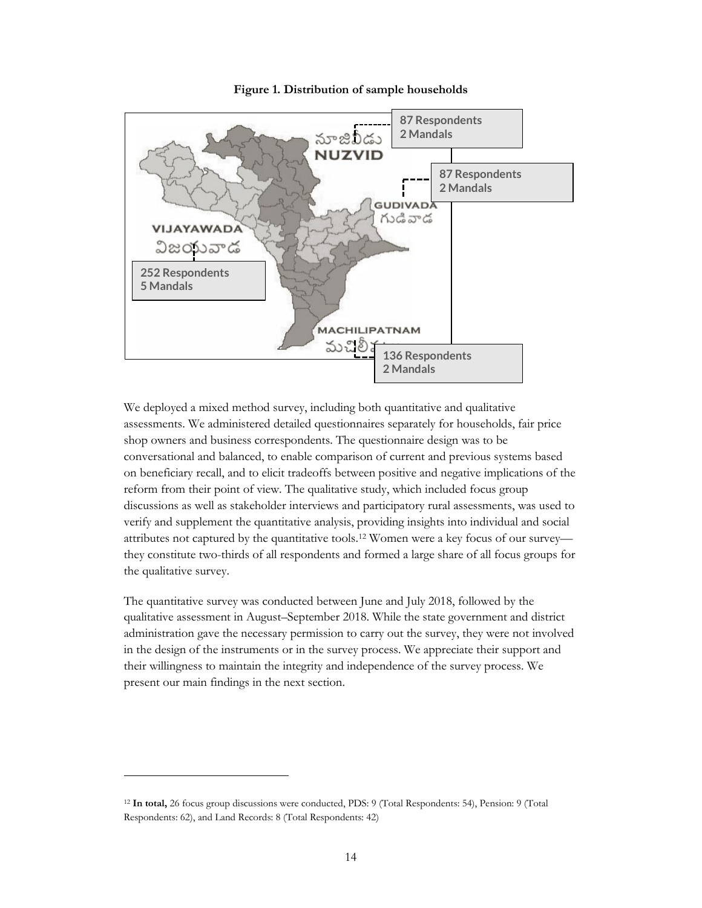**Figure 1. Distribution of sample households**

We deployed a mixed method survey, including both quantitative and qualitative assessments. We administered detailed questionnaires separately for households, fair price shop owners and business correspondents. The questionnaire design was to be conversational and balanced, to enable comparison of current and previous systems based on beneficiary recall, and to elicit tradeoffs between positive and negative implications of the reform from their point of view. The qualitative study, which included focus group discussions as well as stakeholder interviews and participatory rural assessments, was used to verify and supplement the quantitative analysis, providing insights into individual and social attributes not captured by the quantitative tools.[12] Women were a key focus of our survey—they constitute two-thirds of all respondents and formed a large share of all focus groups for the qualitative survey.

The quantitative survey was conducted between June and July 2018, followed by the qualitative assessment in August–September 2018. While the state government and district administration gave the necessary permission to carry out the survey, they were not involved in the design of the instruments or in the survey process. We appreciate their support and their willingness to maintain the integrity and independence of the survey process. We present our main findings in the next section.

[12] **In total,** 26 focus group discussions were conducted, PDS: 9 (Total Respondents: 54), Pension: 9 (Total Respondents: 62), and Land Records: 8 (Total Respondents: 42)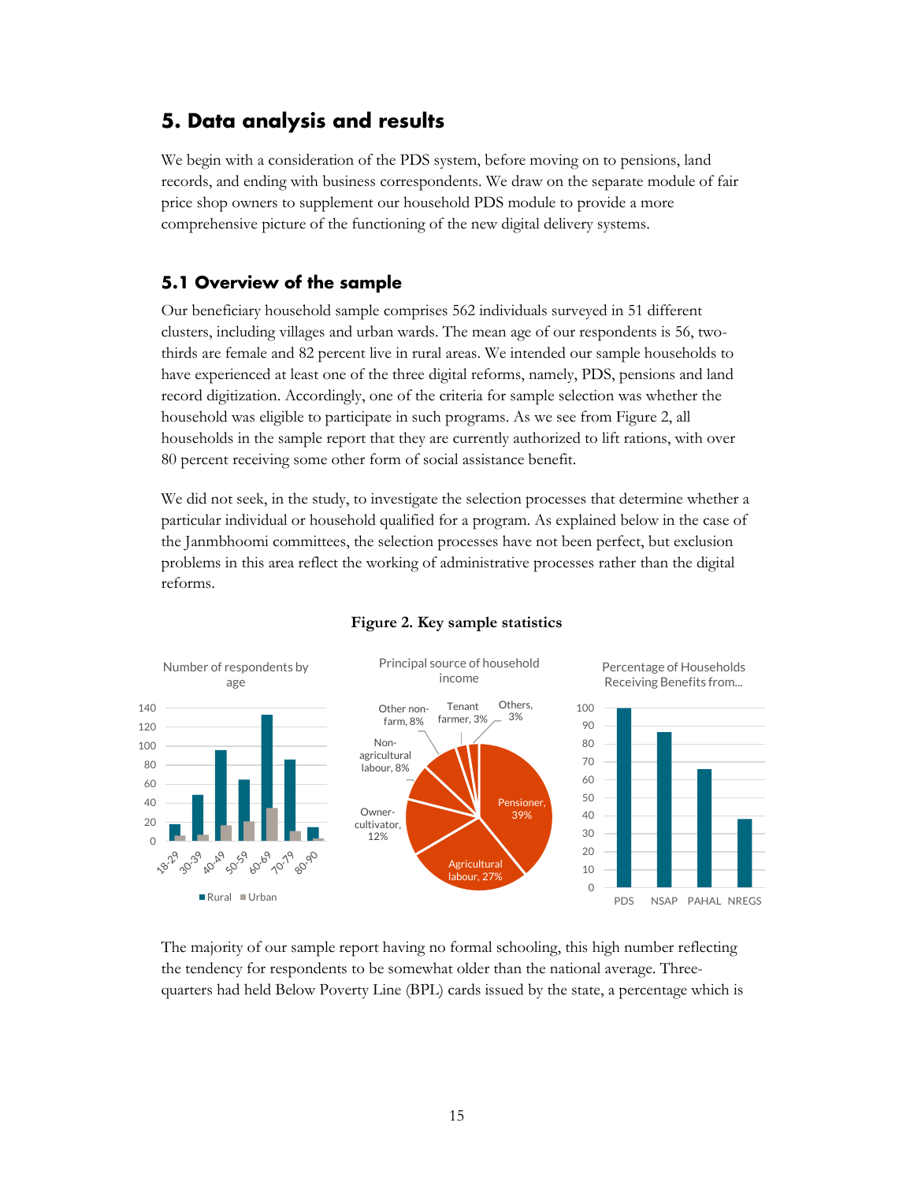## 5. Data analysis and results

We begin with a consideration of the PDS system, before moving on to pensions, land records, and ending with business correspondents. We draw on the separate module of fair price shop owners to supplement our household PDS module to provide a more comprehensive picture of the functioning of the new digital delivery systems.

### 5.1 Overview of the sample

Our beneficiary household sample comprises 562 individuals surveyed in 51 different clusters, including villages and urban wards. The mean age of our respondents is 56, two-thirds are female and 82 percent live in rural areas. We intended our sample households to have experienced at least one of the three digital reforms, namely, PDS, pensions and land record digitization. Accordingly, one of the criteria for sample selection was whether the household was eligible to participate in such programs. As we see from Figure 2, all households in the sample report that they are currently authorized to lift rations, with over 80 percent receiving some other form of social assistance benefit.

We did not seek, in the study, to investigate the selection processes that determine whether a particular individual or household qualified for a program. As explained below in the case of the Janmbhoomi committees, the selection processes have not been perfect, but exclusion problems in this area reflect the working of administrative processes rather than the digital reforms.

**Figure 2. Key sample statistics**

Number of respondents by age

Principal source of household income: Pensioner, 39%; Agricultural labour, 27%; Owner-cultivator, 12%; Non-agricultural labour, 8%; Other non-farm, 8%; Tenant farmer, 3%; Others, 3%

Percentage of Households Receiving Benefits from... (PDS, NSAP, PAHAL, NREGS)

The majority of our sample report having no formal schooling, this high number reflecting the tendency for respondents to be somewhat older than the national average. Three-quarters had held Below Poverty Line (BPL) cards issued by the state, a percentage which is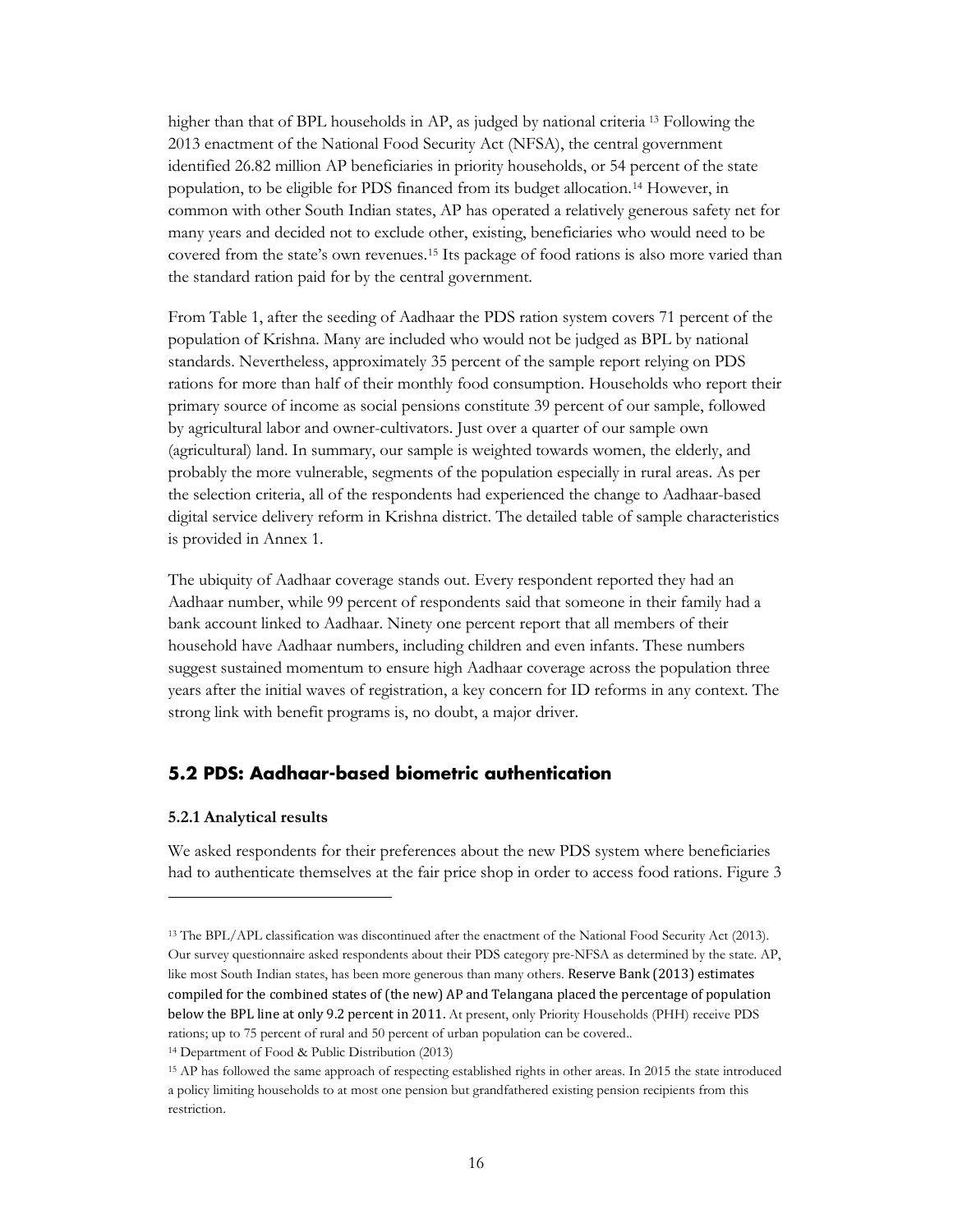higher than that of BPL households in AP, as judged by national criteria [13] Following the 2013 enactment of the National Food Security Act (NFSA), the central government identified 26.82 million AP beneficiaries in priority households, or 54 percent of the state population, to be eligible for PDS financed from its budget allocation.[14] However, in common with other South Indian states, AP has operated a relatively generous safety net for many years and decided not to exclude other, existing, beneficiaries who would need to be covered from the state's own revenues.[15] Its package of food rations is also more varied than the standard ration paid for by the central government.

From Table 1, after the seeding of Aadhaar the PDS ration system covers 71 percent of the population of Krishna. Many are included who would not be judged as BPL by national standards. Nevertheless, approximately 35 percent of the sample report relying on PDS rations for more than half of their monthly food consumption. Households who report their primary source of income as social pensions constitute 39 percent of our sample, followed by agricultural labor and owner-cultivators. Just over a quarter of our sample own (agricultural) land. In summary, our sample is weighted towards women, the elderly, and probably the more vulnerable, segments of the population especially in rural areas. As per the selection criteria, all of the respondents had experienced the change to Aadhaar-based digital service delivery reform in Krishna district. The detailed table of sample characteristics is provided in Annex 1.

The ubiquity of Aadhaar coverage stands out. Every respondent reported they had an Aadhaar number, while 99 percent of respondents said that someone in their family had a bank account linked to Aadhaar. Ninety one percent report that all members of their household have Aadhaar numbers, including children and even infants. These numbers suggest sustained momentum to ensure high Aadhaar coverage across the population three years after the initial waves of registration, a key concern for ID reforms in any context. The strong link with benefit programs is, no doubt, a major driver.

## 5.2 PDS: Aadhaar-based biometric authentication

### 5.2.1 Analytical results

We asked respondents for their preferences about the new PDS system where beneficiaries had to authenticate themselves at the fair price shop in order to access food rations. Figure 3

---

[13] The BPL/APL classification was discontinued after the enactment of the National Food Security Act (2013). Our survey questionnaire asked respondents about their PDS category pre-NFSA as determined by the state. AP, like most South Indian states, has been more generous than many others. Reserve Bank (2013) estimates compiled for the combined states of (the new) AP and Telangana placed the percentage of population below the BPL line at only 9.2 percent in 2011. At present, only Priority Households (PHH) receive PDS rations; up to 75 percent of rural and 50 percent of urban population can be covered..

[14] Department of Food & Public Distribution (2013)

[15] AP has followed the same approach of respecting established rights in other areas. In 2015 the state introduced a policy limiting households to at most one pension but grandfathered existing pension recipients from this restriction.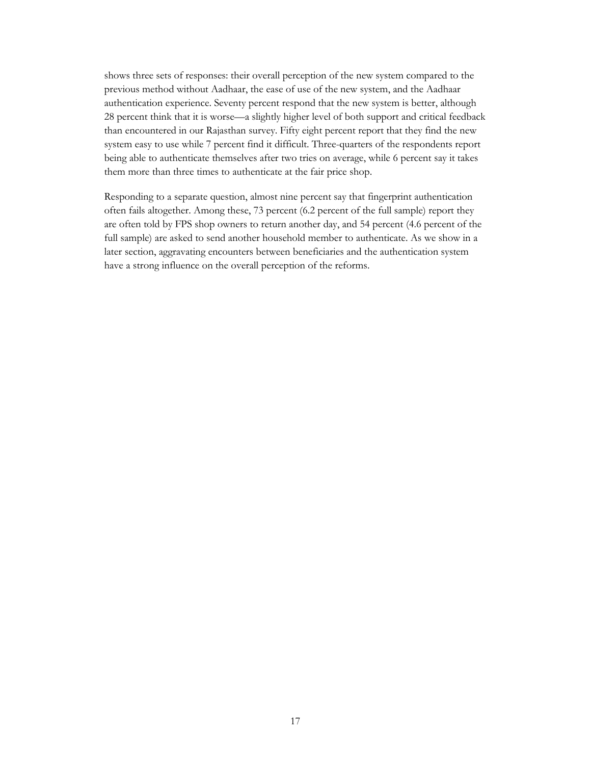shows three sets of responses: their overall perception of the new system compared to the previous method without Aadhaar, the ease of use of the new system, and the Aadhaar authentication experience. Seventy percent respond that the new system is better, although 28 percent think that it is worse—a slightly higher level of both support and critical feedback than encountered in our Rajasthan survey. Fifty eight percent report that they find the new system easy to use while 7 percent find it difficult. Three-quarters of the respondents report being able to authenticate themselves after two tries on average, while 6 percent say it takes them more than three times to authenticate at the fair price shop.

Responding to a separate question, almost nine percent say that fingerprint authentication often fails altogether. Among these, 73 percent (6.2 percent of the full sample) report they are often told by FPS shop owners to return another day, and 54 percent (4.6 percent of the full sample) are asked to send another household member to authenticate. As we show in a later section, aggravating encounters between beneficiaries and the authentication system have a strong influence on the overall perception of the reforms.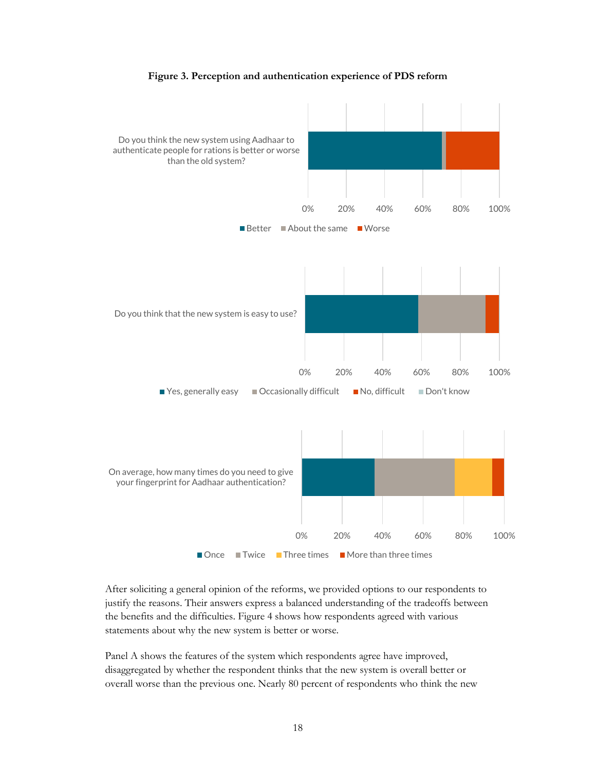**Figure 3. Perception and authentication experience of PDS reform**

After soliciting a general opinion of the reforms, we provided options to our respondents to justify the reasons. Their answers express a balanced understanding of the tradeoffs between the benefits and the difficulties. Figure 4 shows how respondents agreed with various statements about why the new system is better or worse.

Panel A shows the features of the system which respondents agree have improved, disaggregated by whether the respondent thinks that the new system is overall better or overall worse than the previous one. Nearly 80 percent of respondents who think the new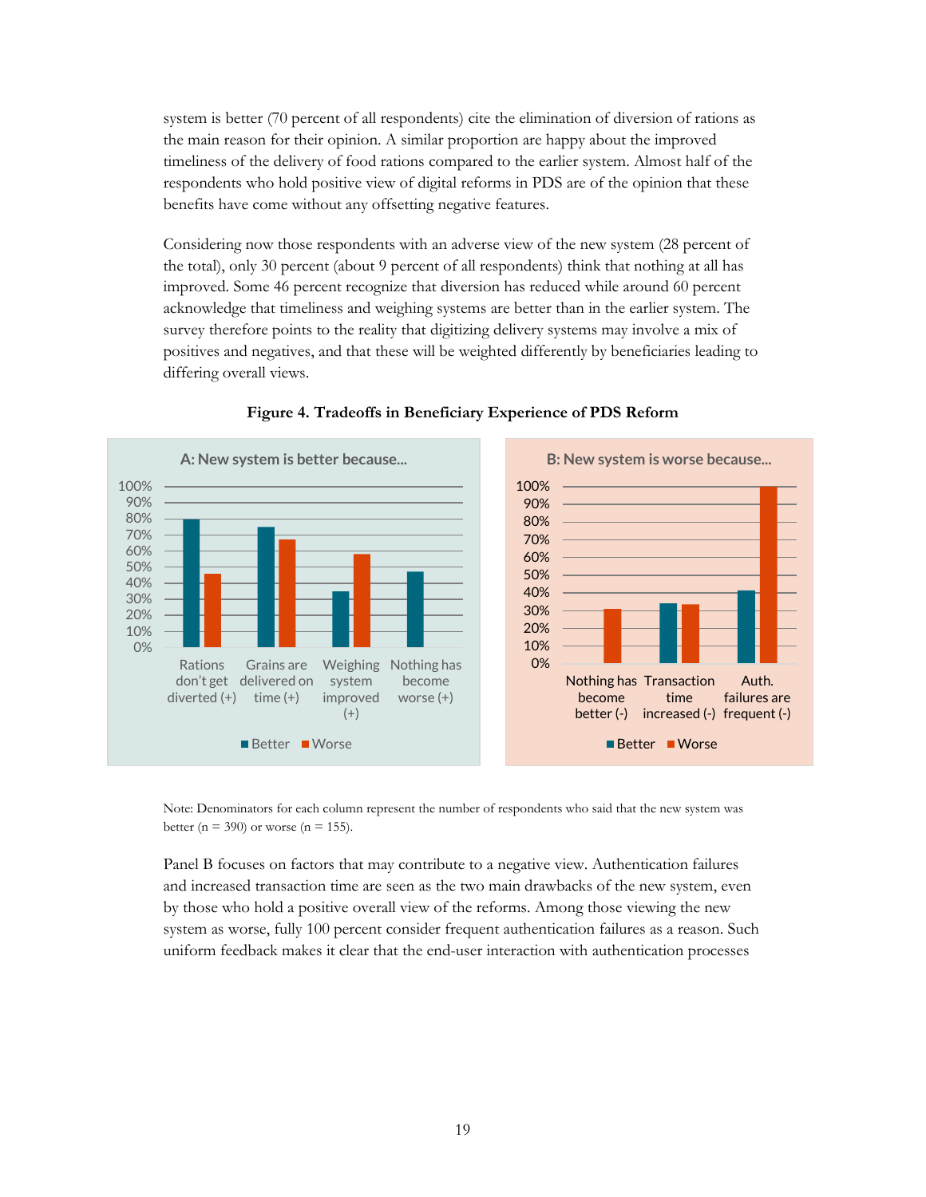system is better (70 percent of all respondents) cite the elimination of diversion of rations as the main reason for their opinion. A similar proportion are happy about the improved timeliness of the delivery of food rations compared to the earlier system. Almost half of the respondents who hold positive view of digital reforms in PDS are of the opinion that these benefits have come without any offsetting negative features.

Considering now those respondents with an adverse view of the new system (28 percent of the total), only 30 percent (about 9 percent of all respondents) think that nothing at all has improved. Some 46 percent recognize that diversion has reduced while around 60 percent acknowledge that timeliness and weighing systems are better than in the earlier system. The survey therefore points to the reality that digitizing delivery systems may involve a mix of positives and negatives, and that these will be weighted differently by beneficiaries leading to differing overall views.

**Figure 4. Tradeoffs in Beneficiary Experience of PDS Reform**

Note: Denominators for each column represent the number of respondents who said that the new system was better (n = 390) or worse (n = 155).

Panel B focuses on factors that may contribute to a negative view. Authentication failures and increased transaction time are seen as the two main drawbacks of the new system, even by those who hold a positive overall view of the reforms. Among those viewing the new system as worse, fully 100 percent consider frequent authentication failures as a reason. Such uniform feedback makes it clear that the end-user interaction with authentication processes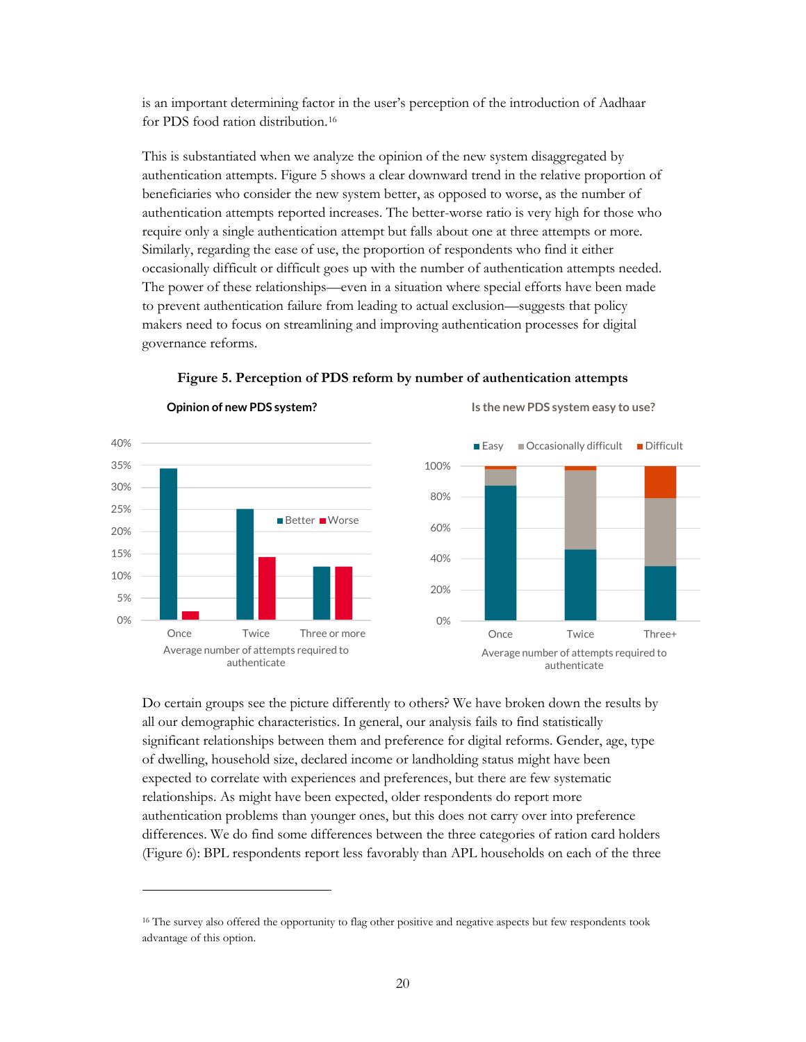is an important determining factor in the user's perception of the introduction of Aadhaar for PDS food ration distribution.[16]

This is substantiated when we analyze the opinion of the new system disaggregated by authentication attempts. Figure 5 shows a clear downward trend in the relative proportion of beneficiaries who consider the new system better, as opposed to worse, as the number of authentication attempts reported increases. The better-worse ratio is very high for those who require only a single authentication attempt but falls about one at three attempts or more. Similarly, regarding the ease of use, the proportion of respondents who find it either occasionally difficult or difficult goes up with the number of authentication attempts needed. The power of these relationships—even in a situation where special efforts have been made to prevent authentication failure from leading to actual exclusion—suggests that policy makers need to focus on streamlining and improving authentication processes for digital governance reforms.

**Figure 5. Perception of PDS reform by number of authentication attempts**

Do certain groups see the picture differently to others? We have broken down the results by all our demographic characteristics. In general, our analysis fails to find statistically significant relationships between them and preference for digital reforms. Gender, age, type of dwelling, household size, declared income or landholding status might have been expected to correlate with experiences and preferences, but there are few systematic relationships. As might have been expected, older respondents do report more authentication problems than younger ones, but this does not carry over into preference differences. We do find some differences between the three categories of ration card holders (Figure 6): BPL respondents report less favorably than APL households on each of the three

[16] The survey also offered the opportunity to flag other positive and negative aspects but few respondents took advantage of this option.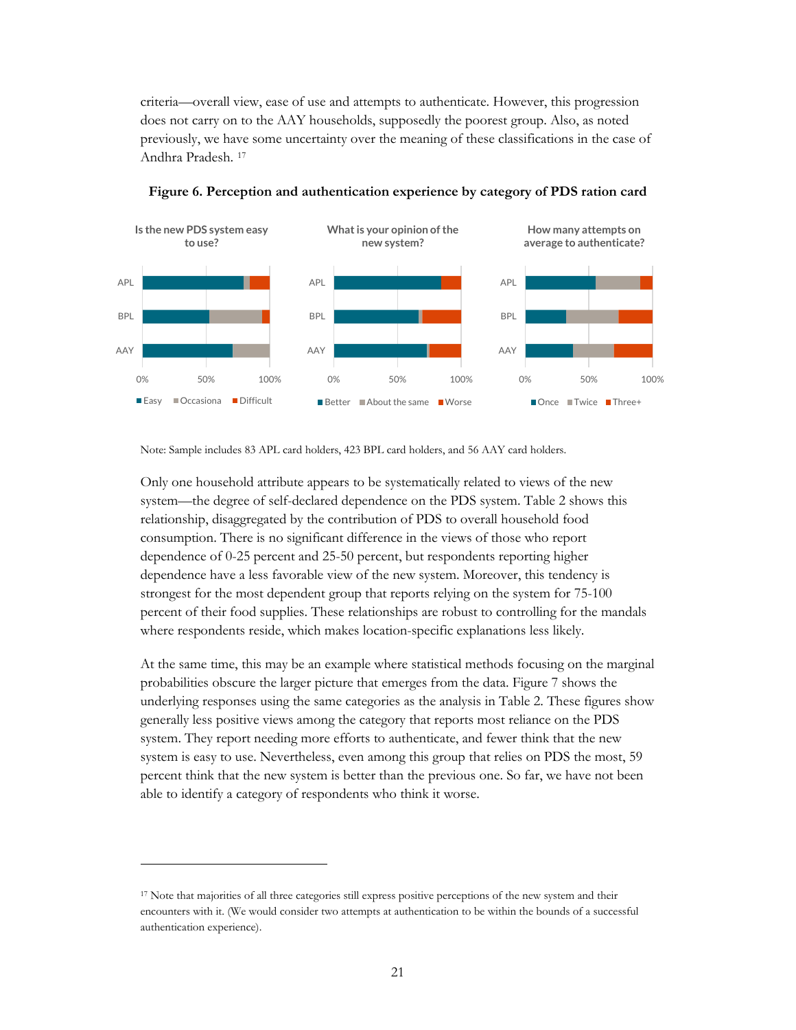criteria—overall view, ease of use and attempts to authenticate. However, this progression does not carry on to the AAY households, supposedly the poorest group. Also, as noted previously, we have some uncertainty over the meaning of these classifications in the case of Andhra Pradesh. [17]

**Figure 6. Perception and authentication experience by category of PDS ration card**

Note: Sample includes 83 APL card holders, 423 BPL card holders, and 56 AAY card holders.

Only one household attribute appears to be systematically related to views of the new system—the degree of self-declared dependence on the PDS system. Table 2 shows this relationship, disaggregated by the contribution of PDS to overall household food consumption. There is no significant difference in the views of those who report dependence of 0-25 percent and 25-50 percent, but respondents reporting higher dependence have a less favorable view of the new system. Moreover, this tendency is strongest for the most dependent group that reports relying on the system for 75-100 percent of their food supplies. These relationships are robust to controlling for the mandals where respondents reside, which makes location-specific explanations less likely.

At the same time, this may be an example where statistical methods focusing on the marginal probabilities obscure the larger picture that emerges from the data. Figure 7 shows the underlying responses using the same categories as the analysis in Table 2. These figures show generally less positive views among the category that reports most reliance on the PDS system. They report needing more efforts to authenticate, and fewer think that the new system is easy to use. Nevertheless, even among this group that relies on PDS the most, 59 percent think that the new system is better than the previous one. So far, we have not been able to identify a category of respondents who think it worse.

[17] Note that majorities of all three categories still express positive perceptions of the new system and their encounters with it. (We would consider two attempts at authentication to be within the bounds of a successful authentication experience).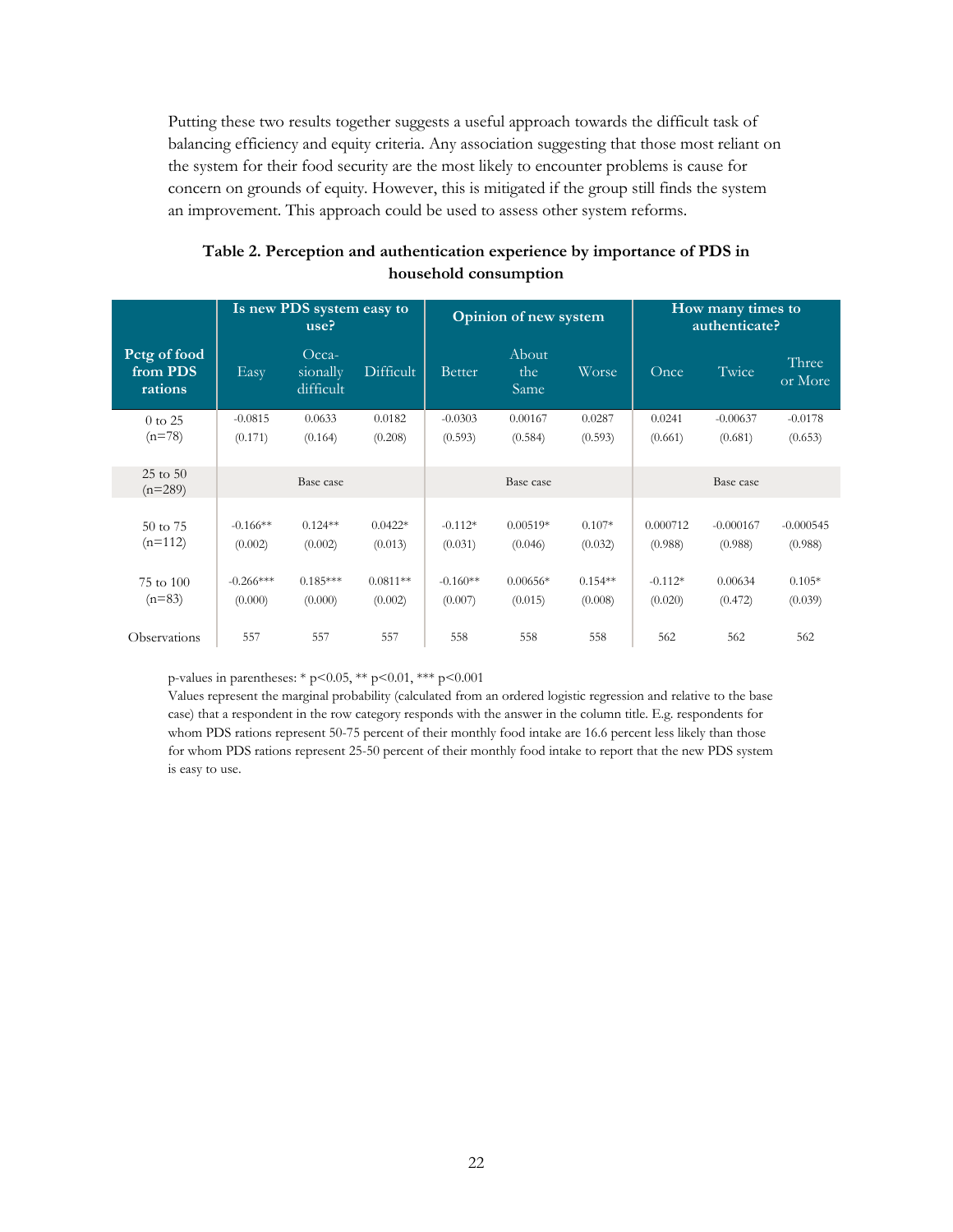Putting these two results together suggests a useful approach towards the difficult task of balancing efficiency and equity criteria. Any association suggesting that those most reliant on the system for their food security are the most likely to encounter problems is cause for concern on grounds of equity. However, this is mitigated if the group still finds the system an improvement. This approach could be used to assess other system reforms.

**Table 2. Perception and authentication experience by importance of PDS in household consumption**

| Pctg of food from PDS rations | Is new PDS system easy to use? | | | Opinion of new system | | | How many times to authenticate? | | |
|---|---|---|---|---|---|---|---|---|---|
| | Easy | Occa-sionally difficult | Difficult | Better | About the Same | Worse | Once | Twice | Three or More |
| 0 to 25 (n=78) | -0.0815 (0.171) | 0.0633 (0.164) | 0.0182 (0.208) | -0.0303 (0.593) | 0.00167 (0.584) | 0.0287 (0.593) | 0.0241 (0.661) | -0.00637 (0.681) | -0.0178 (0.653) |
| 25 to 50 (n=289) | Base case | | | Base case | | | Base case | | |
| 50 to 75 (n=112) | -0.166** (0.002) | 0.124** (0.002) | 0.0422* (0.013) | -0.112* (0.031) | 0.00519* (0.046) | 0.107* (0.032) | 0.000712 (0.988) | -0.000167 (0.988) | -0.000545 (0.988) |
| 75 to 100 (n=83) | -0.266*** (0.000) | 0.185*** (0.000) | 0.0811** (0.002) | -0.160** (0.007) | 0.00656* (0.015) | 0.154** (0.008) | -0.112* (0.020) | 0.00634 (0.472) | 0.105* (0.039) |
| Observations | 557 | 557 | 557 | 558 | 558 | 558 | 562 | 562 | 562 |

p-values in parentheses: * p<0.05, ** p<0.01, *** p<0.001

Values represent the marginal probability (calculated from an ordered logistic regression and relative to the base case) that a respondent in the row category responds with the answer in the column title. E.g. respondents for whom PDS rations represent 50-75 percent of their monthly food intake are 16.6 percent less likely than those for whom PDS rations represent 25-50 percent of their monthly food intake to report that the new PDS system is easy to use.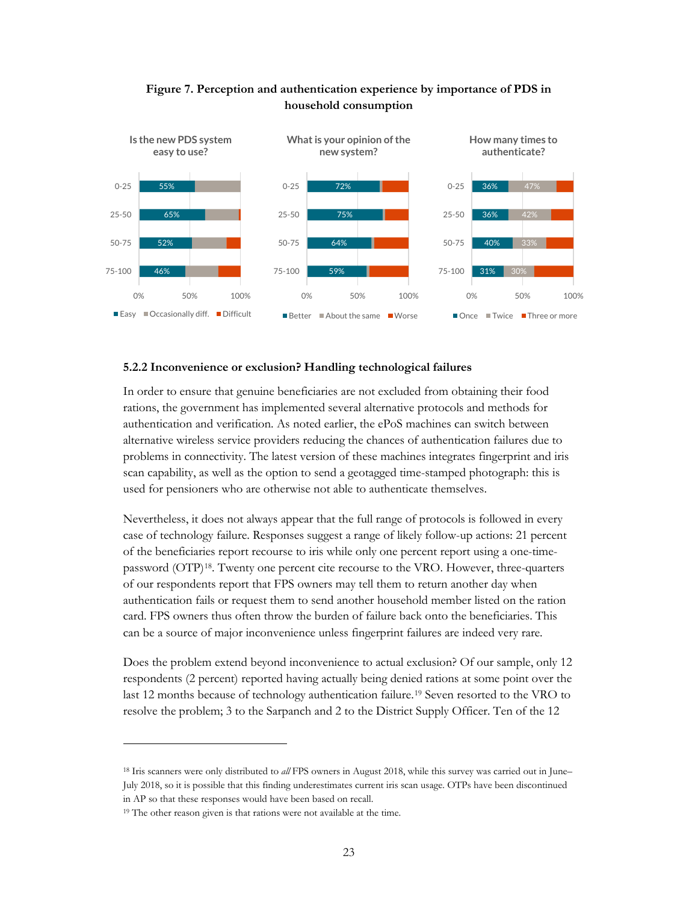**Figure 7. Perception and authentication experience by importance of PDS in household consumption**

| Share of PDS in consumption | Is the new PDS system easy to use? (Easy) | What is your opinion of the new system? (Better) | How many times to authenticate? (Once) | How many times to authenticate? (Twice) |
|---|---|---|---|---|
| 0-25 | 55% | 72% | 36% | 47% |
| 25-50 | 65% | 75% | 36% | 42% |
| 50-75 | 52% | 64% | 40% | 33% |
| 75-100 | 46% | 59% | 31% | 30% |

Legends: Easy / Occasionally diff. / Difficult; Better / About the same / Worse; Once / Twice / Three or more

### 5.2.2 Inconvenience or exclusion? Handling technological failures

In order to ensure that genuine beneficiaries are not excluded from obtaining their food rations, the government has implemented several alternative protocols and methods for authentication and verification. As noted earlier, the ePoS machines can switch between alternative wireless service providers reducing the chances of authentication failures due to problems in connectivity. The latest version of these machines integrates fingerprint and iris scan capability, as well as the option to send a geotagged time-stamped photograph: this is used for pensioners who are otherwise not able to authenticate themselves.

Nevertheless, it does not always appear that the full range of protocols is followed in every case of technology failure. Responses suggest a range of likely follow-up actions: 21 percent of the beneficiaries report recourse to iris while only one percent report using a one-time-password (OTP)[18]. Twenty one percent cite recourse to the VRO. However, three-quarters of our respondents report that FPS owners may tell them to return another day when authentication fails or request them to send another household member listed on the ration card. FPS owners thus often throw the burden of failure back onto the beneficiaries. This can be a source of major inconvenience unless fingerprint failures are indeed very rare.

Does the problem extend beyond inconvenience to actual exclusion? Of our sample, only 12 respondents (2 percent) reported having actually being denied rations at some point over the last 12 months because of technology authentication failure.[19] Seven resorted to the VRO to resolve the problem; 3 to the Sarpanch and 2 to the District Supply Officer. Ten of the 12

---

[18] Iris scanners were only distributed to *all* FPS owners in August 2018, while this survey was carried out in June–July 2018, so it is possible that this finding underestimates current iris scan usage. OTPs have been discontinued in AP so that these responses would have been based on recall.

[19] The other reason given is that rations were not available at the time.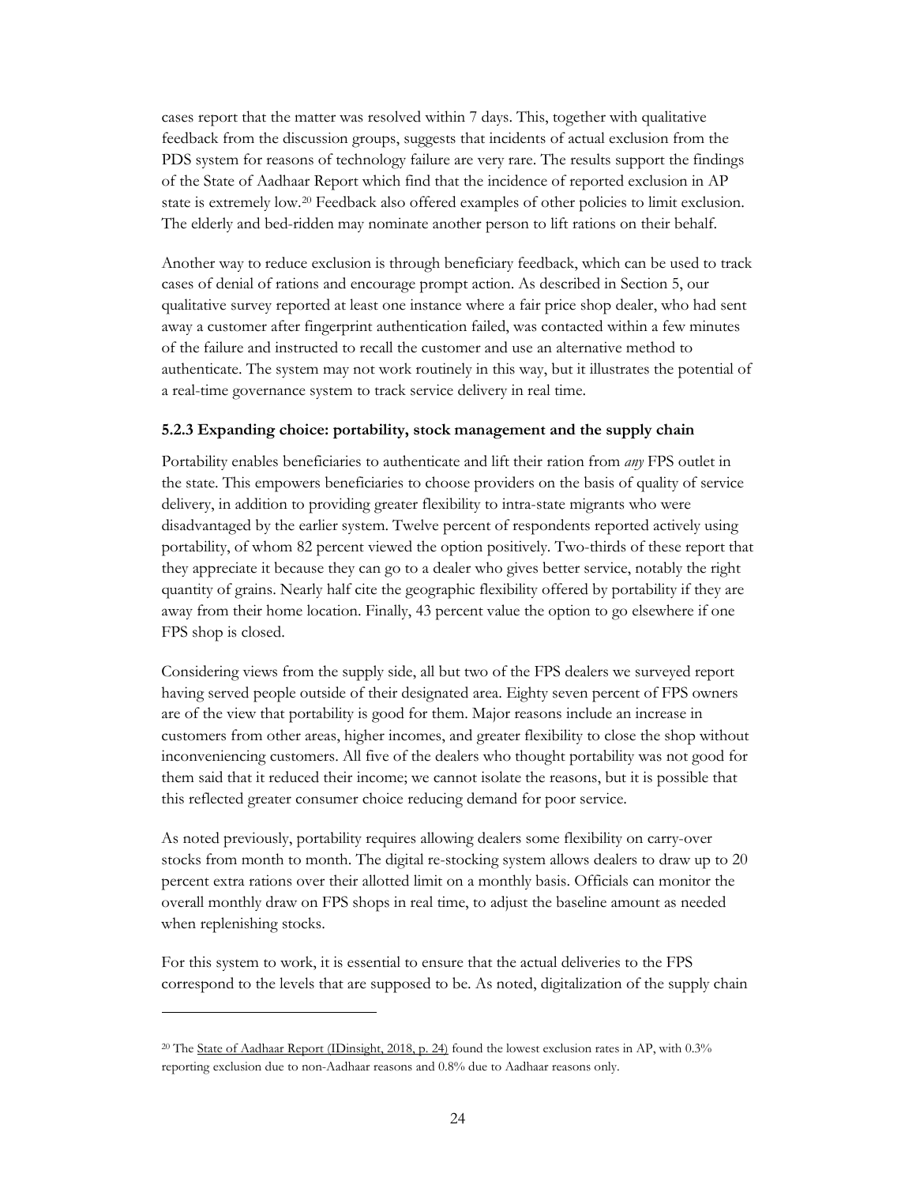cases report that the matter was resolved within 7 days. This, together with qualitative feedback from the discussion groups, suggests that incidents of actual exclusion from the PDS system for reasons of technology failure are very rare. The results support the findings of the State of Aadhaar Report which find that the incidence of reported exclusion in AP state is extremely low.[20] Feedback also offered examples of other policies to limit exclusion. The elderly and bed-ridden may nominate another person to lift rations on their behalf.

Another way to reduce exclusion is through beneficiary feedback, which can be used to track cases of denial of rations and encourage prompt action. As described in Section 5, our qualitative survey reported at least one instance where a fair price shop dealer, who had sent away a customer after fingerprint authentication failed, was contacted within a few minutes of the failure and instructed to recall the customer and use an alternative method to authenticate. The system may not work routinely in this way, but it illustrates the potential of a real-time governance system to track service delivery in real time.

### 5.2.3 Expanding choice: portability, stock management and the supply chain

Portability enables beneficiaries to authenticate and lift their ration from *any* FPS outlet in the state. This empowers beneficiaries to choose providers on the basis of quality of service delivery, in addition to providing greater flexibility to intra-state migrants who were disadvantaged by the earlier system. Twelve percent of respondents reported actively using portability, of whom 82 percent viewed the option positively. Two-thirds of these report that they appreciate it because they can go to a dealer who gives better service, notably the right quantity of grains. Nearly half cite the geographic flexibility offered by portability if they are away from their home location. Finally, 43 percent value the option to go elsewhere if one FPS shop is closed.

Considering views from the supply side, all but two of the FPS dealers we surveyed report having served people outside of their designated area. Eighty seven percent of FPS owners are of the view that portability is good for them. Major reasons include an increase in customers from other areas, higher incomes, and greater flexibility to close the shop without inconveniencing customers. All five of the dealers who thought portability was not good for them said that it reduced their income; we cannot isolate the reasons, but it is possible that this reflected greater consumer choice reducing demand for poor service.

As noted previously, portability requires allowing dealers some flexibility on carry-over stocks from month to month. The digital re-stocking system allows dealers to draw up to 20 percent extra rations over their allotted limit on a monthly basis. Officials can monitor the overall monthly draw on FPS shops in real time, to adjust the baseline amount as needed when replenishing stocks.

For this system to work, it is essential to ensure that the actual deliveries to the FPS correspond to the levels that are supposed to be. As noted, digitalization of the supply chain

---

[20] The State of Aadhaar Report (IDinsight, 2018, p. 24) found the lowest exclusion rates in AP, with 0.3% reporting exclusion due to non-Aadhaar reasons and 0.8% due to Aadhaar reasons only.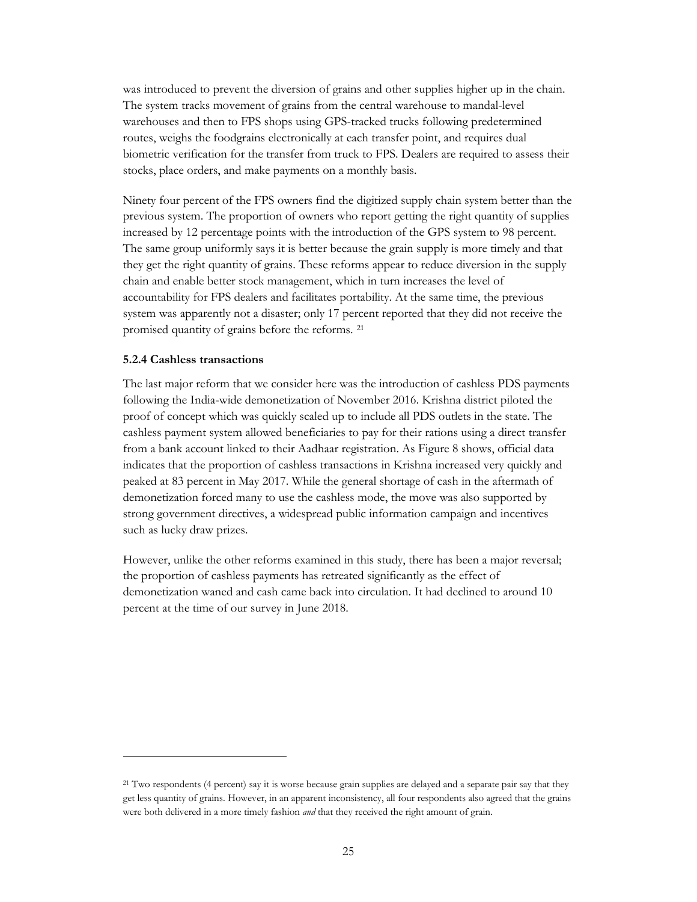was introduced to prevent the diversion of grains and other supplies higher up in the chain. The system tracks movement of grains from the central warehouse to mandal-level warehouses and then to FPS shops using GPS-tracked trucks following predetermined routes, weighs the foodgrains electronically at each transfer point, and requires dual biometric verification for the transfer from truck to FPS. Dealers are required to assess their stocks, place orders, and make payments on a monthly basis.

Ninety four percent of the FPS owners find the digitized supply chain system better than the previous system. The proportion of owners who report getting the right quantity of supplies increased by 12 percentage points with the introduction of the GPS system to 98 percent. The same group uniformly says it is better because the grain supply is more timely and that they get the right quantity of grains. These reforms appear to reduce diversion in the supply chain and enable better stock management, which in turn increases the level of accountability for FPS dealers and facilitates portability. At the same time, the previous system was apparently not a disaster; only 17 percent reported that they did not receive the promised quantity of grains before the reforms. [21]

#### 5.2.4 Cashless transactions

The last major reform that we consider here was the introduction of cashless PDS payments following the India-wide demonetization of November 2016. Krishna district piloted the proof of concept which was quickly scaled up to include all PDS outlets in the state. The cashless payment system allowed beneficiaries to pay for their rations using a direct transfer from a bank account linked to their Aadhaar registration. As Figure 8 shows, official data indicates that the proportion of cashless transactions in Krishna increased very quickly and peaked at 83 percent in May 2017. While the general shortage of cash in the aftermath of demonetization forced many to use the cashless mode, the move was also supported by strong government directives, a widespread public information campaign and incentives such as lucky draw prizes.

However, unlike the other reforms examined in this study, there has been a major reversal; the proportion of cashless payments has retreated significantly as the effect of demonetization waned and cash came back into circulation. It had declined to around 10 percent at the time of our survey in June 2018.

---

[21] Two respondents (4 percent) say it is worse because grain supplies are delayed and a separate pair say that they get less quantity of grains. However, in an apparent inconsistency, all four respondents also agreed that the grains were both delivered in a more timely fashion *and* that they received the right amount of grain.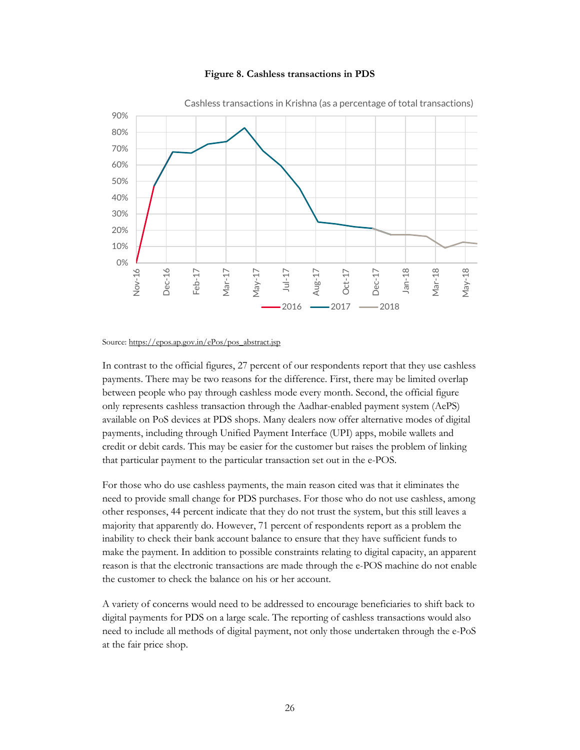**Figure 8. Cashless transactions in PDS**

Source: https://epos.ap.gov.in/ePos/pos_abstract.jsp

In contrast to the official figures, 27 percent of our respondents report that they use cashless payments. There may be two reasons for the difference. First, there may be limited overlap between people who pay through cashless mode every month. Second, the official figure only represents cashless transaction through the Aadhar-enabled payment system (AePS) available on PoS devices at PDS shops. Many dealers now offer alternative modes of digital payments, including through Unified Payment Interface (UPI) apps, mobile wallets and credit or debit cards. This may be easier for the customer but raises the problem of linking that particular payment to the particular transaction set out in the e-POS.

For those who do use cashless payments, the main reason cited was that it eliminates the need to provide small change for PDS purchases. For those who do not use cashless, among other responses, 44 percent indicate that they do not trust the system, but this still leaves a majority that apparently do. However, 71 percent of respondents report as a problem the inability to check their bank account balance to ensure that they have sufficient funds to make the payment. In addition to possible constraints relating to digital capacity, an apparent reason is that the electronic transactions are made through the e-POS machine do not enable the customer to check the balance on his or her account.

A variety of concerns would need to be addressed to encourage beneficiaries to shift back to digital payments for PDS on a large scale. The reporting of cashless transactions would also need to include all methods of digital payment, not only those undertaken through the e-PoS at the fair price shop.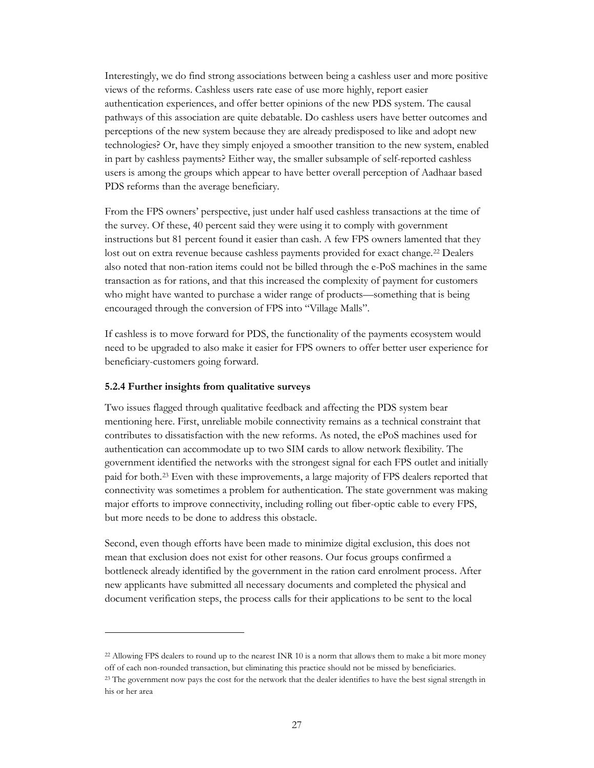Interestingly, we do find strong associations between being a cashless user and more positive views of the reforms. Cashless users rate ease of use more highly, report easier authentication experiences, and offer better opinions of the new PDS system. The causal pathways of this association are quite debatable. Do cashless users have better outcomes and perceptions of the new system because they are already predisposed to like and adopt new technologies? Or, have they simply enjoyed a smoother transition to the new system, enabled in part by cashless payments? Either way, the smaller subsample of self-reported cashless users is among the groups which appear to have better overall perception of Aadhaar based PDS reforms than the average beneficiary.

From the FPS owners' perspective, just under half used cashless transactions at the time of the survey. Of these, 40 percent said they were using it to comply with government instructions but 81 percent found it easier than cash. A few FPS owners lamented that they lost out on extra revenue because cashless payments provided for exact change.[22] Dealers also noted that non-ration items could not be billed through the e-PoS machines in the same transaction as for rations, and that this increased the complexity of payment for customers who might have wanted to purchase a wider range of products—something that is being encouraged through the conversion of FPS into "Village Malls".

If cashless is to move forward for PDS, the functionality of the payments ecosystem would need to be upgraded to also make it easier for FPS owners to offer better user experience for beneficiary-customers going forward.

#### 5.2.4 Further insights from qualitative surveys

Two issues flagged through qualitative feedback and affecting the PDS system bear mentioning here. First, unreliable mobile connectivity remains as a technical constraint that contributes to dissatisfaction with the new reforms. As noted, the ePoS machines used for authentication can accommodate up to two SIM cards to allow network flexibility. The government identified the networks with the strongest signal for each FPS outlet and initially paid for both.[23] Even with these improvements, a large majority of FPS dealers reported that connectivity was sometimes a problem for authentication. The state government was making major efforts to improve connectivity, including rolling out fiber-optic cable to every FPS, but more needs to be done to address this obstacle.

Second, even though efforts have been made to minimize digital exclusion, this does not mean that exclusion does not exist for other reasons. Our focus groups confirmed a bottleneck already identified by the government in the ration card enrolment process. After new applicants have submitted all necessary documents and completed the physical and document verification steps, the process calls for their applications to be sent to the local

---

[22] Allowing FPS dealers to round up to the nearest INR 10 is a norm that allows them to make a bit more money off of each non-rounded transaction, but eliminating this practice should not be missed by beneficiaries.

[23] The government now pays the cost for the network that the dealer identifies to have the best signal strength in his or her area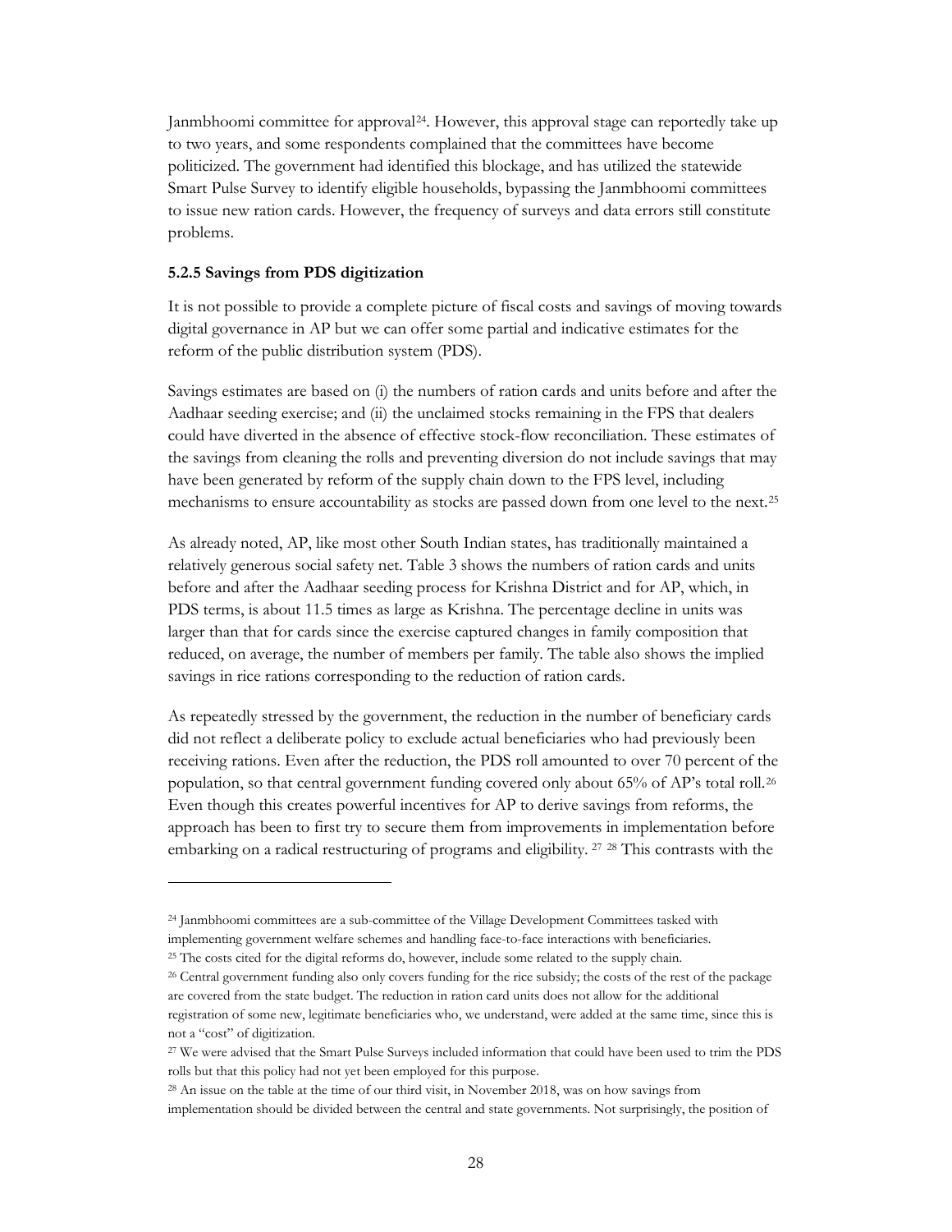Janmbhoomi committee for approval[24]. However, this approval stage can reportedly take up to two years, and some respondents complained that the committees have become politicized. The government had identified this blockage, and has utilized the statewide Smart Pulse Survey to identify eligible households, bypassing the Janmbhoomi committees to issue new ration cards. However, the frequency of surveys and data errors still constitute problems.

#### 5.2.5 Savings from PDS digitization

It is not possible to provide a complete picture of fiscal costs and savings of moving towards digital governance in AP but we can offer some partial and indicative estimates for the reform of the public distribution system (PDS).

Savings estimates are based on (i) the numbers of ration cards and units before and after the Aadhaar seeding exercise; and (ii) the unclaimed stocks remaining in the FPS that dealers could have diverted in the absence of effective stock-flow reconciliation. These estimates of the savings from cleaning the rolls and preventing diversion do not include savings that may have been generated by reform of the supply chain down to the FPS level, including mechanisms to ensure accountability as stocks are passed down from one level to the next.[25]

As already noted, AP, like most other South Indian states, has traditionally maintained a relatively generous social safety net. Table 3 shows the numbers of ration cards and units before and after the Aadhaar seeding process for Krishna District and for AP, which, in PDS terms, is about 11.5 times as large as Krishna. The percentage decline in units was larger than that for cards since the exercise captured changes in family composition that reduced, on average, the number of members per family. The table also shows the implied savings in rice rations corresponding to the reduction of ration cards.

As repeatedly stressed by the government, the reduction in the number of beneficiary cards did not reflect a deliberate policy to exclude actual beneficiaries who had previously been receiving rations. Even after the reduction, the PDS roll amounted to over 70 percent of the population, so that central government funding covered only about 65% of AP's total roll.[26] Even though this creates powerful incentives for AP to derive savings from reforms, the approach has been to first try to secure them from improvements in implementation before embarking on a radical restructuring of programs and eligibility. [27] [28] This contrasts with the

---

[24] Janmbhoomi committees are a sub-committee of the Village Development Committees tasked with implementing government welfare schemes and handling face-to-face interactions with beneficiaries.

[25] The costs cited for the digital reforms do, however, include some related to the supply chain.

[26] Central government funding also only covers funding for the rice subsidy; the costs of the rest of the package are covered from the state budget. The reduction in ration card units does not allow for the additional registration of some new, legitimate beneficiaries who, we understand, were added at the same time, since this is not a "cost" of digitization.

[27] We were advised that the Smart Pulse Surveys included information that could have been used to trim the PDS rolls but that this policy had not yet been employed for this purpose.

[28] An issue on the table at the time of our third visit, in November 2018, was on how savings from implementation should be divided between the central and state governments. Not surprisingly, the position of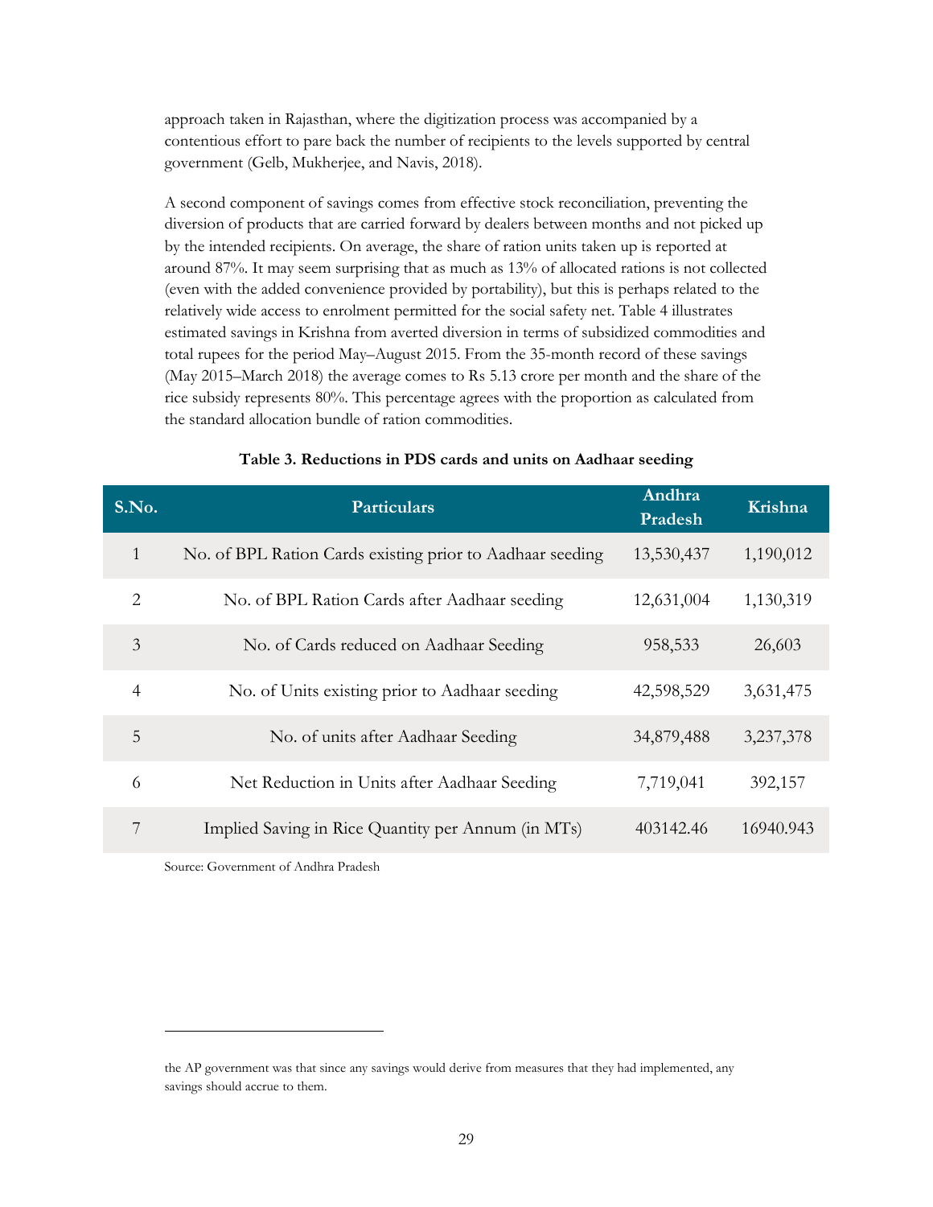approach taken in Rajasthan, where the digitization process was accompanied by a contentious effort to pare back the number of recipients to the levels supported by central government (Gelb, Mukherjee, and Navis, 2018).

A second component of savings comes from effective stock reconciliation, preventing the diversion of products that are carried forward by dealers between months and not picked up by the intended recipients. On average, the share of ration units taken up is reported at around 87%. It may seem surprising that as much as 13% of allocated rations is not collected (even with the added convenience provided by portability), but this is perhaps related to the relatively wide access to enrolment permitted for the social safety net. Table 4 illustrates estimated savings in Krishna from averted diversion in terms of subsidized commodities and total rupees for the period May–August 2015. From the 35-month record of these savings (May 2015–March 2018) the average comes to Rs 5.13 crore per month and the share of the rice subsidy represents 80%. This percentage agrees with the proportion as calculated from the standard allocation bundle of ration commodities.

**Table 3. Reductions in PDS cards and units on Aadhaar seeding**

| S.No. | Particulars | Andhra Pradesh | Krishna |
|---|---|---|---|
| 1 | No. of BPL Ration Cards existing prior to Aadhaar seeding | 13,530,437 | 1,190,012 |
| 2 | No. of BPL Ration Cards after Aadhaar seeding | 12,631,004 | 1,130,319 |
| 3 | No. of Cards reduced on Aadhaar Seeding | 958,533 | 26,603 |
| 4 | No. of Units existing prior to Aadhaar seeding | 42,598,529 | 3,631,475 |
| 5 | No. of units after Aadhaar Seeding | 34,879,488 | 3,237,378 |
| 6 | Net Reduction in Units after Aadhaar Seeding | 7,719,041 | 392,157 |
| 7 | Implied Saving in Rice Quantity per Annum (in MTs) | 403142.46 | 16940.943 |

Source: Government of Andhra Pradesh

the AP government was that since any savings would derive from measures that they had implemented, any savings should accrue to them.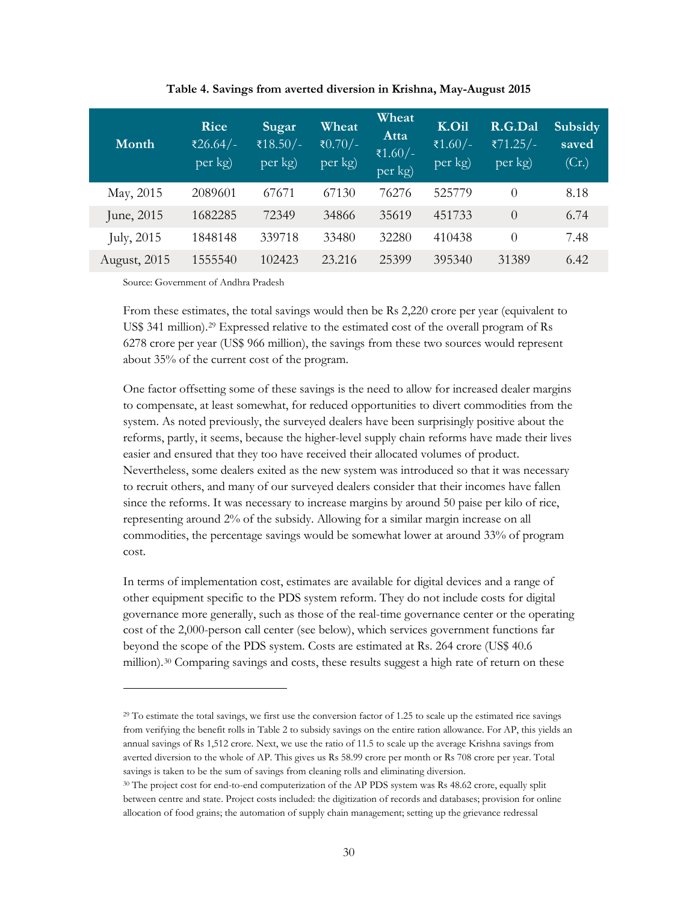**Table 4. Savings from averted diversion in Krishna, May-August 2015**

| Month | Rice ₹26.64/- per kg) | Sugar ₹18.50/- per kg) | Wheat ₹0.70/- per kg) | Wheat Atta ₹1.60/- per kg) | K.Oil ₹1.60/- per kg) | R.G.Dal ₹71.25/- per kg) | Subsidy saved (Cr.) |
|---|---|---|---|---|---|---|---|
| May, 2015 | 2089601 | 67671 | 67130 | 76276 | 525779 | 0 | 8.18 |
| June, 2015 | 1682285 | 72349 | 34866 | 35619 | 451733 | 0 | 6.74 |
| July, 2015 | 1848148 | 339718 | 33480 | 32280 | 410438 | 0 | 7.48 |
| August, 2015 | 1555540 | 102423 | 23.216 | 25399 | 395340 | 31389 | 6.42 |

Source: Government of Andhra Pradesh

From these estimates, the total savings would then be Rs 2,220 crore per year (equivalent to US$ 341 million).[29] Expressed relative to the estimated cost of the overall program of Rs 6278 crore per year (US$ 966 million), the savings from these two sources would represent about 35% of the current cost of the program.

One factor offsetting some of these savings is the need to allow for increased dealer margins to compensate, at least somewhat, for reduced opportunities to divert commodities from the system. As noted previously, the surveyed dealers have been surprisingly positive about the reforms, partly, it seems, because the higher-level supply chain reforms have made their lives easier and ensured that they too have received their allocated volumes of product. Nevertheless, some dealers exited as the new system was introduced so that it was necessary to recruit others, and many of our surveyed dealers consider that their incomes have fallen since the reforms. It was necessary to increase margins by around 50 paise per kilo of rice, representing around 2% of the subsidy. Allowing for a similar margin increase on all commodities, the percentage savings would be somewhat lower at around 33% of program cost.

In terms of implementation cost, estimates are available for digital devices and a range of other equipment specific to the PDS system reform. They do not include costs for digital governance more generally, such as those of the real-time governance center or the operating cost of the 2,000-person call center (see below), which services government functions far beyond the scope of the PDS system. Costs are estimated at Rs. 264 crore (US$ 40.6 million).[30] Comparing savings and costs, these results suggest a high rate of return on these

---

[29] To estimate the total savings, we first use the conversion factor of 1.25 to scale up the estimated rice savings from verifying the benefit rolls in Table 2 to subsidy savings on the entire ration allowance. For AP, this yields an annual savings of Rs 1,512 crore. Next, we use the ratio of 11.5 to scale up the average Krishna savings from averted diversion to the whole of AP. This gives us Rs 58.99 crore per month or Rs 708 crore per year. Total savings is taken to be the sum of savings from cleaning rolls and eliminating diversion.

[30] The project cost for end-to-end computerization of the AP PDS system was Rs 48.62 crore, equally split between centre and state. Project costs included: the digitization of records and databases; provision for online allocation of food grains; the automation of supply chain management; setting up the grievance redressal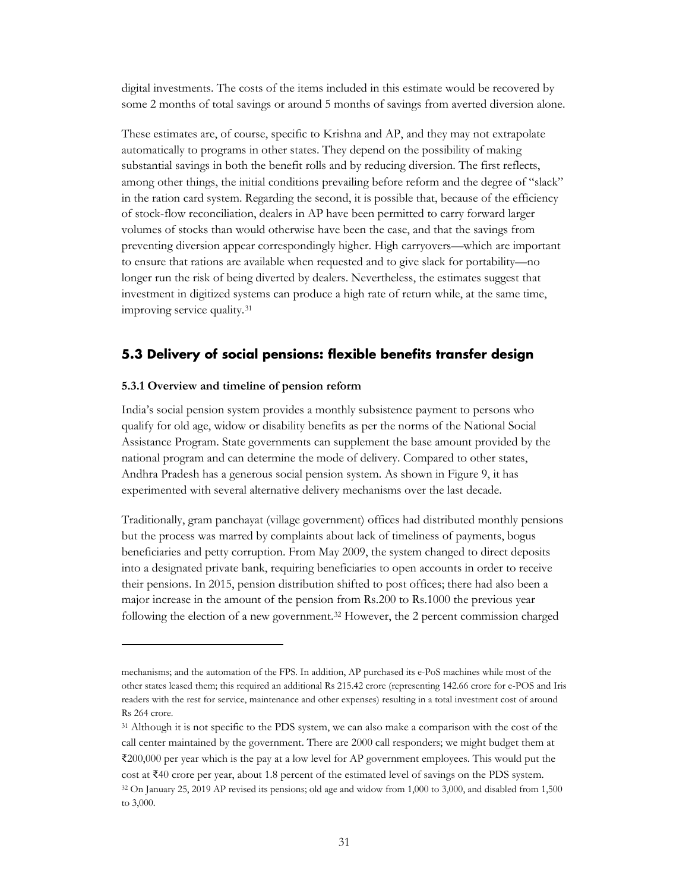digital investments. The costs of the items included in this estimate would be recovered by some 2 months of total savings or around 5 months of savings from averted diversion alone.

These estimates are, of course, specific to Krishna and AP, and they may not extrapolate automatically to programs in other states. They depend on the possibility of making substantial savings in both the benefit rolls and by reducing diversion. The first reflects, among other things, the initial conditions prevailing before reform and the degree of "slack" in the ration card system. Regarding the second, it is possible that, because of the efficiency of stock-flow reconciliation, dealers in AP have been permitted to carry forward larger volumes of stocks than would otherwise have been the case, and that the savings from preventing diversion appear correspondingly higher. High carryovers—which are important to ensure that rations are available when requested and to give slack for portability—no longer run the risk of being diverted by dealers. Nevertheless, the estimates suggest that investment in digitized systems can produce a high rate of return while, at the same time, improving service quality.[31]

## 5.3 Delivery of social pensions: flexible benefits transfer design

### 5.3.1 Overview and timeline of pension reform

India's social pension system provides a monthly subsistence payment to persons who qualify for old age, widow or disability benefits as per the norms of the National Social Assistance Program. State governments can supplement the base amount provided by the national program and can determine the mode of delivery. Compared to other states, Andhra Pradesh has a generous social pension system. As shown in Figure 9, it has experimented with several alternative delivery mechanisms over the last decade.

Traditionally, gram panchayat (village government) offices had distributed monthly pensions but the process was marred by complaints about lack of timeliness of payments, bogus beneficiaries and petty corruption. From May 2009, the system changed to direct deposits into a designated private bank, requiring beneficiaries to open accounts in order to receive their pensions. In 2015, pension distribution shifted to post offices; there had also been a major increase in the amount of the pension from Rs.200 to Rs.1000 the previous year following the election of a new government.[32] However, the 2 percent commission charged

---

mechanisms; and the automation of the FPS. In addition, AP purchased its e-PoS machines while most of the other states leased them; this required an additional Rs 215.42 crore (representing 142.66 crore for e-POS and Iris readers with the rest for service, maintenance and other expenses) resulting in a total investment cost of around Rs 264 crore.

[31] Although it is not specific to the PDS system, we can also make a comparison with the cost of the call center maintained by the government. There are 2000 call responders; we might budget them at ₹200,000 per year which is the pay at a low level for AP government employees. This would put the cost at ₹40 crore per year, about 1.8 percent of the estimated level of savings on the PDS system.

[32] On January 25, 2019 AP revised its pensions; old age and widow from 1,000 to 3,000, and disabled from 1,500 to 3,000.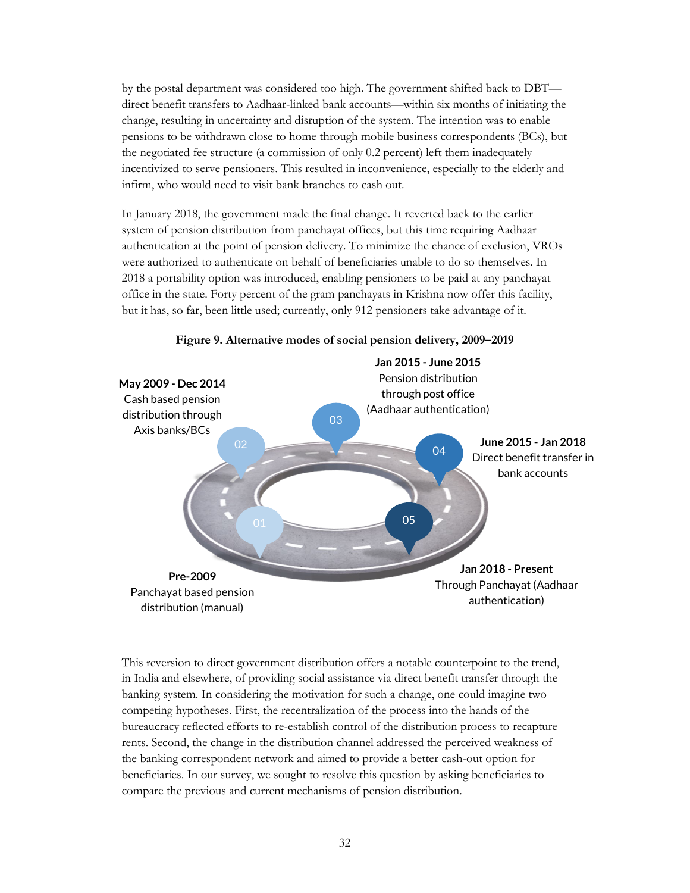by the postal department was considered too high. The government shifted back to DBT—direct benefit transfers to Aadhaar-linked bank accounts—within six months of initiating the change, resulting in uncertainty and disruption of the system. The intention was to enable pensions to be withdrawn close to home through mobile business correspondents (BCs), but the negotiated fee structure (a commission of only 0.2 percent) left them inadequately incentivized to serve pensioners. This resulted in inconvenience, especially to the elderly and infirm, who would need to visit bank branches to cash out.

In January 2018, the government made the final change. It reverted back to the earlier system of pension distribution from panchayat offices, but this time requiring Aadhaar authentication at the point of pension delivery. To minimize the chance of exclusion, VROs were authorized to authenticate on behalf of beneficiaries unable to do so themselves. In 2018 a portability option was introduced, enabling pensioners to be paid at any panchayat office in the state. Forty percent of the gram panchayats in Krishna now offer this facility, but it has, so far, been little used; currently, only 912 pensioners take advantage of it.

**Figure 9. Alternative modes of social pension delivery, 2009–2019**

- 01 — **Pre-2009**: Panchayat based pension distribution (manual)
- 02 — **May 2009 - Dec 2014**: Cash based pension distribution through Axis banks/BCs
- 03 — **Jan 2015 - June 2015**: Pension distribution through post office (Aadhaar authentication)
- 04 — **June 2015 - Jan 2018**: Direct benefit transfer in bank accounts
- 05 — **Jan 2018 - Present**: Through Panchayat (Aadhaar authentication)

This reversion to direct government distribution offers a notable counterpoint to the trend, in India and elsewhere, of providing social assistance via direct benefit transfer through the banking system. In considering the motivation for such a change, one could imagine two competing hypotheses. First, the recentralization of the process into the hands of the bureaucracy reflected efforts to re-establish control of the distribution process to recapture rents. Second, the change in the distribution channel addressed the perceived weakness of the banking correspondent network and aimed to provide a better cash-out option for beneficiaries. In our survey, we sought to resolve this question by asking beneficiaries to compare the previous and current mechanisms of pension distribution.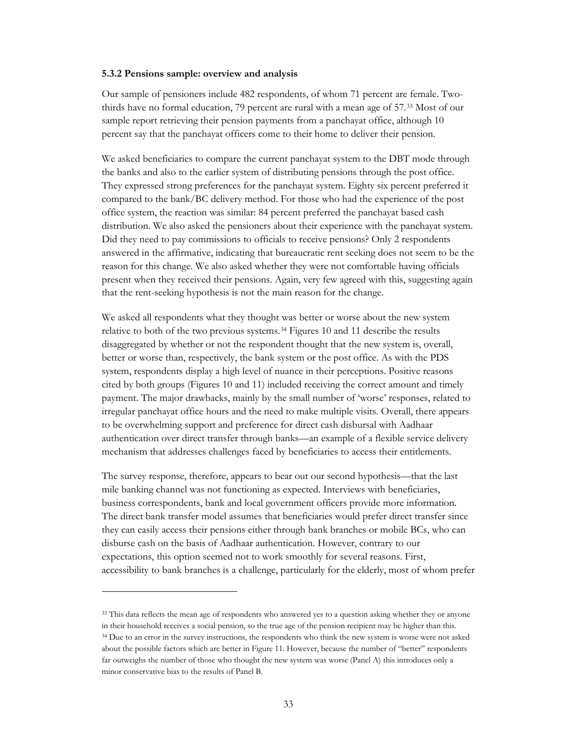#### 5.3.2 Pensions sample: overview and analysis

Our sample of pensioners include 482 respondents, of whom 71 percent are female. Two-thirds have no formal education, 79 percent are rural with a mean age of 57.[33] Most of our sample report retrieving their pension payments from a panchayat office, although 10 percent say that the panchayat officers come to their home to deliver their pension.

We asked beneficiaries to compare the current panchayat system to the DBT mode through the banks and also to the earlier system of distributing pensions through the post office. They expressed strong preferences for the panchayat system. Eighty six percent preferred it compared to the bank/BC delivery method. For those who had the experience of the post office system, the reaction was similar: 84 percent preferred the panchayat based cash distribution. We also asked the pensioners about their experience with the panchayat system. Did they need to pay commissions to officials to receive pensions? Only 2 respondents answered in the affirmative, indicating that bureaucratic rent seeking does not seem to be the reason for this change. We also asked whether they were not comfortable having officials present when they received their pensions. Again, very few agreed with this, suggesting again that the rent-seeking hypothesis is not the main reason for the change.

We asked all respondents what they thought was better or worse about the new system relative to both of the two previous systems.[34] Figures 10 and 11 describe the results disaggregated by whether or not the respondent thought that the new system is, overall, better or worse than, respectively, the bank system or the post office. As with the PDS system, respondents display a high level of nuance in their perceptions. Positive reasons cited by both groups (Figures 10 and 11) included receiving the correct amount and timely payment. The major drawbacks, mainly by the small number of 'worse' responses, related to irregular panchayat office hours and the need to make multiple visits. Overall, there appears to be overwhelming support and preference for direct cash disbursal with Aadhaar authentication over direct transfer through banks—an example of a flexible service delivery mechanism that addresses challenges faced by beneficiaries to access their entitlements.

The survey response, therefore, appears to bear out our second hypothesis—that the last mile banking channel was not functioning as expected. Interviews with beneficiaries, business correspondents, bank and local government officers provide more information. The direct bank transfer model assumes that beneficiaries would prefer direct transfer since they can easily access their pensions either through bank branches or mobile BCs, who can disburse cash on the basis of Aadhaar authentication. However, contrary to our expectations, this option seemed not to work smoothly for several reasons. First, accessibility to bank branches is a challenge, particularly for the elderly, most of whom prefer

[33] This data reflects the mean age of respondents who answered yes to a question asking whether they or anyone in their household receives a social pension, so the true age of the pension recipient may be higher than this.

[34] Due to an error in the survey instructions, the respondents who think the new system is worse were not asked about the possible factors which are better in Figure 11. However, because the number of "better" respondents far outweighs the number of those who thought the new system was worse (Panel A) this introduces only a minor conservative bias to the results of Panel B.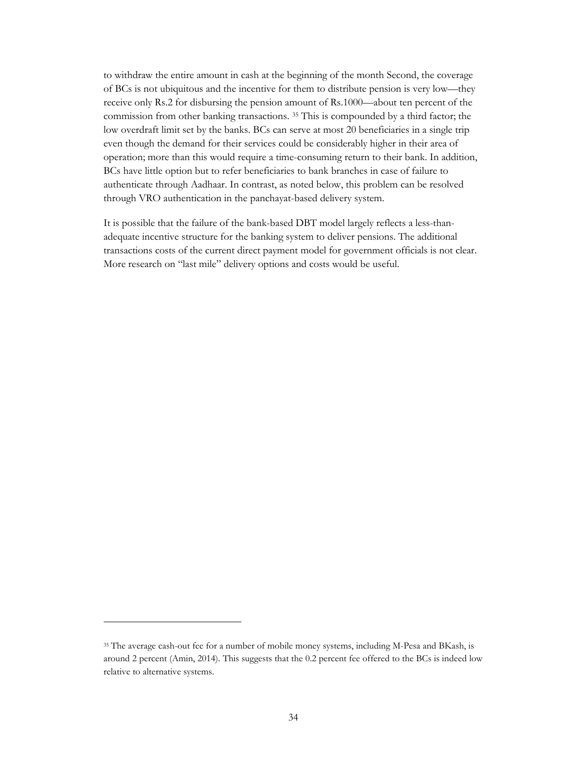to withdraw the entire amount in cash at the beginning of the month Second, the coverage of BCs is not ubiquitous and the incentive for them to distribute pension is very low—they receive only Rs.2 for disbursing the pension amount of Rs.1000—about ten percent of the commission from other banking transactions. [35] This is compounded by a third factor; the low overdraft limit set by the banks. BCs can serve at most 20 beneficiaries in a single trip even though the demand for their services could be considerably higher in their area of operation; more than this would require a time-consuming return to their bank. In addition, BCs have little option but to refer beneficiaries to bank branches in case of failure to authenticate through Aadhaar. In contrast, as noted below, this problem can be resolved through VRO authentication in the panchayat-based delivery system.

It is possible that the failure of the bank-based DBT model largely reflects a less-than-adequate incentive structure for the banking system to deliver pensions. The additional transactions costs of the current direct payment model for government officials is not clear. More research on "last mile" delivery options and costs would be useful.

[35] The average cash-out fee for a number of mobile money systems, including M-Pesa and BKash, is around 2 percent (Amin, 2014). This suggests that the 0.2 percent fee offered to the BCs is indeed low relative to alternative systems.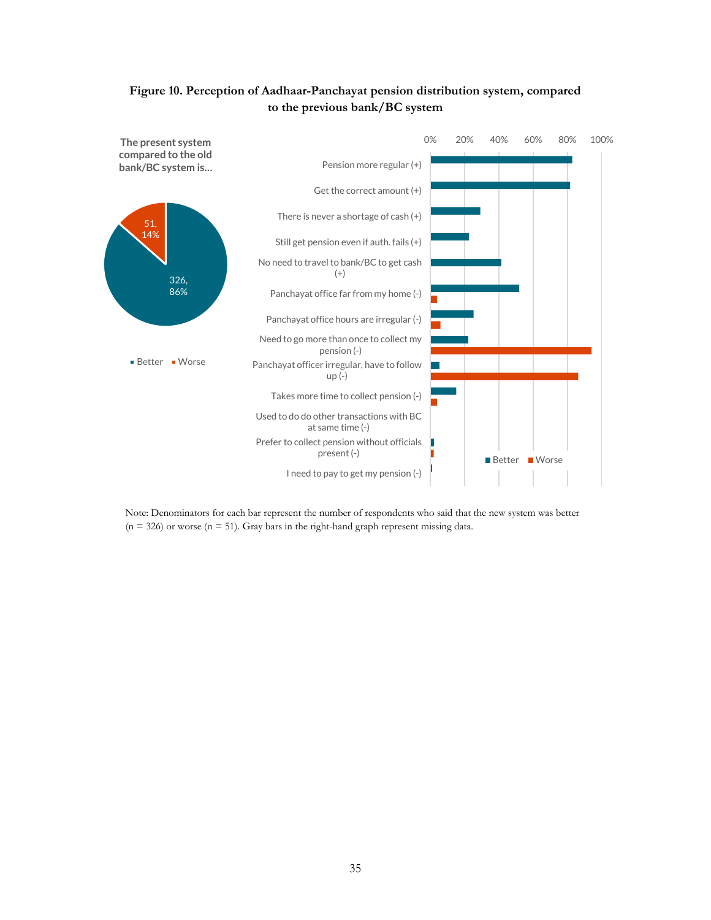**Figure 10. Perception of Aadhaar-Panchayat pension distribution system, compared to the previous bank/BC system**

The present system compared to the old bank/BC system is...

| Response | Count | Percent |
|---|---|---|
| Better | 326 | 86% |
| Worse | 51 | 14% |

| Reason | Better | Worse |
|---|---|---|
| Pension more regular (+) | ~83% | |
| Get the correct amount (+) | ~82% | |
| There is never a shortage of cash (+) | ~29% | |
| Still get pension even if auth. fails (+) | ~22% | |
| No need to travel to bank/BC to get cash (+) | ~41% | |
| Panchayat office far from my home (-) | ~52% | ~4% |
| Panchayat office hours are irregular (-) | ~25% | ~6% |
| Need to go more than once to collect my pension (-) | ~22% | ~94% |
| Panchayat officer irregular, have to follow up (-) | ~5% | ~86% |
| Takes more time to collect pension (-) | ~15% | ~4% |
| Used to do do other transactions with BC at same time (-) | | |
| Prefer to collect pension without officials present (-) | ~2% | ~2% |
| I need to pay to get my pension (-) | ~1% | |

Note: Denominators for each bar represent the number of respondents who said that the new system was better (n = 326) or worse (n = 51). Gray bars in the right-hand graph represent missing data.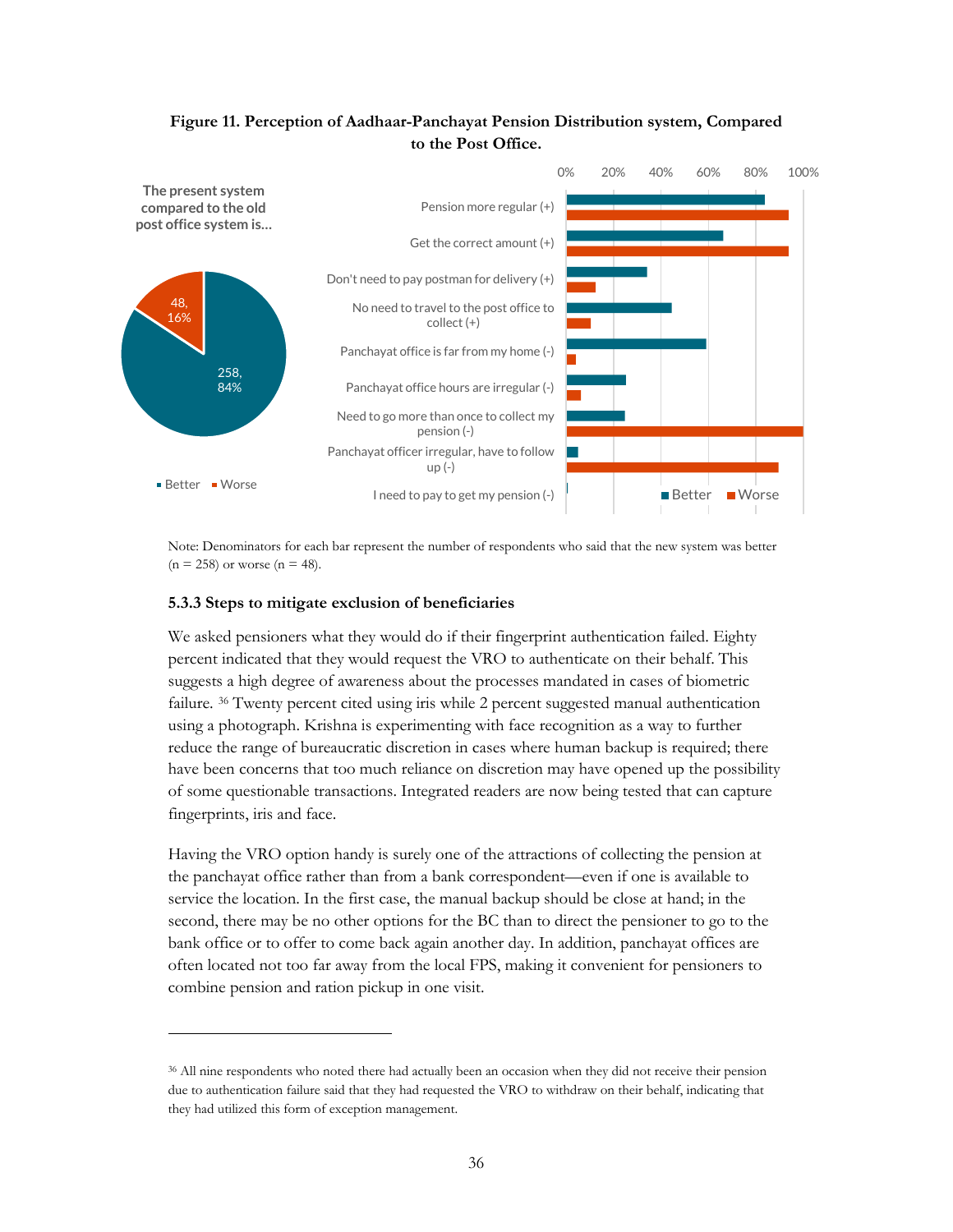**Figure 11. Perception of Aadhaar-Panchayat Pension Distribution system, Compared to the Post Office.**

The present system compared to the old post office system is...

- Better: 258, 84%
- Worse: 48, 16%

| | Better | Worse |
|---|---|---|
| Pension more regular (+) | | |
| Get the correct amount (+) | | |
| Don't need to pay postman for delivery (+) | | |
| No need to travel to the post office to collect (+) | | |
| Panchayat office is far from my home (-) | | |
| Panchayat office hours are irregular (-) | | |
| Need to go more than once to collect my pension (-) | | |
| Panchayat officer irregular, have to follow up (-) | | |
| I need to pay to get my pension (-) | | |

Note: Denominators for each bar represent the number of respondents who said that the new system was better (n = 258) or worse (n = 48).

### 5.3.3 Steps to mitigate exclusion of beneficiaries

We asked pensioners what they would do if their fingerprint authentication failed. Eighty percent indicated that they would request the VRO to authenticate on their behalf. This suggests a high degree of awareness about the processes mandated in cases of biometric failure. [36] Twenty percent cited using iris while 2 percent suggested manual authentication using a photograph. Krishna is experimenting with face recognition as a way to further reduce the range of bureaucratic discretion in cases where human backup is required; there have been concerns that too much reliance on discretion may have opened up the possibility of some questionable transactions. Integrated readers are now being tested that can capture fingerprints, iris and face.

Having the VRO option handy is surely one of the attractions of collecting the pension at the panchayat office rather than from a bank correspondent—even if one is available to service the location. In the first case, the manual backup should be close at hand; in the second, there may be no other options for the BC than to direct the pensioner to go to the bank office or to offer to come back again another day. In addition, panchayat offices are often located not too far away from the local FPS, making it convenient for pensioners to combine pension and ration pickup in one visit.

[36] All nine respondents who noted there had actually been an occasion when they did not receive their pension due to authentication failure said that they had requested the VRO to withdraw on their behalf, indicating that they had utilized this form of exception management.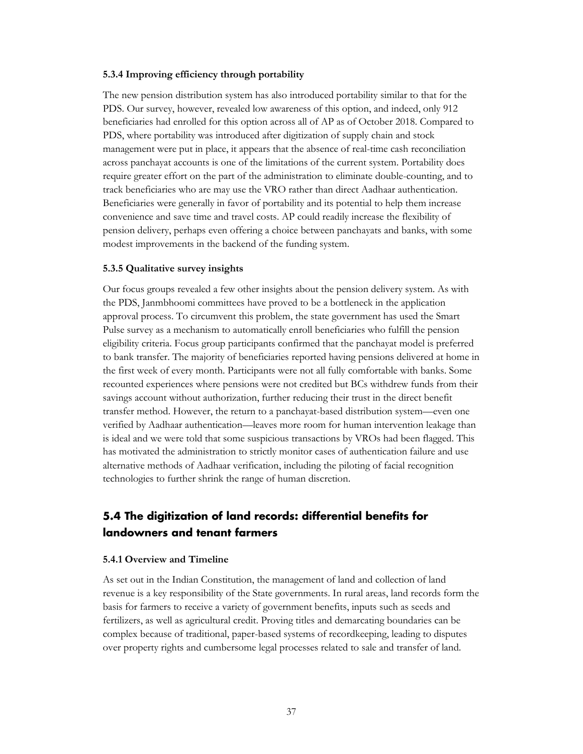#### 5.3.4 Improving efficiency through portability

The new pension distribution system has also introduced portability similar to that for the PDS. Our survey, however, revealed low awareness of this option, and indeed, only 912 beneficiaries had enrolled for this option across all of AP as of October 2018. Compared to PDS, where portability was introduced after digitization of supply chain and stock management were put in place, it appears that the absence of real-time cash reconciliation across panchayat accounts is one of the limitations of the current system. Portability does require greater effort on the part of the administration to eliminate double-counting, and to track beneficiaries who are may use the VRO rather than direct Aadhaar authentication. Beneficiaries were generally in favor of portability and its potential to help them increase convenience and save time and travel costs. AP could readily increase the flexibility of pension delivery, perhaps even offering a choice between panchayats and banks, with some modest improvements in the backend of the funding system.

#### 5.3.5 Qualitative survey insights

Our focus groups revealed a few other insights about the pension delivery system. As with the PDS, Janmbhoomi committees have proved to be a bottleneck in the application approval process. To circumvent this problem, the state government has used the Smart Pulse survey as a mechanism to automatically enroll beneficiaries who fulfill the pension eligibility criteria. Focus group participants confirmed that the panchayat model is preferred to bank transfer. The majority of beneficiaries reported having pensions delivered at home in the first week of every month. Participants were not all fully comfortable with banks. Some recounted experiences where pensions were not credited but BCs withdrew funds from their savings account without authorization, further reducing their trust in the direct benefit transfer method. However, the return to a panchayat-based distribution system—even one verified by Aadhaar authentication—leaves more room for human intervention leakage than is ideal and we were told that some suspicious transactions by VROs had been flagged. This has motivated the administration to strictly monitor cases of authentication failure and use alternative methods of Aadhaar verification, including the piloting of facial recognition technologies to further shrink the range of human discretion.

### 5.4 The digitization of land records: differential benefits for landowners and tenant farmers

#### 5.4.1 Overview and Timeline

As set out in the Indian Constitution, the management of land and collection of land revenue is a key responsibility of the State governments. In rural areas, land records form the basis for farmers to receive a variety of government benefits, inputs such as seeds and fertilizers, as well as agricultural credit. Proving titles and demarcating boundaries can be complex because of traditional, paper-based systems of recordkeeping, leading to disputes over property rights and cumbersome legal processes related to sale and transfer of land.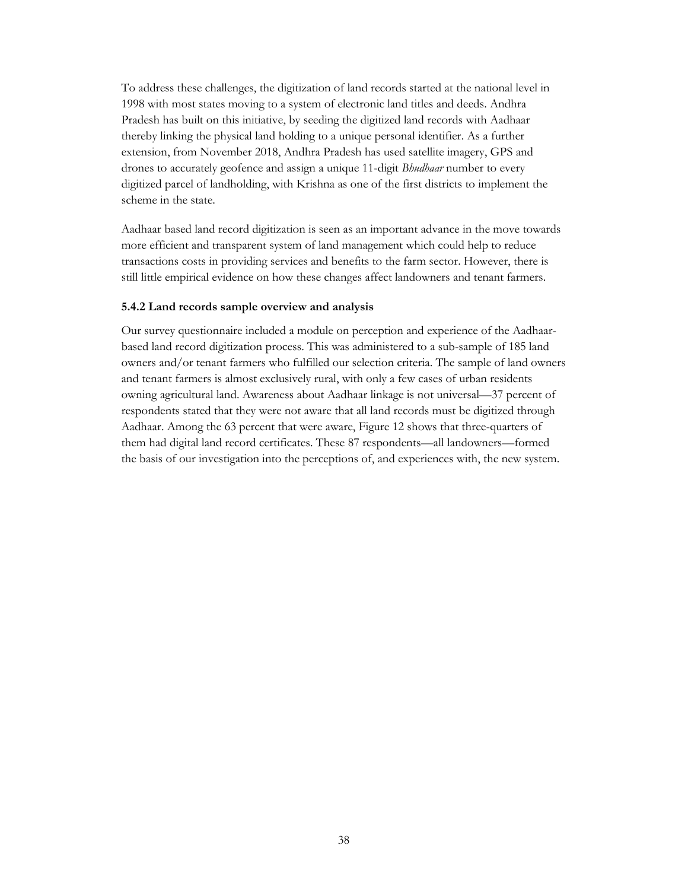To address these challenges, the digitization of land records started at the national level in 1998 with most states moving to a system of electronic land titles and deeds. Andhra Pradesh has built on this initiative, by seeding the digitized land records with Aadhaar thereby linking the physical land holding to a unique personal identifier. As a further extension, from November 2018, Andhra Pradesh has used satellite imagery, GPS and drones to accurately geofence and assign a unique 11-digit *Bhudhaar* number to every digitized parcel of landholding, with Krishna as one of the first districts to implement the scheme in the state.

Aadhaar based land record digitization is seen as an important advance in the move towards more efficient and transparent system of land management which could help to reduce transactions costs in providing services and benefits to the farm sector. However, there is still little empirical evidence on how these changes affect landowners and tenant farmers.

### 5.4.2 Land records sample overview and analysis

Our survey questionnaire included a module on perception and experience of the Aadhaar-based land record digitization process. This was administered to a sub-sample of 185 land owners and/or tenant farmers who fulfilled our selection criteria. The sample of land owners and tenant farmers is almost exclusively rural, with only a few cases of urban residents owning agricultural land. Awareness about Aadhaar linkage is not universal—37 percent of respondents stated that they were not aware that all land records must be digitized through Aadhaar. Among the 63 percent that were aware, Figure 12 shows that three-quarters of them had digital land record certificates. These 87 respondents—all landowners—formed the basis of our investigation into the perceptions of, and experiences with, the new system.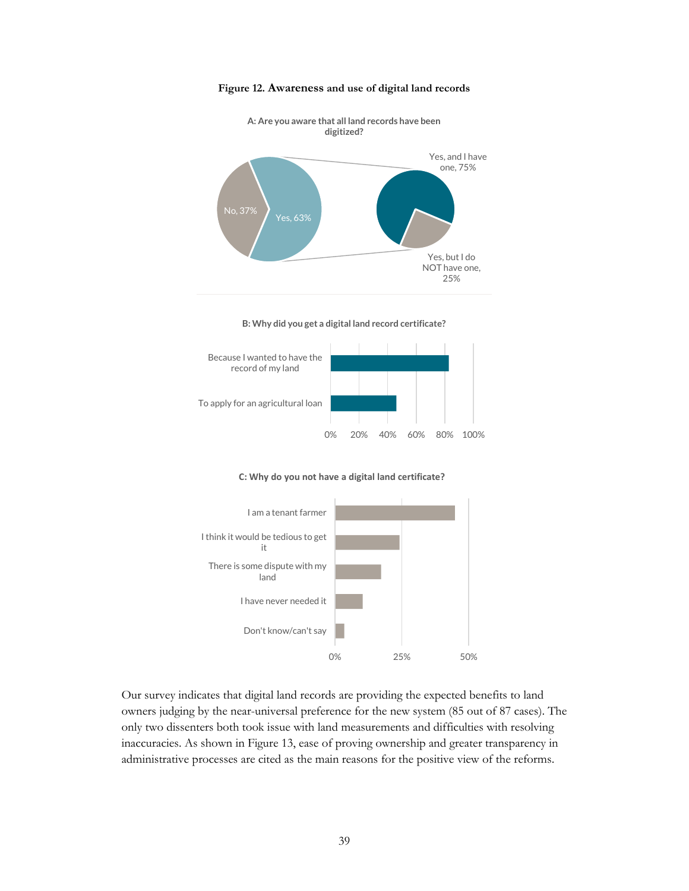**Figure 12. Awareness and use of digital land records**

**A: Are you aware that all land records have been digitized?**

No, 37%

Yes, 63%

Yes, and I have one, 75%

Yes, but I do NOT have one, 25%

**B: Why did you get a digital land record certificate?**

Because I wanted to have the record of my land

To apply for an agricultural loan

0% 20% 40% 60% 80% 100%

**C: Why do you not have a digital land certificate?**

I am a tenant farmer

I think it would be tedious to get it

There is some dispute with my land

I have never needed it

Don't know/can't say

0% 25% 50%

Our survey indicates that digital land records are providing the expected benefits to land owners judging by the near-universal preference for the new system (85 out of 87 cases). The only two dissenters both took issue with land measurements and difficulties with resolving inaccuracies. As shown in Figure 13, ease of proving ownership and greater transparency in administrative processes are cited as the main reasons for the positive view of the reforms.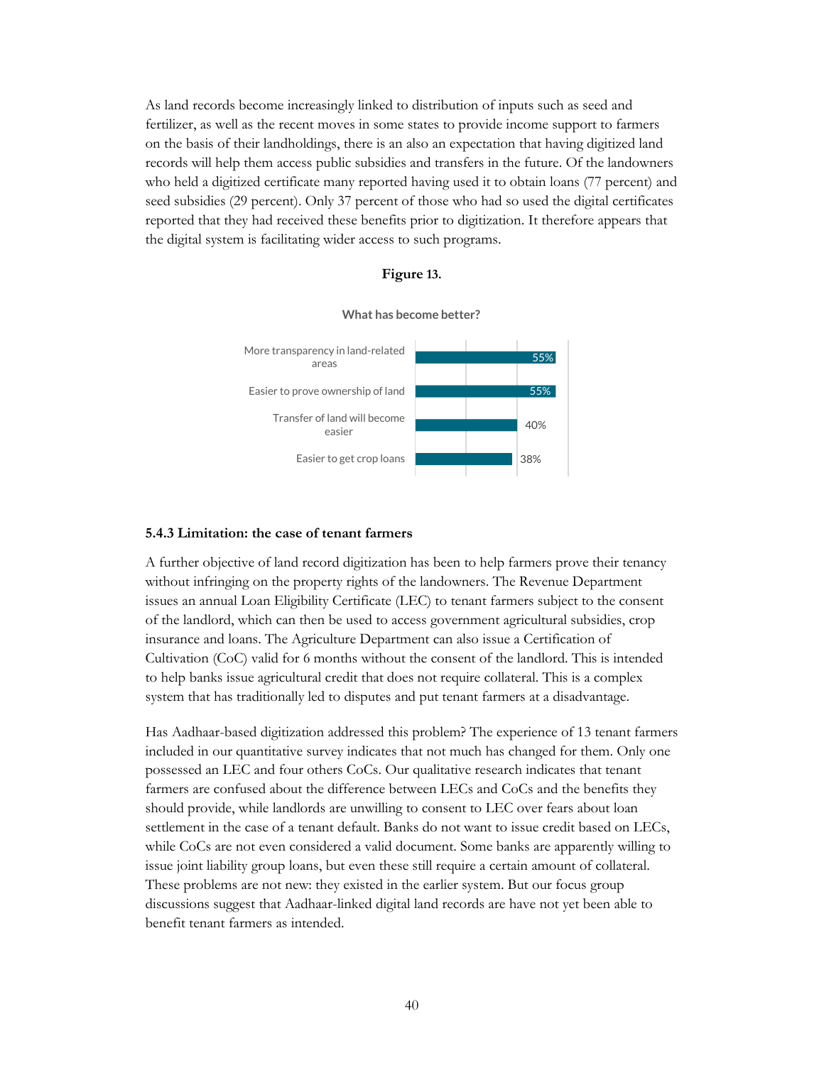As land records become increasingly linked to distribution of inputs such as seed and fertilizer, as well as the recent moves in some states to provide income support to farmers on the basis of their landholdings, there is an also an expectation that having digitized land records will help them access public subsidies and transfers in the future. Of the landowners who held a digitized certificate many reported having used it to obtain loans (77 percent) and seed subsidies (29 percent). Only 37 percent of those who had so used the digital certificates reported that they had received these benefits prior to digitization. It therefore appears that the digital system is facilitating wider access to such programs.

**Figure 13.**

**What has become better?**

| | |
|---|---|
| More transparency in land-related areas | 55% |
| Easier to prove ownership of land | 55% |
| Transfer of land will become easier | 40% |
| Easier to get crop loans | 38% |

### 5.4.3 Limitation: the case of tenant farmers

A further objective of land record digitization has been to help farmers prove their tenancy without infringing on the property rights of the landowners. The Revenue Department issues an annual Loan Eligibility Certificate (LEC) to tenant farmers subject to the consent of the landlord, which can then be used to access government agricultural subsidies, crop insurance and loans. The Agriculture Department can also issue a Certification of Cultivation (CoC) valid for 6 months without the consent of the landlord. This is intended to help banks issue agricultural credit that does not require collateral. This is a complex system that has traditionally led to disputes and put tenant farmers at a disadvantage.

Has Aadhaar-based digitization addressed this problem? The experience of 13 tenant farmers included in our quantitative survey indicates that not much has changed for them. Only one possessed an LEC and four others CoCs. Our qualitative research indicates that tenant farmers are confused about the difference between LECs and CoCs and the benefits they should provide, while landlords are unwilling to consent to LEC over fears about loan settlement in the case of a tenant default. Banks do not want to issue credit based on LECs, while CoCs are not even considered a valid document. Some banks are apparently willing to issue joint liability group loans, but even these still require a certain amount of collateral. These problems are not new: they existed in the earlier system. But our focus group discussions suggest that Aadhaar-linked digital land records are have not yet been able to benefit tenant farmers as intended.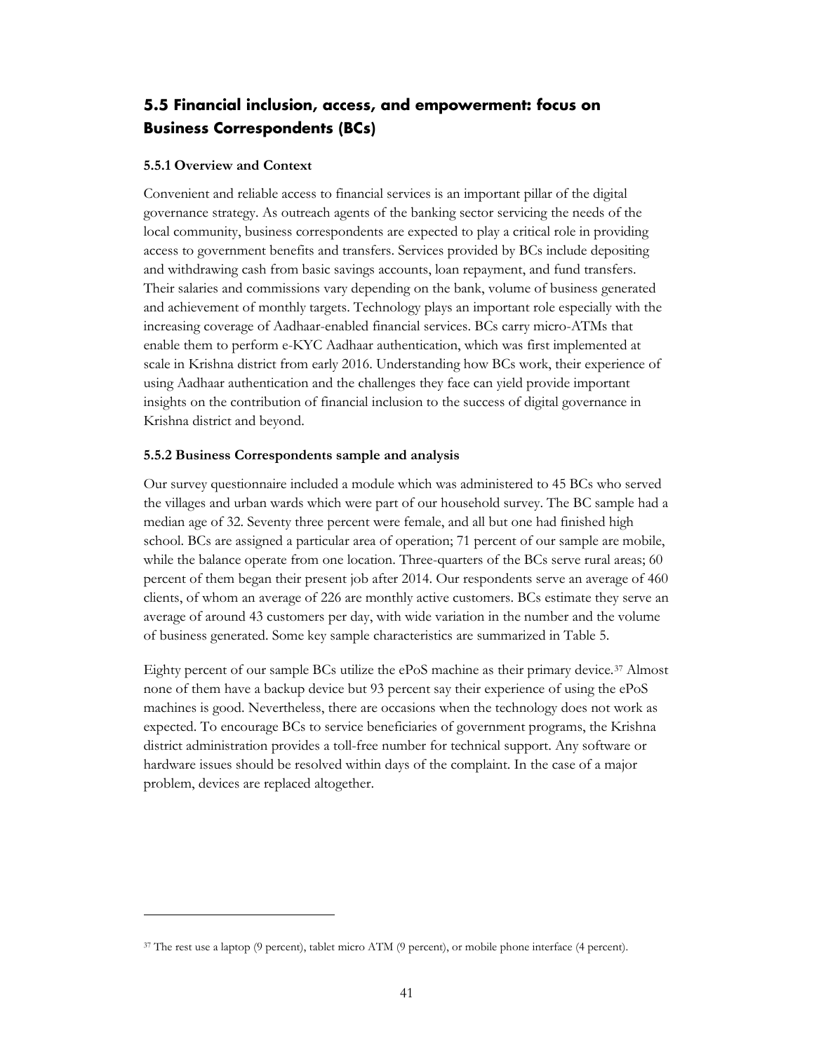## 5.5 Financial inclusion, access, and empowerment: focus on Business Correspondents (BCs)

### 5.5.1 Overview and Context

Convenient and reliable access to financial services is an important pillar of the digital governance strategy. As outreach agents of the banking sector servicing the needs of the local community, business correspondents are expected to play a critical role in providing access to government benefits and transfers. Services provided by BCs include depositing and withdrawing cash from basic savings accounts, loan repayment, and fund transfers. Their salaries and commissions vary depending on the bank, volume of business generated and achievement of monthly targets. Technology plays an important role especially with the increasing coverage of Aadhaar-enabled financial services. BCs carry micro-ATMs that enable them to perform e-KYC Aadhaar authentication, which was first implemented at scale in Krishna district from early 2016. Understanding how BCs work, their experience of using Aadhaar authentication and the challenges they face can yield provide important insights on the contribution of financial inclusion to the success of digital governance in Krishna district and beyond.

### 5.5.2 Business Correspondents sample and analysis

Our survey questionnaire included a module which was administered to 45 BCs who served the villages and urban wards which were part of our household survey. The BC sample had a median age of 32. Seventy three percent were female, and all but one had finished high school. BCs are assigned a particular area of operation; 71 percent of our sample are mobile, while the balance operate from one location. Three-quarters of the BCs serve rural areas; 60 percent of them began their present job after 2014. Our respondents serve an average of 460 clients, of whom an average of 226 are monthly active customers. BCs estimate they serve an average of around 43 customers per day, with wide variation in the number and the volume of business generated. Some key sample characteristics are summarized in Table 5.

Eighty percent of our sample BCs utilize the ePoS machine as their primary device.[37] Almost none of them have a backup device but 93 percent say their experience of using the ePoS machines is good. Nevertheless, there are occasions when the technology does not work as expected. To encourage BCs to service beneficiaries of government programs, the Krishna district administration provides a toll-free number for technical support. Any software or hardware issues should be resolved within days of the complaint. In the case of a major problem, devices are replaced altogether.

[37] The rest use a laptop (9 percent), tablet micro ATM (9 percent), or mobile phone interface (4 percent).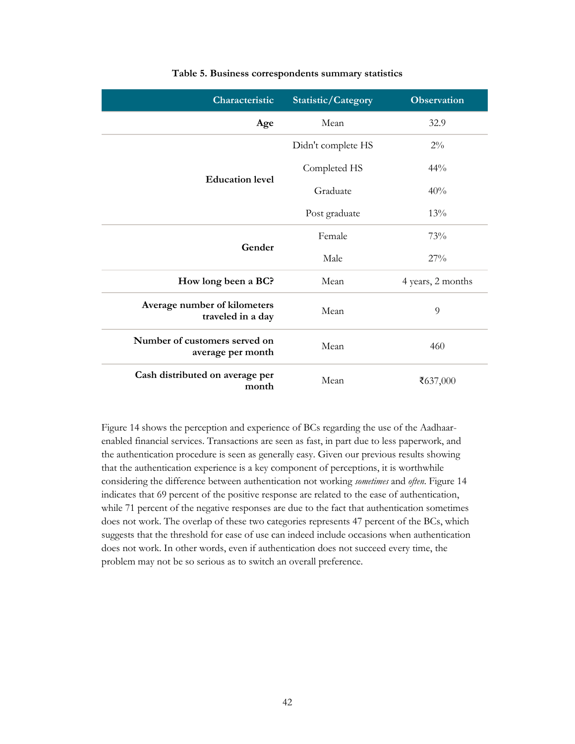**Table 5. Business correspondents summary statistics**

| Characteristic | Statistic/Category | Observation |
|---|---|---|
| **Age** | Mean | 32.9 |
| **Education level** | Didn't complete HS | 2% |
| | Completed HS | 44% |
| | Graduate | 40% |
| | Post graduate | 13% |
| **Gender** | Female | 73% |
| | Male | 27% |
| **How long been a BC?** | Mean | 4 years, 2 months |
| **Average number of kilometers traveled in a day** | Mean | 9 |
| **Number of customers served on average per month** | Mean | 460 |
| **Cash distributed on average per month** | Mean | ₹637,000 |

Figure 14 shows the perception and experience of BCs regarding the use of the Aadhaar-enabled financial services. Transactions are seen as fast, in part due to less paperwork, and the authentication procedure is seen as generally easy. Given our previous results showing that the authentication experience is a key component of perceptions, it is worthwhile considering the difference between authentication not working *sometimes* and *often*. Figure 14 indicates that 69 percent of the positive response are related to the ease of authentication, while 71 percent of the negative responses are due to the fact that authentication sometimes does not work. The overlap of these two categories represents 47 percent of the BCs, which suggests that the threshold for ease of use can indeed include occasions when authentication does not work. In other words, even if authentication does not succeed every time, the problem may not be so serious as to switch an overall preference.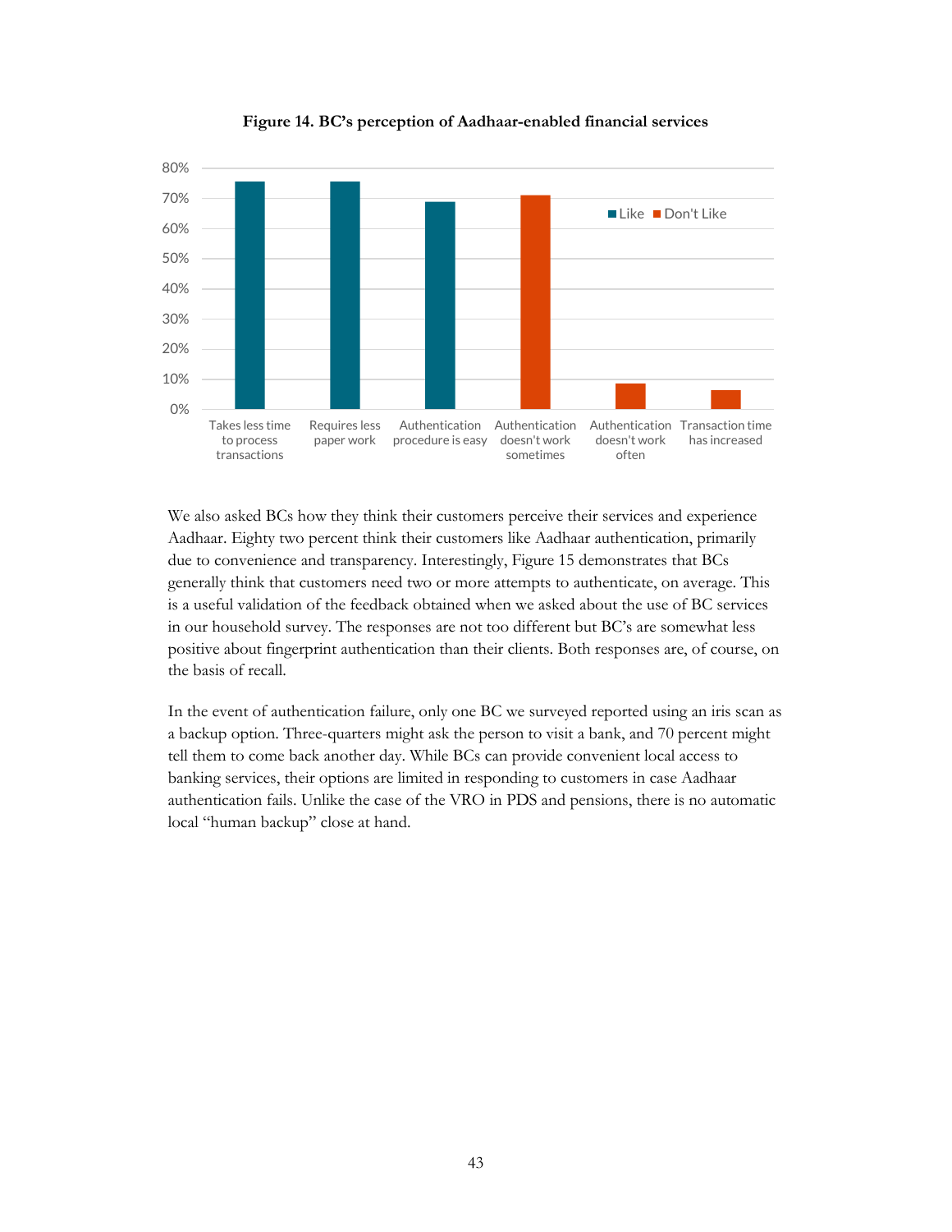**Figure 14. BC's perception of Aadhaar-enabled financial services**

We also asked BCs how they think their customers perceive their services and experience Aadhaar. Eighty two percent think their customers like Aadhaar authentication, primarily due to convenience and transparency. Interestingly, Figure 15 demonstrates that BCs generally think that customers need two or more attempts to authenticate, on average. This is a useful validation of the feedback obtained when we asked about the use of BC services in our household survey. The responses are not too different but BC's are somewhat less positive about fingerprint authentication than their clients. Both responses are, of course, on the basis of recall.

In the event of authentication failure, only one BC we surveyed reported using an iris scan as a backup option. Three-quarters might ask the person to visit a bank, and 70 percent might tell them to come back another day. While BCs can provide convenient local access to banking services, their options are limited in responding to customers in case Aadhaar authentication fails. Unlike the case of the VRO in PDS and pensions, there is no automatic local "human backup" close at hand.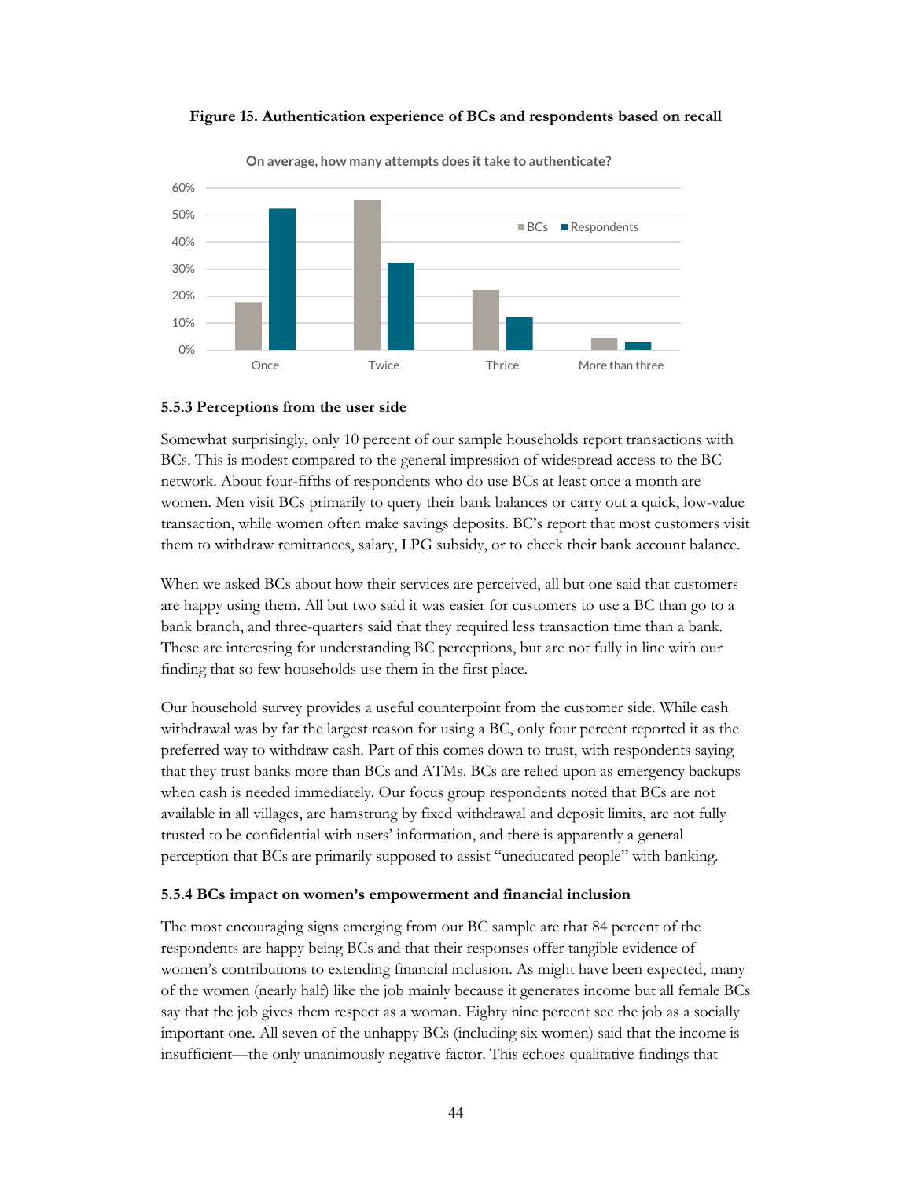**Figure 15. Authentication experience of BCs and respondents based on recall**

### 5.5.3 Perceptions from the user side

Somewhat surprisingly, only 10 percent of our sample households report transactions with BCs. This is modest compared to the general impression of widespread access to the BC network. About four-fifths of respondents who do use BCs at least once a month are women. Men visit BCs primarily to query their bank balances or carry out a quick, low-value transaction, while women often make savings deposits. BC's report that most customers visit them to withdraw remittances, salary, LPG subsidy, or to check their bank account balance.

When we asked BCs about how their services are perceived, all but one said that customers are happy using them. All but two said it was easier for customers to use a BC than go to a bank branch, and three-quarters said that they required less transaction time than a bank. These are interesting for understanding BC perceptions, but are not fully in line with our finding that so few households use them in the first place.

Our household survey provides a useful counterpoint from the customer side. While cash withdrawal was by far the largest reason for using a BC, only four percent reported it as the preferred way to withdraw cash. Part of this comes down to trust, with respondents saying that they trust banks more than BCs and ATMs. BCs are relied upon as emergency backups when cash is needed immediately. Our focus group respondents noted that BCs are not available in all villages, are hamstrung by fixed withdrawal and deposit limits, are not fully trusted to be confidential with users' information, and there is apparently a general perception that BCs are primarily supposed to assist "uneducated people" with banking.

### 5.5.4 BCs impact on women's empowerment and financial inclusion

The most encouraging signs emerging from our BC sample are that 84 percent of the respondents are happy being BCs and that their responses offer tangible evidence of women's contributions to extending financial inclusion. As might have been expected, many of the women (nearly half) like the job mainly because it generates income but all female BCs say that the job gives them respect as a woman. Eighty nine percent see the job as a socially important one. All seven of the unhappy BCs (including six women) said that the income is insufficient—the only unanimously negative factor. This echoes qualitative findings that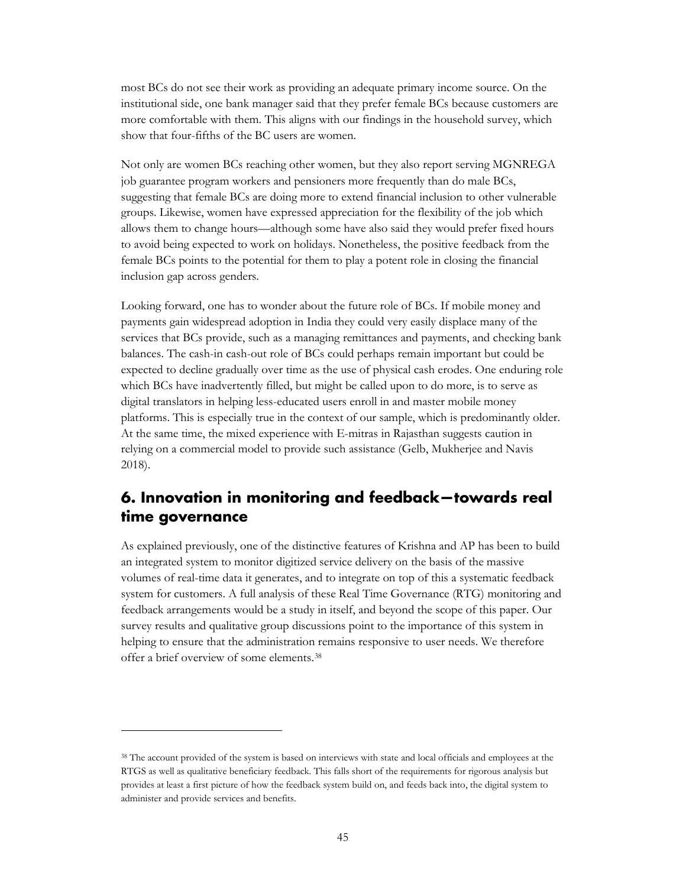most BCs do not see their work as providing an adequate primary income source. On the institutional side, one bank manager said that they prefer female BCs because customers are more comfortable with them. This aligns with our findings in the household survey, which show that four-fifths of the BC users are women.

Not only are women BCs reaching other women, but they also report serving MGNREGA job guarantee program workers and pensioners more frequently than do male BCs, suggesting that female BCs are doing more to extend financial inclusion to other vulnerable groups. Likewise, women have expressed appreciation for the flexibility of the job which allows them to change hours—although some have also said they would prefer fixed hours to avoid being expected to work on holidays. Nonetheless, the positive feedback from the female BCs points to the potential for them to play a potent role in closing the financial inclusion gap across genders.

Looking forward, one has to wonder about the future role of BCs. If mobile money and payments gain widespread adoption in India they could very easily displace many of the services that BCs provide, such as a managing remittances and payments, and checking bank balances. The cash-in cash-out role of BCs could perhaps remain important but could be expected to decline gradually over time as the use of physical cash erodes. One enduring role which BCs have inadvertently filled, but might be called upon to do more, is to serve as digital translators in helping less-educated users enroll in and master mobile money platforms. This is especially true in the context of our sample, which is predominantly older. At the same time, the mixed experience with E-mitras in Rajasthan suggests caution in relying on a commercial model to provide such assistance (Gelb, Mukherjee and Navis 2018).

## 6. Innovation in monitoring and feedback—towards real time governance

As explained previously, one of the distinctive features of Krishna and AP has been to build an integrated system to monitor digitized service delivery on the basis of the massive volumes of real-time data it generates, and to integrate on top of this a systematic feedback system for customers. A full analysis of these Real Time Governance (RTG) monitoring and feedback arrangements would be a study in itself, and beyond the scope of this paper. Our survey results and qualitative group discussions point to the importance of this system in helping to ensure that the administration remains responsive to user needs. We therefore offer a brief overview of some elements.[38]

---

[38] The account provided of the system is based on interviews with state and local officials and employees at the RTGS as well as qualitative beneficiary feedback. This falls short of the requirements for rigorous analysis but provides at least a first picture of how the feedback system build on, and feeds back into, the digital system to administer and provide services and benefits.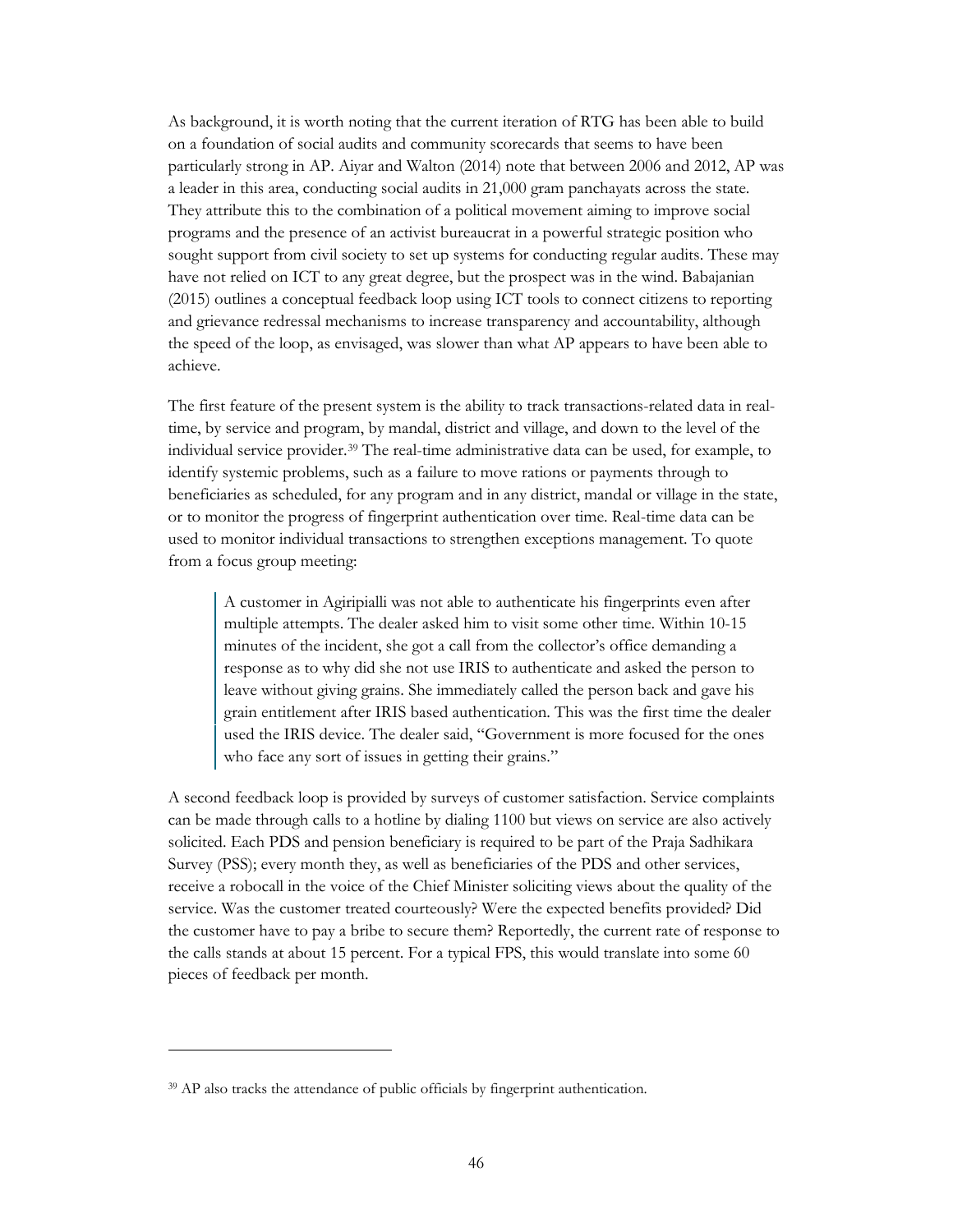As background, it is worth noting that the current iteration of RTG has been able to build on a foundation of social audits and community scorecards that seems to have been particularly strong in AP. Aiyar and Walton (2014) note that between 2006 and 2012, AP was a leader in this area, conducting social audits in 21,000 gram panchayats across the state. They attribute this to the combination of a political movement aiming to improve social programs and the presence of an activist bureaucrat in a powerful strategic position who sought support from civil society to set up systems for conducting regular audits. These may have not relied on ICT to any great degree, but the prospect was in the wind. Babajanian (2015) outlines a conceptual feedback loop using ICT tools to connect citizens to reporting and grievance redressal mechanisms to increase transparency and accountability, although the speed of the loop, as envisaged, was slower than what AP appears to have been able to achieve.

The first feature of the present system is the ability to track transactions-related data in real-time, by service and program, by mandal, district and village, and down to the level of the individual service provider.[39] The real-time administrative data can be used, for example, to identify systemic problems, such as a failure to move rations or payments through to beneficiaries as scheduled, for any program and in any district, mandal or village in the state, or to monitor the progress of fingerprint authentication over time. Real-time data can be used to monitor individual transactions to strengthen exceptions management. To quote from a focus group meeting:

> A customer in Agiripialli was not able to authenticate his fingerprints even after multiple attempts. The dealer asked him to visit some other time. Within 10-15 minutes of the incident, she got a call from the collector's office demanding a response as to why did she not use IRIS to authenticate and asked the person to leave without giving grains. She immediately called the person back and gave his grain entitlement after IRIS based authentication. This was the first time the dealer used the IRIS device. The dealer said, "Government is more focused for the ones who face any sort of issues in getting their grains."

A second feedback loop is provided by surveys of customer satisfaction. Service complaints can be made through calls to a hotline by dialing 1100 but views on service are also actively solicited. Each PDS and pension beneficiary is required to be part of the Praja Sadhikara Survey (PSS); every month they, as well as beneficiaries of the PDS and other services, receive a robocall in the voice of the Chief Minister soliciting views about the quality of the service. Was the customer treated courteously? Were the expected benefits provided? Did the customer have to pay a bribe to secure them? Reportedly, the current rate of response to the calls stands at about 15 percent. For a typical FPS, this would translate into some 60 pieces of feedback per month.

---

[39] AP also tracks the attendance of public officials by fingerprint authentication.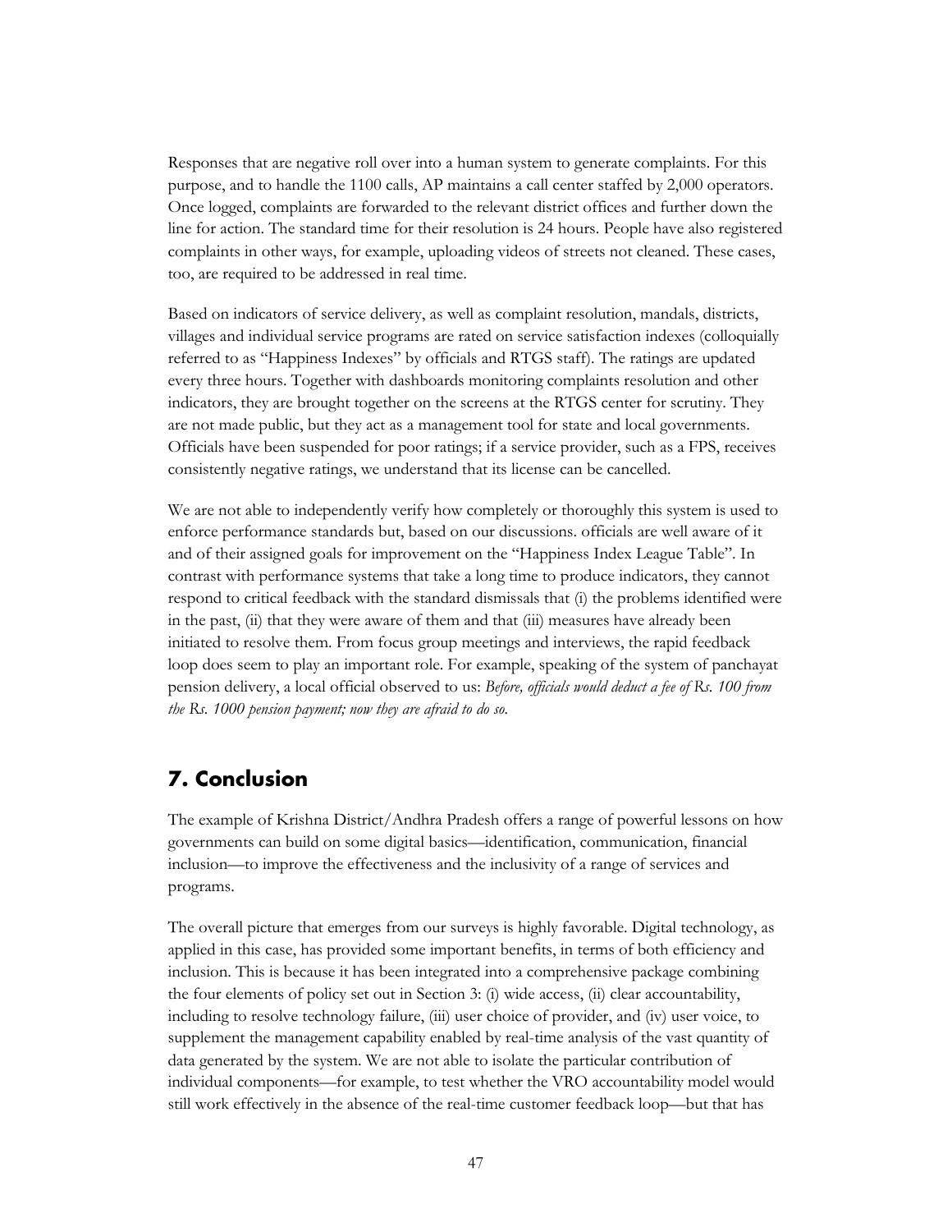Responses that are negative roll over into a human system to generate complaints. For this purpose, and to handle the 1100 calls, AP maintains a call center staffed by 2,000 operators. Once logged, complaints are forwarded to the relevant district offices and further down the line for action. The standard time for their resolution is 24 hours. People have also registered complaints in other ways, for example, uploading videos of streets not cleaned. These cases, too, are required to be addressed in real time.

Based on indicators of service delivery, as well as complaint resolution, mandals, districts, villages and individual service programs are rated on service satisfaction indexes (colloquially referred to as "Happiness Indexes" by officials and RTGS staff). The ratings are updated every three hours. Together with dashboards monitoring complaints resolution and other indicators, they are brought together on the screens at the RTGS center for scrutiny. They are not made public, but they act as a management tool for state and local governments. Officials have been suspended for poor ratings; if a service provider, such as a FPS, receives consistently negative ratings, we understand that its license can be cancelled.

We are not able to independently verify how completely or thoroughly this system is used to enforce performance standards but, based on our discussions. officials are well aware of it and of their assigned goals for improvement on the "Happiness Index League Table". In contrast with performance systems that take a long time to produce indicators, they cannot respond to critical feedback with the standard dismissals that (i) the problems identified were in the past, (ii) that they were aware of them and that (iii) measures have already been initiated to resolve them. From focus group meetings and interviews, the rapid feedback loop does seem to play an important role. For example, speaking of the system of panchayat pension delivery, a local official observed to us: *Before, officials would deduct a fee of Rs. 100 from the Rs. 1000 pension payment; now they are afraid to do so.*

## 7. Conclusion

The example of Krishna District/Andhra Pradesh offers a range of powerful lessons on how governments can build on some digital basics—identification, communication, financial inclusion—to improve the effectiveness and the inclusivity of a range of services and programs.

The overall picture that emerges from our surveys is highly favorable. Digital technology, as applied in this case, has provided some important benefits, in terms of both efficiency and inclusion. This is because it has been integrated into a comprehensive package combining the four elements of policy set out in Section 3: (i) wide access, (ii) clear accountability, including to resolve technology failure, (iii) user choice of provider, and (iv) user voice, to supplement the management capability enabled by real-time analysis of the vast quantity of data generated by the system. We are not able to isolate the particular contribution of individual components—for example, to test whether the VRO accountability model would still work effectively in the absence of the real-time customer feedback loop—but that has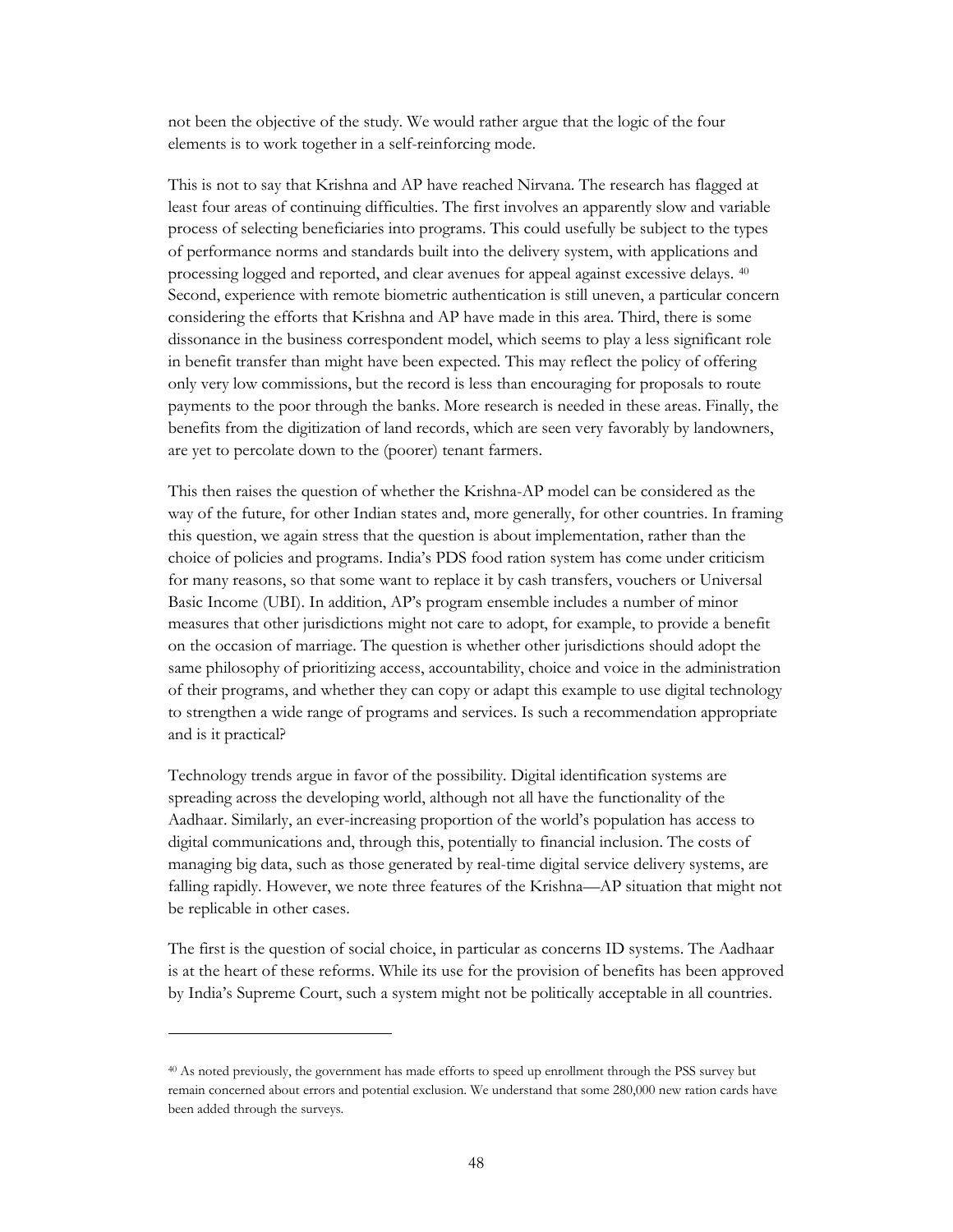not been the objective of the study. We would rather argue that the logic of the four elements is to work together in a self-reinforcing mode.

This is not to say that Krishna and AP have reached Nirvana. The research has flagged at least four areas of continuing difficulties. The first involves an apparently slow and variable process of selecting beneficiaries into programs. This could usefully be subject to the types of performance norms and standards built into the delivery system, with applications and processing logged and reported, and clear avenues for appeal against excessive delays. [40] Second, experience with remote biometric authentication is still uneven, a particular concern considering the efforts that Krishna and AP have made in this area. Third, there is some dissonance in the business correspondent model, which seems to play a less significant role in benefit transfer than might have been expected. This may reflect the policy of offering only very low commissions, but the record is less than encouraging for proposals to route payments to the poor through the banks. More research is needed in these areas. Finally, the benefits from the digitization of land records, which are seen very favorably by landowners, are yet to percolate down to the (poorer) tenant farmers.

This then raises the question of whether the Krishna-AP model can be considered as the way of the future, for other Indian states and, more generally, for other countries. In framing this question, we again stress that the question is about implementation, rather than the choice of policies and programs. India's PDS food ration system has come under criticism for many reasons, so that some want to replace it by cash transfers, vouchers or Universal Basic Income (UBI). In addition, AP's program ensemble includes a number of minor measures that other jurisdictions might not care to adopt, for example, to provide a benefit on the occasion of marriage. The question is whether other jurisdictions should adopt the same philosophy of prioritizing access, accountability, choice and voice in the administration of their programs, and whether they can copy or adapt this example to use digital technology to strengthen a wide range of programs and services. Is such a recommendation appropriate and is it practical?

Technology trends argue in favor of the possibility. Digital identification systems are spreading across the developing world, although not all have the functionality of the Aadhaar. Similarly, an ever-increasing proportion of the world's population has access to digital communications and, through this, potentially to financial inclusion. The costs of managing big data, such as those generated by real-time digital service delivery systems, are falling rapidly. However, we note three features of the Krishna—AP situation that might not be replicable in other cases.

The first is the question of social choice, in particular as concerns ID systems. The Aadhaar is at the heart of these reforms. While its use for the provision of benefits has been approved by India's Supreme Court, such a system might not be politically acceptable in all countries.

---

[40] As noted previously, the government has made efforts to speed up enrollment through the PSS survey but remain concerned about errors and potential exclusion. We understand that some 280,000 new ration cards have been added through the surveys.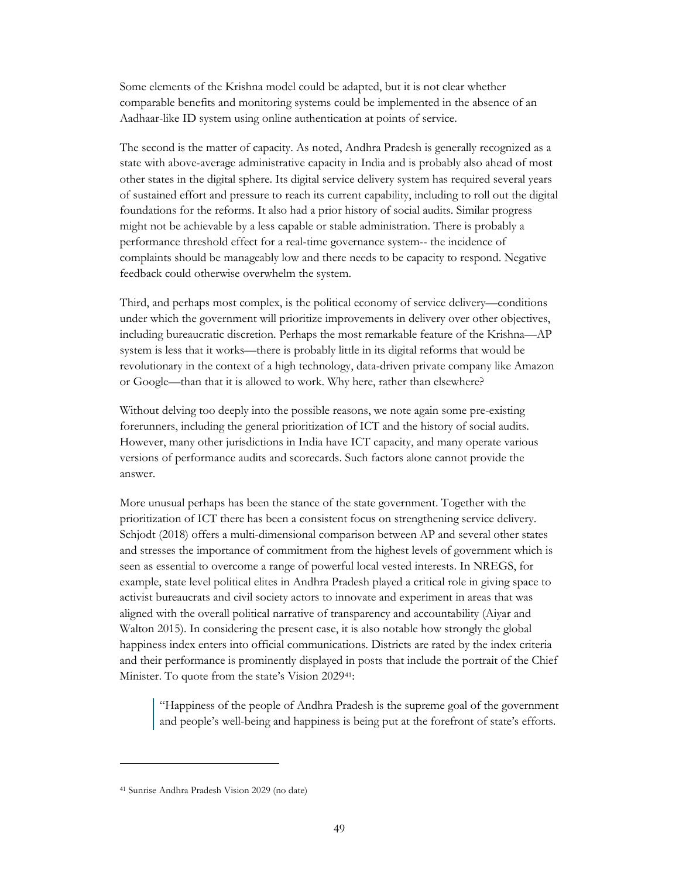Some elements of the Krishna model could be adapted, but it is not clear whether comparable benefits and monitoring systems could be implemented in the absence of an Aadhaar-like ID system using online authentication at points of service.

The second is the matter of capacity. As noted, Andhra Pradesh is generally recognized as a state with above-average administrative capacity in India and is probably also ahead of most other states in the digital sphere. Its digital service delivery system has required several years of sustained effort and pressure to reach its current capability, including to roll out the digital foundations for the reforms. It also had a prior history of social audits. Similar progress might not be achievable by a less capable or stable administration. There is probably a performance threshold effect for a real-time governance system-- the incidence of complaints should be manageably low and there needs to be capacity to respond. Negative feedback could otherwise overwhelm the system.

Third, and perhaps most complex, is the political economy of service delivery—conditions under which the government will prioritize improvements in delivery over other objectives, including bureaucratic discretion. Perhaps the most remarkable feature of the Krishna—AP system is less that it works—there is probably little in its digital reforms that would be revolutionary in the context of a high technology, data-driven private company like Amazon or Google—than that it is allowed to work. Why here, rather than elsewhere?

Without delving too deeply into the possible reasons, we note again some pre-existing forerunners, including the general prioritization of ICT and the history of social audits. However, many other jurisdictions in India have ICT capacity, and many operate various versions of performance audits and scorecards. Such factors alone cannot provide the answer.

More unusual perhaps has been the stance of the state government. Together with the prioritization of ICT there has been a consistent focus on strengthening service delivery. Schjodt (2018) offers a multi-dimensional comparison between AP and several other states and stresses the importance of commitment from the highest levels of government which is seen as essential to overcome a range of powerful local vested interests. In NREGS, for example, state level political elites in Andhra Pradesh played a critical role in giving space to activist bureaucrats and civil society actors to innovate and experiment in areas that was aligned with the overall political narrative of transparency and accountability (Aiyar and Walton 2015). In considering the present case, it is also notable how strongly the global happiness index enters into official communications. Districts are rated by the index criteria and their performance is prominently displayed in posts that include the portrait of the Chief Minister. To quote from the state's Vision 2029[41]:

> "Happiness of the people of Andhra Pradesh is the supreme goal of the government and people's well-being and happiness is being put at the forefront of state's efforts.

---

[41] Sunrise Andhra Pradesh Vision 2029 (no date)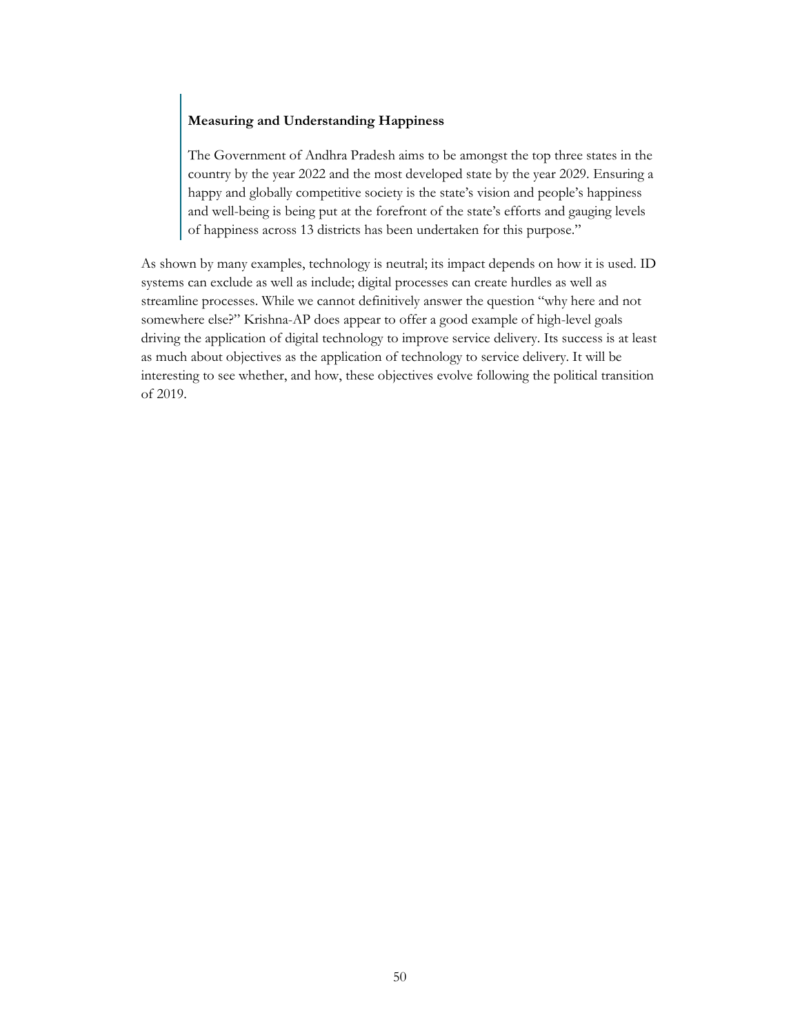> **Measuring and Understanding Happiness**
>
> The Government of Andhra Pradesh aims to be amongst the top three states in the country by the year 2022 and the most developed state by the year 2029. Ensuring a happy and globally competitive society is the state's vision and people's happiness and well-being is being put at the forefront of the state's efforts and gauging levels of happiness across 13 districts has been undertaken for this purpose."

As shown by many examples, technology is neutral; its impact depends on how it is used. ID systems can exclude as well as include; digital processes can create hurdles as well as streamline processes. While we cannot definitively answer the question "why here and not somewhere else?" Krishna-AP does appear to offer a good example of high-level goals driving the application of digital technology to improve service delivery. Its success is at least as much about objectives as the application of technology to service delivery. It will be interesting to see whether, and how, these objectives evolve following the political transition of 2019.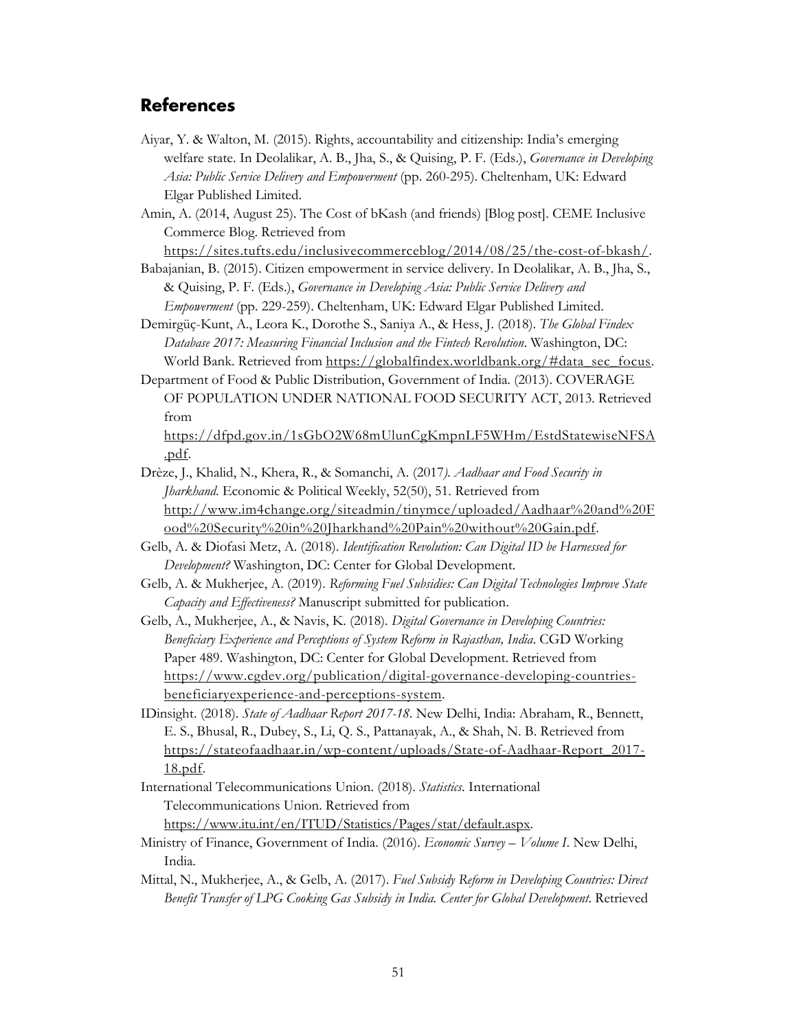## References

Aiyar, Y. & Walton, M. (2015). Rights, accountability and citizenship: India's emerging welfare state. In Deolalikar, A. B., Jha, S., & Quising, P. F. (Eds.), *Governance in Developing Asia: Public Service Delivery and Empowerment* (pp. 260-295). Cheltenham, UK: Edward Elgar Published Limited.

Amin, A. (2014, August 25). The Cost of bKash (and friends) [Blog post]. CEME Inclusive Commerce Blog. Retrieved from https://sites.tufts.edu/inclusivecommerceblog/2014/08/25/the-cost-of-bkash/.

Babajanian, B. (2015). Citizen empowerment in service delivery. In Deolalikar, A. B., Jha, S., & Quising, P. F. (Eds.), *Governance in Developing Asia: Public Service Delivery and Empowerment* (pp. 229-259). Cheltenham, UK: Edward Elgar Published Limited.

Demirgüç-Kunt, A., Leora K., Dorothe S., Saniya A., & Hess, J. (2018). *The Global Findex Database 2017: Measuring Financial Inclusion and the Fintech Revolution*. Washington, DC: World Bank. Retrieved from https://globalfindex.worldbank.org/#data_sec_focus.

Department of Food & Public Distribution, Government of India. (2013). COVERAGE OF POPULATION UNDER NATIONAL FOOD SECURITY ACT, 2013. Retrieved from https://dfpd.gov.in/1sGbO2W68mUlunCgKmpnLF5WHm/EstdStatewiseNFSA.pdf.

Drèze, J., Khalid, N., Khera, R., & Somanchi, A. (2017). *Aadhaar and Food Security in Jharkhand*. Economic & Political Weekly, 52(50), 51. Retrieved from http://www.im4change.org/siteadmin/tinymce/uploaded/Aadhaar%20and%20Food%20Security%20in%20Jharkhand%20Pain%20without%20Gain.pdf.

Gelb, A. & Diofasi Metz, A. (2018). *Identification Revolution: Can Digital ID be Harnessed for Development?* Washington, DC: Center for Global Development.

Gelb, A. & Mukherjee, A. (2019). *Reforming Fuel Subsidies: Can Digital Technologies Improve State Capacity and Effectiveness?* Manuscript submitted for publication.

Gelb, A., Mukherjee, A., & Navis, K. (2018). *Digital Governance in Developing Countries: Beneficiary Experience and Perceptions of System Reform in Rajasthan, India*. CGD Working Paper 489. Washington, DC: Center for Global Development. Retrieved from https://www.cgdev.org/publication/digital-governance-developing-countries-beneficiaryexperience-and-perceptions-system.

IDinsight. (2018). *State of Aadhaar Report 2017-18*. New Delhi, India: Abraham, R., Bennett, E. S., Bhusal, R., Dubey, S., Li, Q. S., Pattanayak, A., & Shah, N. B. Retrieved from https://stateofaadhaar.in/wp-content/uploads/State-of-Aadhaar-Report_2017-18.pdf.

International Telecommunications Union. (2018). *Statistics*. International Telecommunications Union. Retrieved from https://www.itu.int/en/ITUD/Statistics/Pages/stat/default.aspx.

Ministry of Finance, Government of India. (2016). *Economic Survey – Volume I*. New Delhi, India.

Mittal, N., Mukherjee, A., & Gelb, A. (2017). *Fuel Subsidy Reform in Developing Countries: Direct Benefit Transfer of LPG Cooking Gas Subsidy in India. Center for Global Development*. Retrieved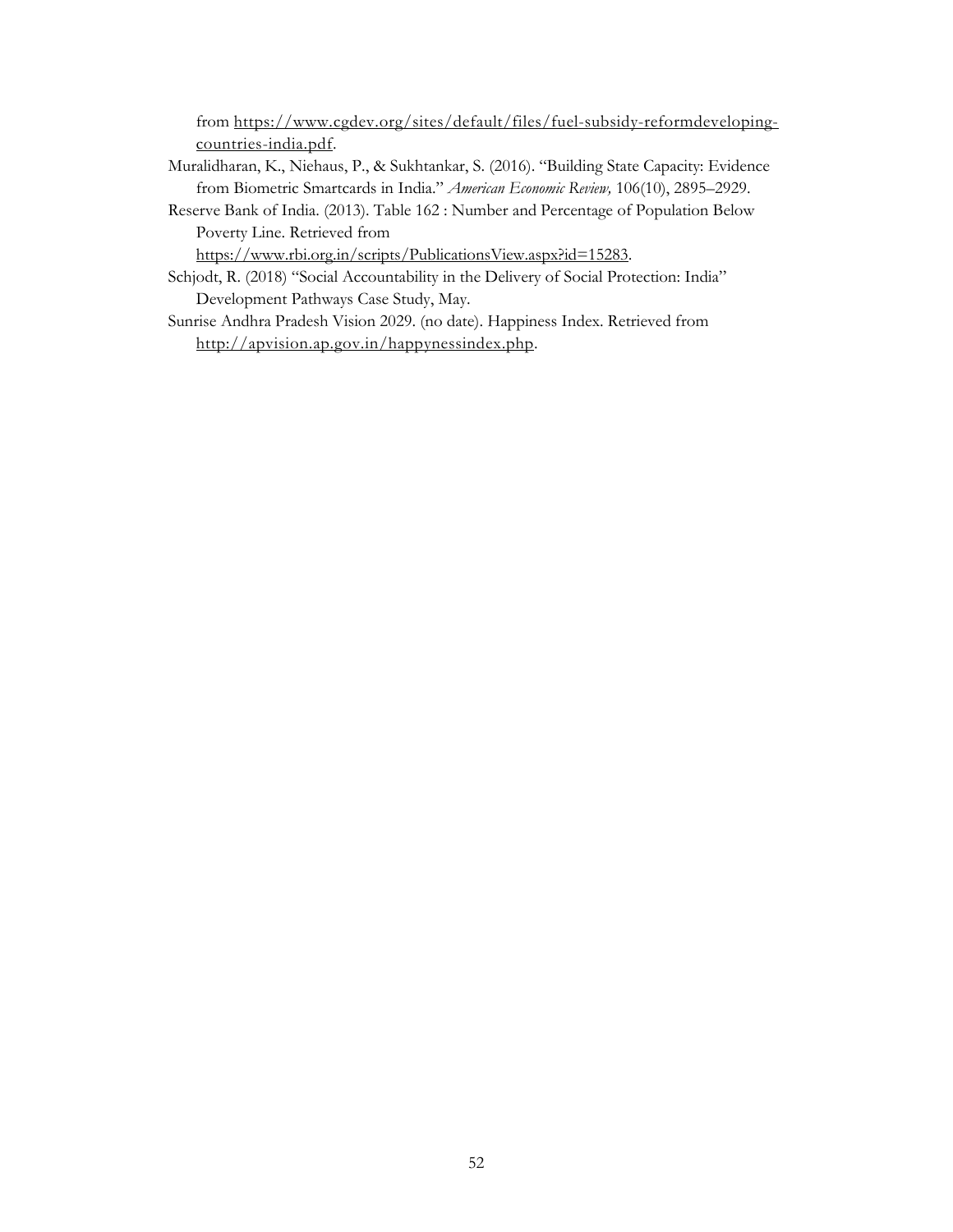from https://www.cgdev.org/sites/default/files/fuel-subsidy-reformdeveloping-countries-india.pdf.

Muralidharan, K., Niehaus, P., & Sukhtankar, S. (2016). "Building State Capacity: Evidence from Biometric Smartcards in India." *American Economic Review,* 106(10), 2895–2929.

Reserve Bank of India. (2013). Table 162 : Number and Percentage of Population Below Poverty Line. Retrieved from https://www.rbi.org.in/scripts/PublicationsView.aspx?id=15283.

Schjodt, R. (2018) "Social Accountability in the Delivery of Social Protection: India" Development Pathways Case Study, May.

Sunrise Andhra Pradesh Vision 2029. (no date). Happiness Index. Retrieved from http://apvision.ap.gov.in/happynessindex.php.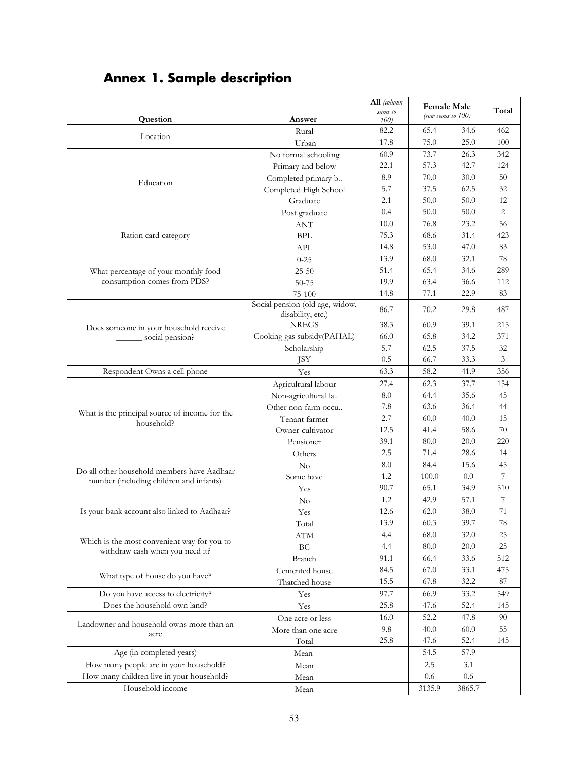## Annex 1. Sample description

| Question | Answer | All *(column sums to 100)* | Female *(row sums to 100)* | Male | Total |
|---|---|---|---|---|---|
| Location | Rural | 82.2 | 65.4 | 34.6 | 462 |
| | Urban | 17.8 | 75.0 | 25.0 | 100 |
| Education | No formal schooling | 60.9 | 73.7 | 26.3 | 342 |
| | Primary and below | 22.1 | 57.3 | 42.7 | 124 |
| | Completed primary b.. | 8.9 | 70.0 | 30.0 | 50 |
| | Completed High School | 5.7 | 37.5 | 62.5 | 32 |
| | Graduate | 2.1 | 50.0 | 50.0 | 12 |
| | Post graduate | 0.4 | 50.0 | 50.0 | 2 |
| Ration card category | ANT | 10.0 | 76.8 | 23.2 | 56 |
| | BPL | 75.3 | 68.6 | 31.4 | 423 |
| | APL | 14.8 | 53.0 | 47.0 | 83 |
| What percentage of your monthly food consumption comes from PDS? | 0-25 | 13.9 | 68.0 | 32.1 | 78 |
| | 25-50 | 51.4 | 65.4 | 34.6 | 289 |
| | 50-75 | 19.9 | 63.4 | 36.6 | 112 |
| | 75-100 | 14.8 | 77.1 | 22.9 | 83 |
| Does someone in your household receive ______ social pension? | Social pension (old age, widow, disability, etc.) | 86.7 | 70.2 | 29.8 | 487 |
| | NREGS | 38.3 | 60.9 | 39.1 | 215 |
| | Cooking gas subsidy(PAHAL) | 66.0 | 65.8 | 34.2 | 371 |
| | Scholarship | 5.7 | 62.5 | 37.5 | 32 |
| | JSY | 0.5 | 66.7 | 33.3 | 3 |
| Respondent Owns a cell phone | Yes | 63.3 | 58.2 | 41.9 | 356 |
| What is the principal source of income for the household? | Agricultural labour | 27.4 | 62.3 | 37.7 | 154 |
| | Non-agricultural la.. | 8.0 | 64.4 | 35.6 | 45 |
| | Other non-farm occu.. | 7.8 | 63.6 | 36.4 | 44 |
| | Tenant farmer | 2.7 | 60.0 | 40.0 | 15 |
| | Owner-cultivator | 12.5 | 41.4 | 58.6 | 70 |
| | Pensioner | 39.1 | 80.0 | 20.0 | 220 |
| | Others | 2.5 | 71.4 | 28.6 | 14 |
| Do all other household members have Aadhaar number (including children and infants) | No | 8.0 | 84.4 | 15.6 | 45 |
| | Some have | 1.2 | 100.0 | 0.0 | 7 |
| | Yes | 90.7 | 65.1 | 34.9 | 510 |
| Is your bank account also linked to Aadhaar? | No | 1.2 | 42.9 | 57.1 | 7 |
| | Yes | 12.6 | 62.0 | 38.0 | 71 |
| | Total | 13.9 | 60.3 | 39.7 | 78 |
| Which is the most convenient way for you to withdraw cash when you need it? | ATM | 4.4 | 68.0 | 32.0 | 25 |
| | BC | 4.4 | 80.0 | 20.0 | 25 |
| | Branch | 91.1 | 66.4 | 33.6 | 512 |
| What type of house do you have? | Cemented house | 84.5 | 67.0 | 33.1 | 475 |
| | Thatched house | 15.5 | 67.8 | 32.2 | 87 |
| Do you have access to electricity? | Yes | 97.7 | 66.9 | 33.2 | 549 |
| Does the household own land? | Yes | 25.8 | 47.6 | 52.4 | 145 |
| Landowner and household owns more than an acre | One acre or less | 16.0 | 52.2 | 47.8 | 90 |
| | More than one acre | 9.8 | 40.0 | 60.0 | 55 |
| | Total | 25.8 | 47.6 | 52.4 | 145 |
| Age (in completed years) | Mean | | 54.5 | 57.9 | |
| How many people are in your household? | Mean | | 2.5 | 3.1 | |
| How many children live in your household? | Mean | | 0.6 | 0.6 | |
| Household income | Mean | | 3135.9 | 3865.7 | |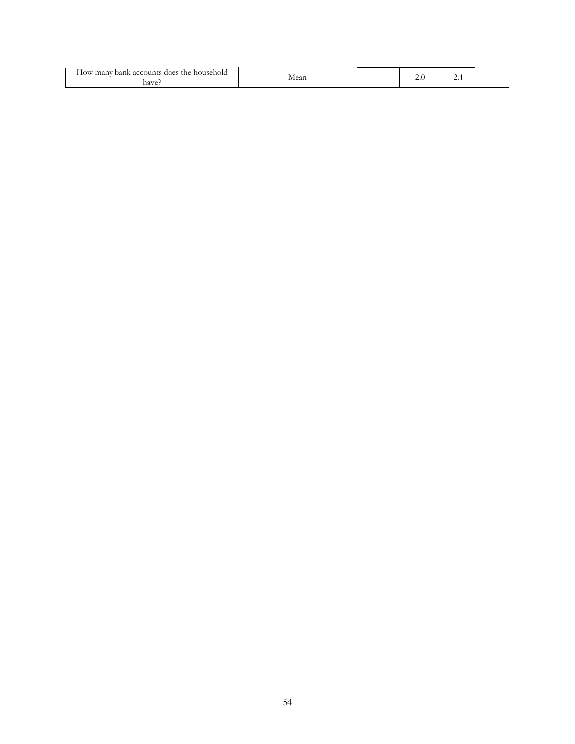| | | | | | |
|---|---|---|---|---|---|
| How many bank accounts does the household have? | Mean | | 2.0 | 2.4 | |